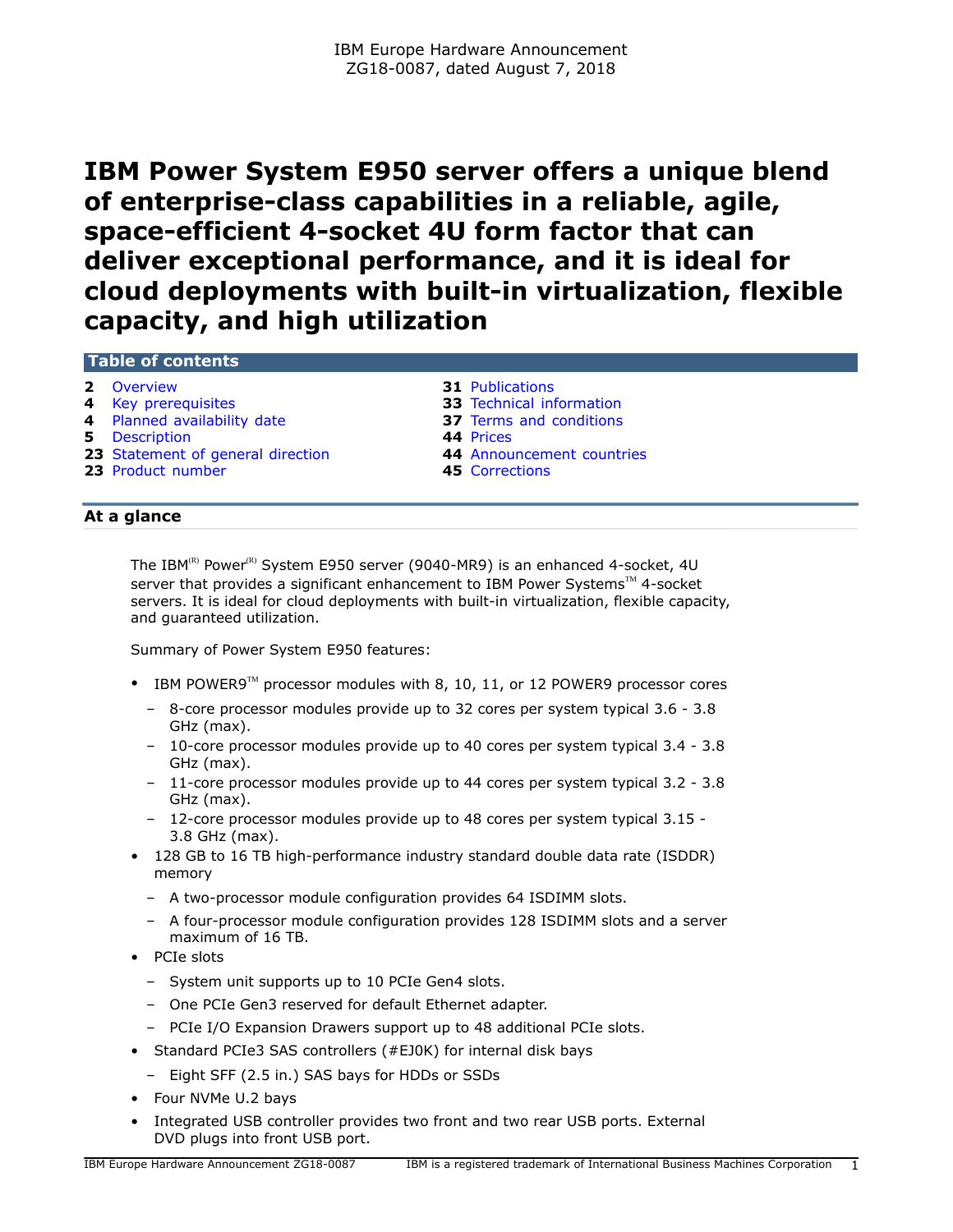IBM Europe Hardware Announcement
ZG18-0087, dated August 7, 2018

# IBM Power System E950 server offers a unique blend of enterprise-class capabilities in a reliable, agile, space-efficient 4-socket 4U form factor that can deliver exceptional performance, and it is ideal for cloud deployments with built-in virtualization, flexible capacity, and high utilization

## Table of contents

| | | | |
|---|---|---|---|
| **2** | Overview | **31** | Publications |
| **4** | Key prerequisites | **33** | Technical information |
| **4** | Planned availability date | **37** | Terms and conditions |
| **5** | Description | **44** | Prices |
| **23** | Statement of general direction | **44** | Announcement countries |
| **23** | Product number | **45** | Corrections |

## At a glance

The IBM(R) Power(R) System E950 server (9040-MR9) is an enhanced 4-socket, 4U server that provides a significant enhancement to IBM Power Systems(TM) 4-socket servers. It is ideal for cloud deployments with built-in virtualization, flexible capacity, and guaranteed utilization.

Summary of Power System E950 features:

- IBM POWER9(TM) processor modules with 8, 10, 11, or 12 POWER9 processor cores
  - 8-core processor modules provide up to 32 cores per system typical 3.6 - 3.8 GHz (max).
  - 10-core processor modules provide up to 40 cores per system typical 3.4 - 3.8 GHz (max).
  - 11-core processor modules provide up to 44 cores per system typical 3.2 - 3.8 GHz (max).
  - 12-core processor modules provide up to 48 cores per system typical 3.15 - 3.8 GHz (max).
- 128 GB to 16 TB high-performance industry standard double data rate (ISDDR) memory
  - A two-processor module configuration provides 64 ISDIMM slots.
  - A four-processor module configuration provides 128 ISDIMM slots and a server maximum of 16 TB.
- PCIe slots
  - System unit supports up to 10 PCIe Gen4 slots.
  - One PCIe Gen3 reserved for default Ethernet adapter.
  - PCIe I/O Expansion Drawers support up to 48 additional PCIe slots.
- Standard PCIe3 SAS controllers (#EJ0K) for internal disk bays
  - Eight SFF (2.5 in.) SAS bays for HDDs or SSDs
- Four NVMe U.2 bays
- Integrated USB controller provides two front and two rear USB ports. External DVD plugs into front USB port.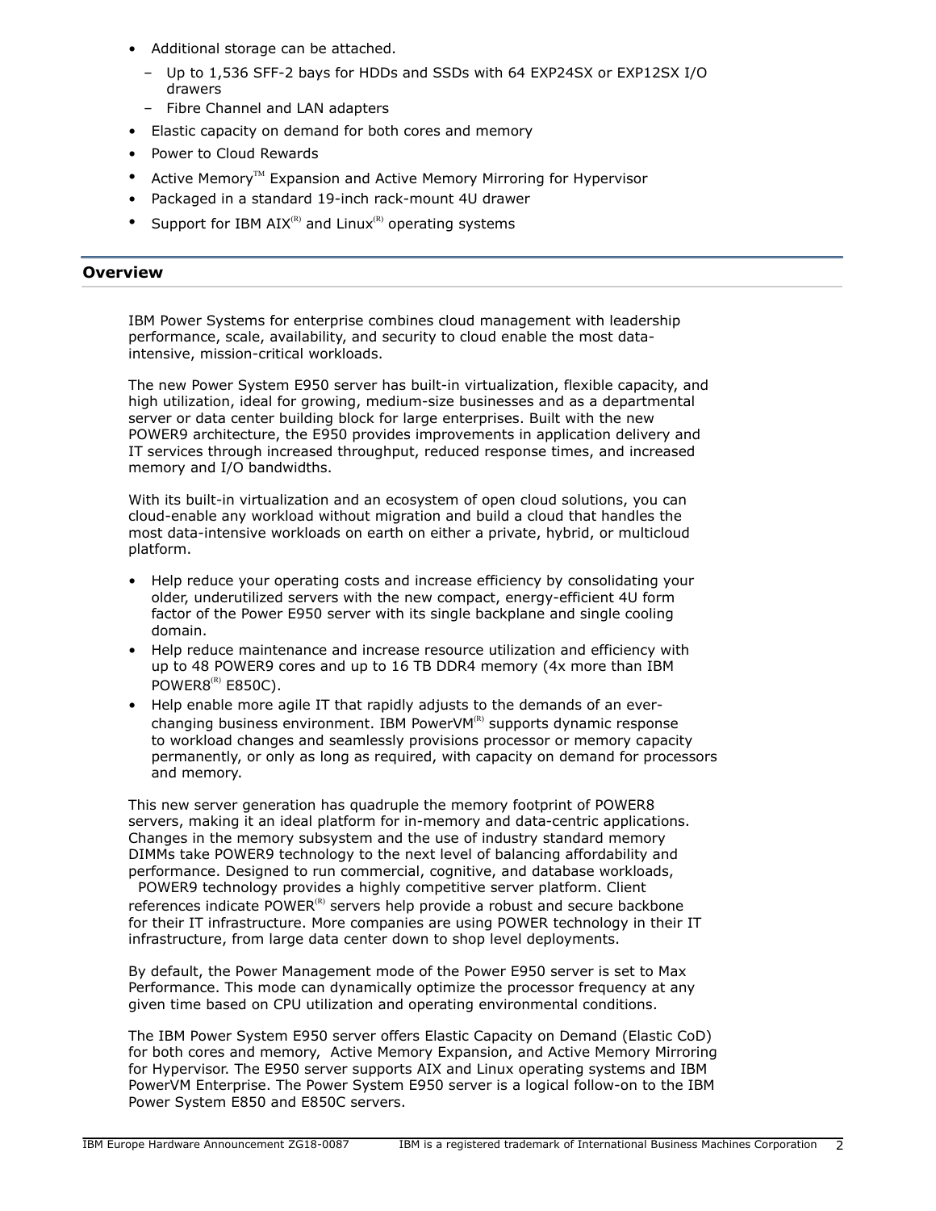- Additional storage can be attached.
  - Up to 1,536 SFF-2 bays for HDDs and SSDs with 64 EXP24SX or EXP12SX I/O drawers
  - Fibre Channel and LAN adapters
- Elastic capacity on demand for both cores and memory
- Power to Cloud Rewards
- Active Memory(TM) Expansion and Active Memory Mirroring for Hypervisor
- Packaged in a standard 19-inch rack-mount 4U drawer
- Support for IBM AIX(R) and Linux(R) operating systems

## Overview

IBM Power Systems for enterprise combines cloud management with leadership performance, scale, availability, and security to cloud enable the most data-intensive, mission-critical workloads.

The new Power System E950 server has built-in virtualization, flexible capacity, and high utilization, ideal for growing, medium-size businesses and as a departmental server or data center building block for large enterprises. Built with the new POWER9 architecture, the E950 provides improvements in application delivery and IT services through increased throughput, reduced response times, and increased memory and I/O bandwidths.

With its built-in virtualization and an ecosystem of open cloud solutions, you can cloud-enable any workload without migration and build a cloud that handles the most data-intensive workloads on earth on either a private, hybrid, or multicloud platform.

- Help reduce your operating costs and increase efficiency by consolidating your older, underutilized servers with the new compact, energy-efficient 4U form factor of the Power E950 server with its single backplane and single cooling domain.
- Help reduce maintenance and increase resource utilization and efficiency with up to 48 POWER9 cores and up to 16 TB DDR4 memory (4x more than IBM POWER8(R) E850C).
- Help enable more agile IT that rapidly adjusts to the demands of an ever-changing business environment. IBM PowerVM(R) supports dynamic response to workload changes and seamlessly provisions processor or memory capacity permanently, or only as long as required, with capacity on demand for processors and memory.

This new server generation has quadruple the memory footprint of POWER8 servers, making it an ideal platform for in-memory and data-centric applications. Changes in the memory subsystem and the use of industry standard memory DIMMs take POWER9 technology to the next level of balancing affordability and performance. Designed to run commercial, cognitive, and database workloads, POWER9 technology provides a highly competitive server platform. Client references indicate POWER(R) servers help provide a robust and secure backbone for their IT infrastructure. More companies are using POWER technology in their IT infrastructure, from large data center down to shop level deployments.

By default, the Power Management mode of the Power E950 server is set to Max Performance. This mode can dynamically optimize the processor frequency at any given time based on CPU utilization and operating environmental conditions.

The IBM Power System E950 server offers Elastic Capacity on Demand (Elastic CoD) for both cores and memory, Active Memory Expansion, and Active Memory Mirroring for Hypervisor. The E950 server supports AIX and Linux operating systems and IBM PowerVM Enterprise. The Power System E950 server is a logical follow-on to the IBM Power System E850 and E850C servers.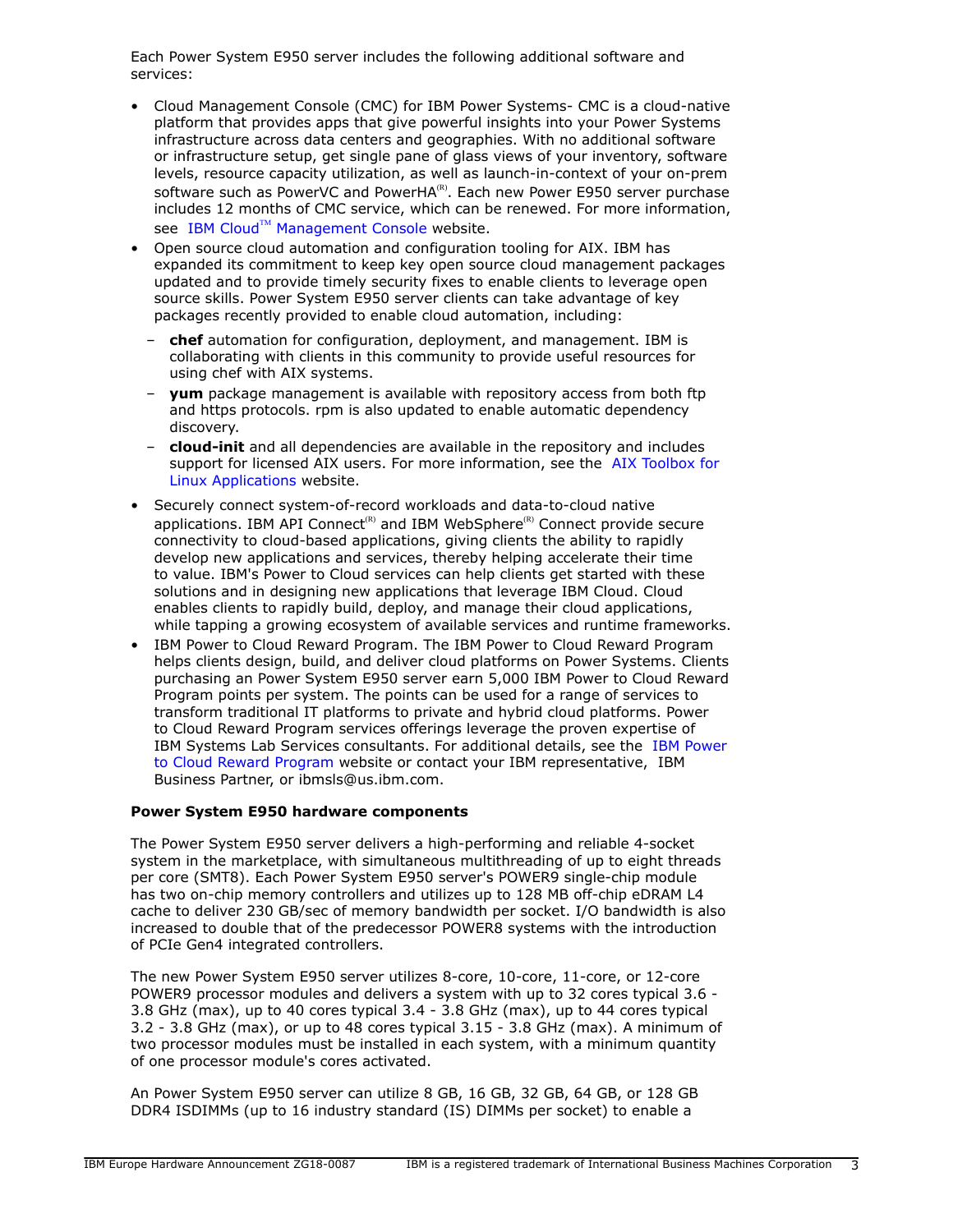Each Power System E950 server includes the following additional software and services:

- Cloud Management Console (CMC) for IBM Power Systems- CMC is a cloud-native platform that provides apps that give powerful insights into your Power Systems infrastructure across data centers and geographies. With no additional software or infrastructure setup, get single pane of glass views of your inventory, software levels, resource capacity utilization, as well as launch-in-context of your on-prem software such as PowerVC and PowerHA(R). Each new Power E950 server purchase includes 12 months of CMC service, which can be renewed. For more information, see IBM Cloud(TM) Management Console website.
- Open source cloud automation and configuration tooling for AIX. IBM has expanded its commitment to keep key open source cloud management packages updated and to provide timely security fixes to enable clients to leverage open source skills. Power System E950 server clients can take advantage of key packages recently provided to enable cloud automation, including:
  - **chef** automation for configuration, deployment, and management. IBM is collaborating with clients in this community to provide useful resources for using chef with AIX systems.
  - **yum** package management is available with repository access from both ftp and https protocols. rpm is also updated to enable automatic dependency discovery.
  - **cloud-init** and all dependencies are available in the repository and includes support for licensed AIX users. For more information, see the AIX Toolbox for Linux Applications website.
- Securely connect system-of-record workloads and data-to-cloud native applications. IBM API Connect(R) and IBM WebSphere(R) Connect provide secure connectivity to cloud-based applications, giving clients the ability to rapidly develop new applications and services, thereby helping accelerate their time to value. IBM's Power to Cloud services can help clients get started with these solutions and in designing new applications that leverage IBM Cloud. Cloud enables clients to rapidly build, deploy, and manage their cloud applications, while tapping a growing ecosystem of available services and runtime frameworks.
- IBM Power to Cloud Reward Program. The IBM Power to Cloud Reward Program helps clients design, build, and deliver cloud platforms on Power Systems. Clients purchasing an Power System E950 server earn 5,000 IBM Power to Cloud Reward Program points per system. The points can be used for a range of services to transform traditional IT platforms to private and hybrid cloud platforms. Power to Cloud Reward Program services offerings leverage the proven expertise of IBM Systems Lab Services consultants. For additional details, see the IBM Power to Cloud Reward Program website or contact your IBM representative, IBM Business Partner, or ibmsls@us.ibm.com.

**Power System E950 hardware components**

The Power System E950 server delivers a high-performing and reliable 4-socket system in the marketplace, with simultaneous multithreading of up to eight threads per core (SMT8). Each Power System E950 server's POWER9 single-chip module has two on-chip memory controllers and utilizes up to 128 MB off-chip eDRAM L4 cache to deliver 230 GB/sec of memory bandwidth per socket. I/O bandwidth is also increased to double that of the predecessor POWER8 systems with the introduction of PCIe Gen4 integrated controllers.

The new Power System E950 server utilizes 8-core, 10-core, 11-core, or 12-core POWER9 processor modules and delivers a system with up to 32 cores typical 3.6 - 3.8 GHz (max), up to 40 cores typical 3.4 - 3.8 GHz (max), up to 44 cores typical 3.2 - 3.8 GHz (max), or up to 48 cores typical 3.15 - 3.8 GHz (max). A minimum of two processor modules must be installed in each system, with a minimum quantity of one processor module's cores activated.

An Power System E950 server can utilize 8 GB, 16 GB, 32 GB, 64 GB, or 128 GB DDR4 ISDIMMs (up to 16 industry standard (IS) DIMMs per socket) to enable a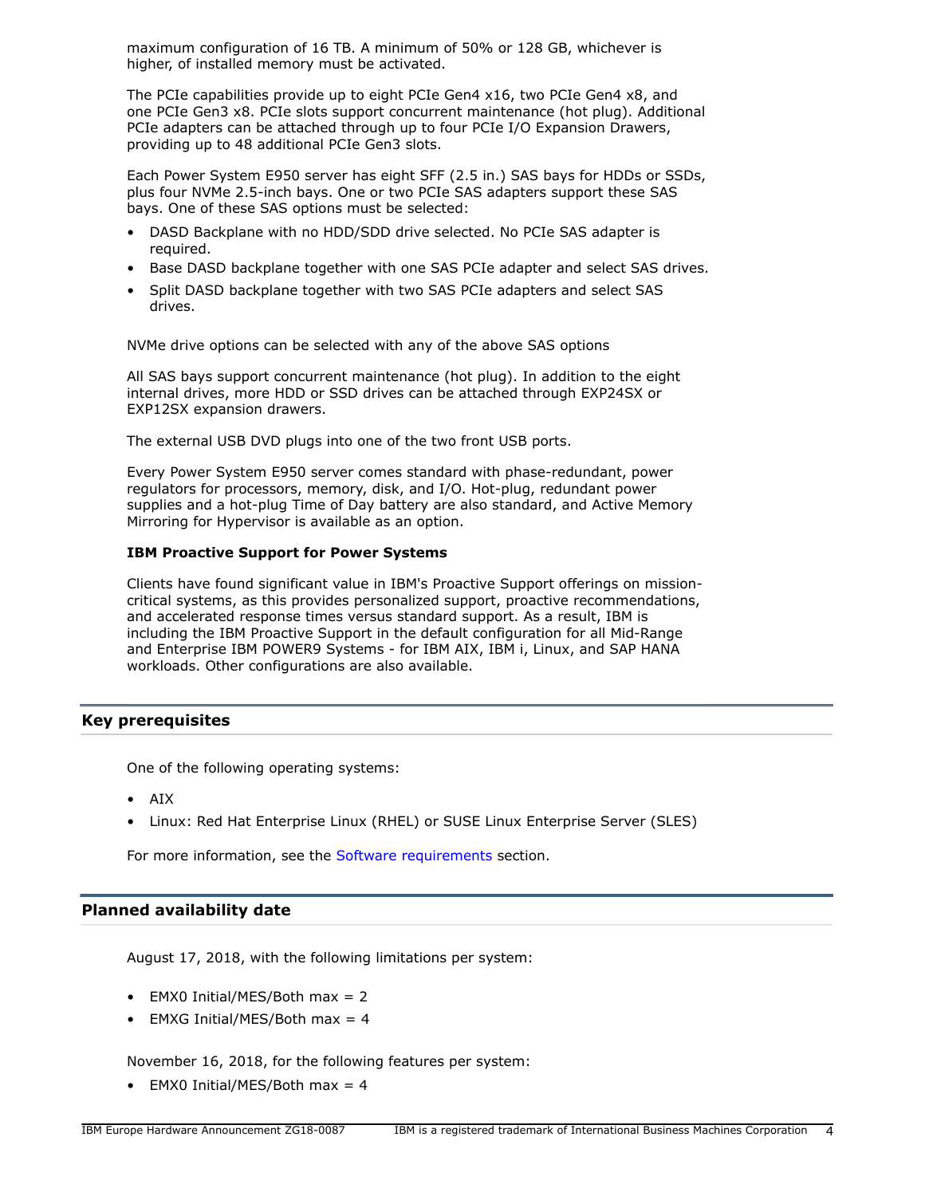maximum configuration of 16 TB. A minimum of 50% or 128 GB, whichever is higher, of installed memory must be activated.

The PCIe capabilities provide up to eight PCIe Gen4 x16, two PCIe Gen4 x8, and one PCIe Gen3 x8. PCIe slots support concurrent maintenance (hot plug). Additional PCIe adapters can be attached through up to four PCIe I/O Expansion Drawers, providing up to 48 additional PCIe Gen3 slots.

Each Power System E950 server has eight SFF (2.5 in.) SAS bays for HDDs or SSDs, plus four NVMe 2.5-inch bays. One or two PCIe SAS adapters support these SAS bays. One of these SAS options must be selected:

- DASD Backplane with no HDD/SDD drive selected. No PCIe SAS adapter is required.
- Base DASD backplane together with one SAS PCIe adapter and select SAS drives.
- Split DASD backplane together with two SAS PCIe adapters and select SAS drives.

NVMe drive options can be selected with any of the above SAS options

All SAS bays support concurrent maintenance (hot plug). In addition to the eight internal drives, more HDD or SSD drives can be attached through EXP24SX or EXP12SX expansion drawers.

The external USB DVD plugs into one of the two front USB ports.

Every Power System E950 server comes standard with phase-redundant, power regulators for processors, memory, disk, and I/O. Hot-plug, redundant power supplies and a hot-plug Time of Day battery are also standard, and Active Memory Mirroring for Hypervisor is available as an option.

**IBM Proactive Support for Power Systems**

Clients have found significant value in IBM's Proactive Support offerings on mission-critical systems, as this provides personalized support, proactive recommendations, and accelerated response times versus standard support. As a result, IBM is including the IBM Proactive Support in the default configuration for all Mid-Range and Enterprise IBM POWER9 Systems - for IBM AIX, IBM i, Linux, and SAP HANA workloads. Other configurations are also available.

## Key prerequisites

One of the following operating systems:

- AIX
- Linux: Red Hat Enterprise Linux (RHEL) or SUSE Linux Enterprise Server (SLES)

For more information, see the Software requirements section.

## Planned availability date

August 17, 2018, with the following limitations per system:

- EMX0 Initial/MES/Both max = 2
- EMXG Initial/MES/Both max = 4

November 16, 2018, for the following features per system:

- EMX0 Initial/MES/Both max = 4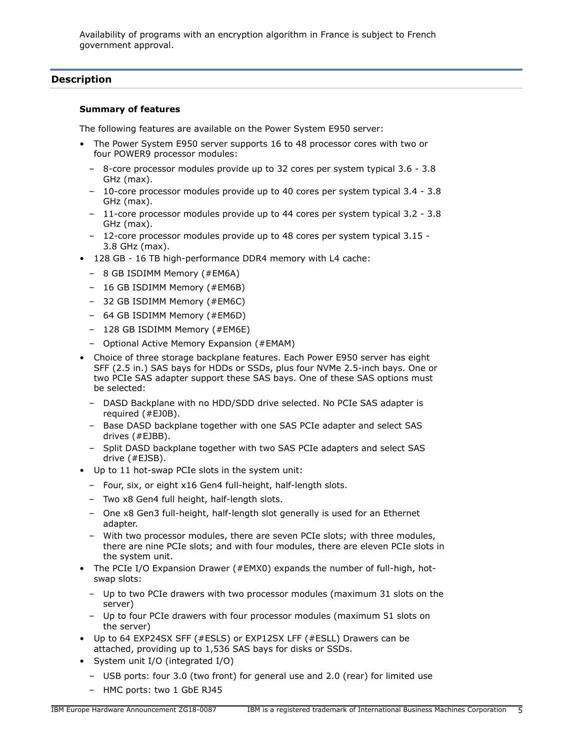Availability of programs with an encryption algorithm in France is subject to French government approval.

## Description

### Summary of features

The following features are available on the Power System E950 server:

- The Power System E950 server supports 16 to 48 processor cores with two or four POWER9 processor modules:
  - 8-core processor modules provide up to 32 cores per system typical 3.6 - 3.8 GHz (max).
  - 10-core processor modules provide up to 40 cores per system typical 3.4 - 3.8 GHz (max).
  - 11-core processor modules provide up to 44 cores per system typical 3.2 - 3.8 GHz (max).
  - 12-core processor modules provide up to 48 cores per system typical 3.15 - 3.8 GHz (max).
- 128 GB - 16 TB high-performance DDR4 memory with L4 cache:
  - 8 GB ISDIMM Memory (#EM6A)
  - 16 GB ISDIMM Memory (#EM6B)
  - 32 GB ISDIMM Memory (#EM6C)
  - 64 GB ISDIMM Memory (#EM6D)
  - 128 GB ISDIMM Memory (#EM6E)
  - Optional Active Memory Expansion (#EMAM)
- Choice of three storage backplane features. Each Power E950 server has eight SFF (2.5 in.) SAS bays for HDDs or SSDs, plus four NVMe 2.5-inch bays. One or two PCIe SAS adapter support these SAS bays. One of these SAS options must be selected:
  - DASD Backplane with no HDD/SDD drive selected. No PCIe SAS adapter is required (#EJ0B).
  - Base DASD backplane together with one SAS PCIe adapter and select SAS drives (#EJBB).
  - Split DASD backplane together with two SAS PCIe adapters and select SAS drive (#EJSB).
- Up to 11 hot-swap PCIe slots in the system unit:
  - Four, six, or eight x16 Gen4 full-height, half-length slots.
  - Two x8 Gen4 full height, half-length slots.
  - One x8 Gen3 full-height, half-length slot generally is used for an Ethernet adapter.
  - With two processor modules, there are seven PCIe slots; with three modules, there are nine PCIe slots; and with four modules, there are eleven PCIe slots in the system unit.
- The PCIe I/O Expansion Drawer (#EMX0) expands the number of full-high, hot-swap slots:
  - Up to two PCIe drawers with two processor modules (maximum 31 slots on the server)
  - Up to four PCIe drawers with four processor modules (maximum 51 slots on the server)
- Up to 64 EXP24SX SFF (#ESLS) or EXP12SX LFF (#ESLL) Drawers can be attached, providing up to 1,536 SAS bays for disks or SSDs.
- System unit I/O (integrated I/O)
  - USB ports: four 3.0 (two front) for general use and 2.0 (rear) for limited use
  - HMC ports: two 1 GbE RJ45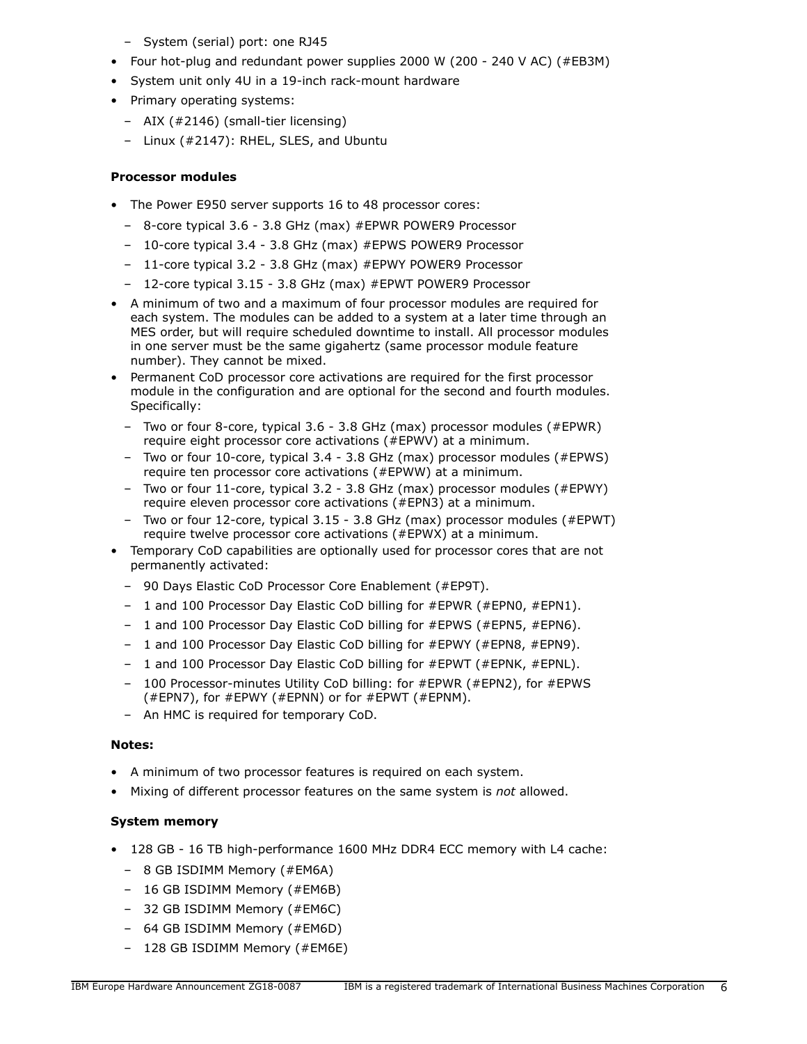- System (serial) port: one RJ45
- Four hot-plug and redundant power supplies 2000 W (200 - 240 V AC) (#EB3M)
- System unit only 4U in a 19-inch rack-mount hardware
- Primary operating systems:
  - AIX (#2146) (small-tier licensing)
  - Linux (#2147): RHEL, SLES, and Ubuntu

**Processor modules**

- The Power E950 server supports 16 to 48 processor cores:
  - 8-core typical 3.6 - 3.8 GHz (max) #EPWR POWER9 Processor
  - 10-core typical 3.4 - 3.8 GHz (max) #EPWS POWER9 Processor
  - 11-core typical 3.2 - 3.8 GHz (max) #EPWY POWER9 Processor
  - 12-core typical 3.15 - 3.8 GHz (max) #EPWT POWER9 Processor
- A minimum of two and a maximum of four processor modules are required for each system. The modules can be added to a system at a later time through an MES order, but will require scheduled downtime to install. All processor modules in one server must be the same gigahertz (same processor module feature number). They cannot be mixed.
- Permanent CoD processor core activations are required for the first processor module in the configuration and are optional for the second and fourth modules. Specifically:
  - Two or four 8-core, typical 3.6 - 3.8 GHz (max) processor modules (#EPWR) require eight processor core activations (#EPWV) at a minimum.
  - Two or four 10-core, typical 3.4 - 3.8 GHz (max) processor modules (#EPWS) require ten processor core activations (#EPWW) at a minimum.
  - Two or four 11-core, typical 3.2 - 3.8 GHz (max) processor modules (#EPWY) require eleven processor core activations (#EPN3) at a minimum.
  - Two or four 12-core, typical 3.15 - 3.8 GHz (max) processor modules (#EPWT) require twelve processor core activations (#EPWX) at a minimum.
- Temporary CoD capabilities are optionally used for processor cores that are not permanently activated:
  - 90 Days Elastic CoD Processor Core Enablement (#EP9T).
  - 1 and 100 Processor Day Elastic CoD billing for #EPWR (#EPN0, #EPN1).
  - 1 and 100 Processor Day Elastic CoD billing for #EPWS (#EPN5, #EPN6).
  - 1 and 100 Processor Day Elastic CoD billing for #EPWY (#EPN8, #EPN9).
  - 1 and 100 Processor Day Elastic CoD billing for #EPWT (#EPNK, #EPNL).
  - 100 Processor-minutes Utility CoD billing: for #EPWR (#EPN2), for #EPWS (#EPN7), for #EPWY (#EPNN) or for #EPWT (#EPNM).
  - An HMC is required for temporary CoD.

**Notes:**

- A minimum of two processor features is required on each system.
- Mixing of different processor features on the same system is *not* allowed.

**System memory**

- 128 GB - 16 TB high-performance 1600 MHz DDR4 ECC memory with L4 cache:
  - 8 GB ISDIMM Memory (#EM6A)
  - 16 GB ISDIMM Memory (#EM6B)
  - 32 GB ISDIMM Memory (#EM6C)
  - 64 GB ISDIMM Memory (#EM6D)
  - 128 GB ISDIMM Memory (#EM6E)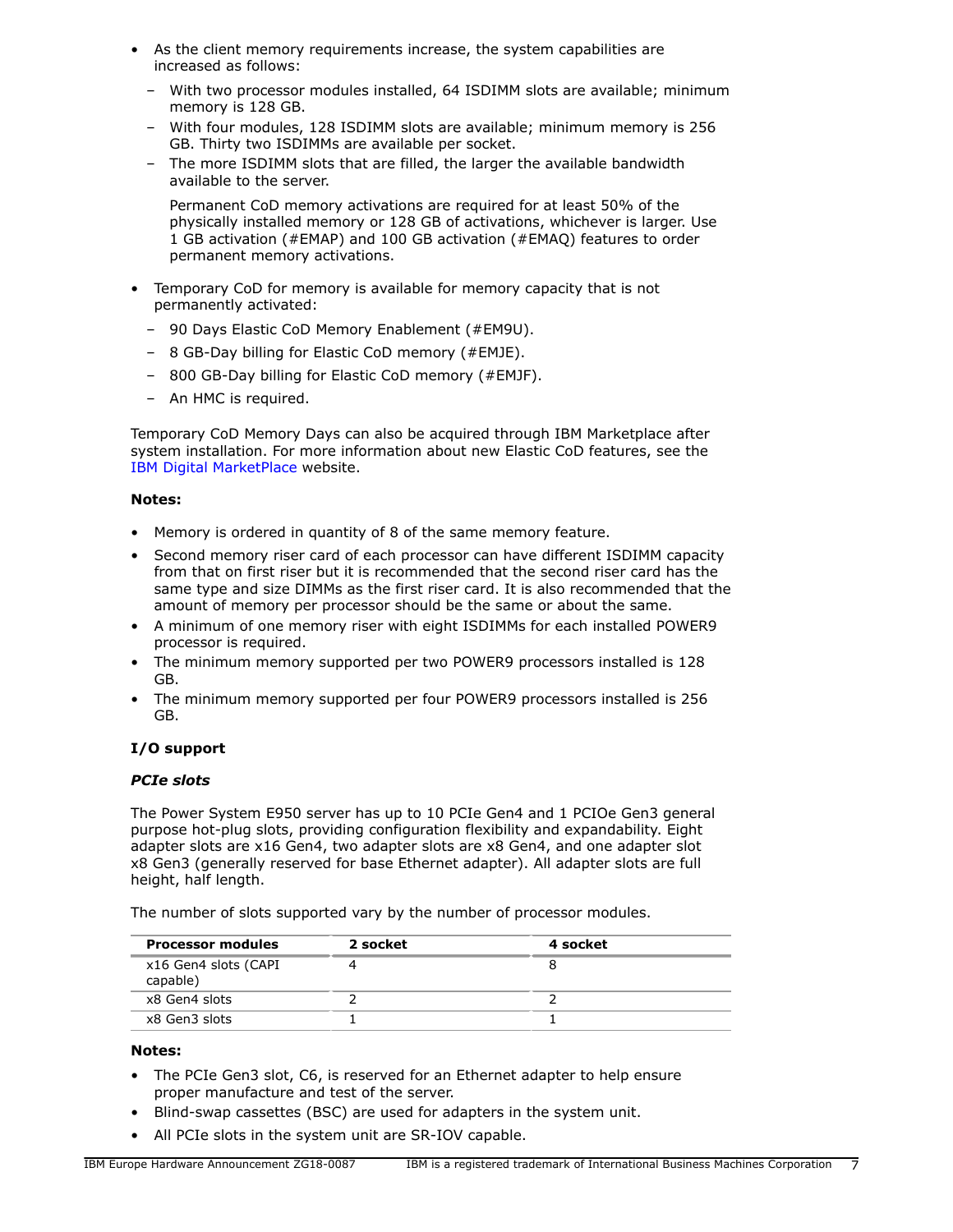- As the client memory requirements increase, the system capabilities are increased as follows:
  - With two processor modules installed, 64 ISDIMM slots are available; minimum memory is 128 GB.
  - With four modules, 128 ISDIMM slots are available; minimum memory is 256 GB. Thirty two ISDIMMs are available per socket.
  - The more ISDIMM slots that are filled, the larger the available bandwidth available to the server.

    Permanent CoD memory activations are required for at least 50% of the physically installed memory or 128 GB of activations, whichever is larger. Use 1 GB activation (#EMAP) and 100 GB activation (#EMAQ) features to order permanent memory activations.

- Temporary CoD for memory is available for memory capacity that is not permanently activated:
  - 90 Days Elastic CoD Memory Enablement (#EM9U).
  - 8 GB-Day billing for Elastic CoD memory (#EMJE).
  - 800 GB-Day billing for Elastic CoD memory (#EMJF).
  - An HMC is required.

Temporary CoD Memory Days can also be acquired through IBM Marketplace after system installation. For more information about new Elastic CoD features, see the IBM Digital MarketPlace website.

**Notes:**

- Memory is ordered in quantity of 8 of the same memory feature.
- Second memory riser card of each processor can have different ISDIMM capacity from that on first riser but it is recommended that the second riser card has the same type and size DIMMs as the first riser card. It is also recommended that the amount of memory per processor should be the same or about the same.
- A minimum of one memory riser with eight ISDIMMs for each installed POWER9 processor is required.
- The minimum memory supported per two POWER9 processors installed is 128 GB.
- The minimum memory supported per four POWER9 processors installed is 256 GB.

**I/O support**

***PCIe slots***

The Power System E950 server has up to 10 PCIe Gen4 and 1 PCIOe Gen3 general purpose hot-plug slots, providing configuration flexibility and expandability. Eight adapter slots are x16 Gen4, two adapter slots are x8 Gen4, and one adapter slot x8 Gen3 (generally reserved for base Ethernet adapter). All adapter slots are full height, half length.

The number of slots supported vary by the number of processor modules.

| Processor modules | 2 socket | 4 socket |
|---|---|---|
| x16 Gen4 slots (CAPI capable) | 4 | 8 |
| x8 Gen4 slots | 2 | 2 |
| x8 Gen3 slots | 1 | 1 |

**Notes:**

- The PCIe Gen3 slot, C6, is reserved for an Ethernet adapter to help ensure proper manufacture and test of the server.
- Blind-swap cassettes (BSC) are used for adapters in the system unit.
- All PCIe slots in the system unit are SR-IOV capable.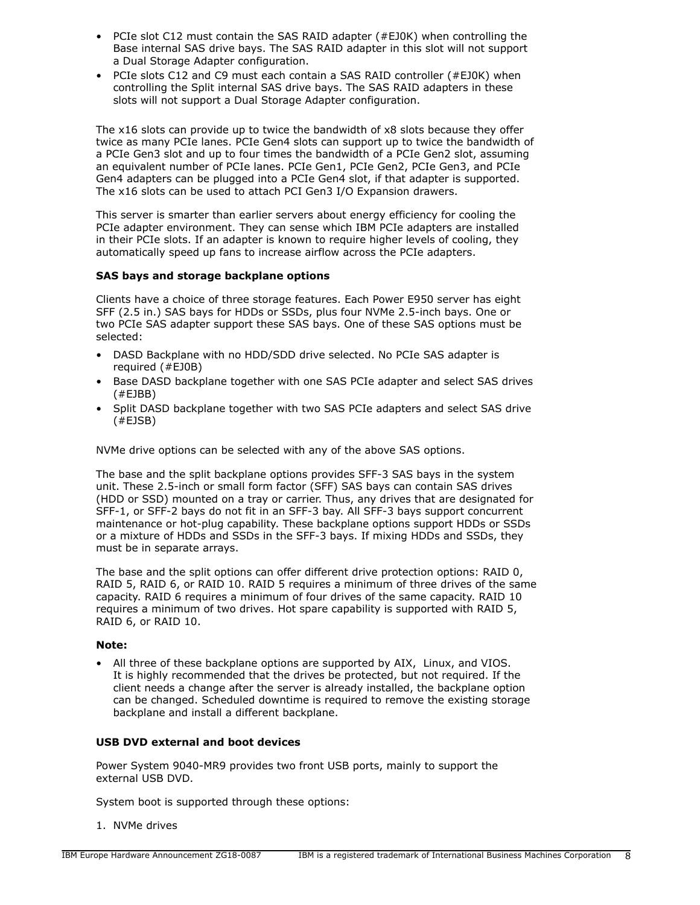- PCIe slot C12 must contain the SAS RAID adapter (#EJ0K) when controlling the Base internal SAS drive bays. The SAS RAID adapter in this slot will not support a Dual Storage Adapter configuration.
- PCIe slots C12 and C9 must each contain a SAS RAID controller (#EJ0K) when controlling the Split internal SAS drive bays. The SAS RAID adapters in these slots will not support a Dual Storage Adapter configuration.

The x16 slots can provide up to twice the bandwidth of x8 slots because they offer twice as many PCIe lanes. PCIe Gen4 slots can support up to twice the bandwidth of a PCIe Gen3 slot and up to four times the bandwidth of a PCIe Gen2 slot, assuming an equivalent number of PCIe lanes. PCIe Gen1, PCIe Gen2, PCIe Gen3, and PCIe Gen4 adapters can be plugged into a PCIe Gen4 slot, if that adapter is supported. The x16 slots can be used to attach PCI Gen3 I/O Expansion drawers.

This server is smarter than earlier servers about energy efficiency for cooling the PCIe adapter environment. They can sense which IBM PCIe adapters are installed in their PCIe slots. If an adapter is known to require higher levels of cooling, they automatically speed up fans to increase airflow across the PCIe adapters.

**SAS bays and storage backplane options**

Clients have a choice of three storage features. Each Power E950 server has eight SFF (2.5 in.) SAS bays for HDDs or SSDs, plus four NVMe 2.5-inch bays. One or two PCIe SAS adapter support these SAS bays. One of these SAS options must be selected:

- DASD Backplane with no HDD/SDD drive selected. No PCIe SAS adapter is required (#EJ0B)
- Base DASD backplane together with one SAS PCIe adapter and select SAS drives (#EJBB)
- Split DASD backplane together with two SAS PCIe adapters and select SAS drive (#EJSB)

NVMe drive options can be selected with any of the above SAS options.

The base and the split backplane options provides SFF-3 SAS bays in the system unit. These 2.5-inch or small form factor (SFF) SAS bays can contain SAS drives (HDD or SSD) mounted on a tray or carrier. Thus, any drives that are designated for SFF-1, or SFF-2 bays do not fit in an SFF-3 bay. All SFF-3 bays support concurrent maintenance or hot-plug capability. These backplane options support HDDs or SSDs or a mixture of HDDs and SSDs in the SFF-3 bays. If mixing HDDs and SSDs, they must be in separate arrays.

The base and the split options can offer different drive protection options: RAID 0, RAID 5, RAID 6, or RAID 10. RAID 5 requires a minimum of three drives of the same capacity. RAID 6 requires a minimum of four drives of the same capacity. RAID 10 requires a minimum of two drives. Hot spare capability is supported with RAID 5, RAID 6, or RAID 10.

**Note:**

- All three of these backplane options are supported by AIX, Linux, and VIOS. It is highly recommended that the drives be protected, but not required. If the client needs a change after the server is already installed, the backplane option can be changed. Scheduled downtime is required to remove the existing storage backplane and install a different backplane.

**USB DVD external and boot devices**

Power System 9040-MR9 provides two front USB ports, mainly to support the external USB DVD.

System boot is supported through these options:

1. NVMe drives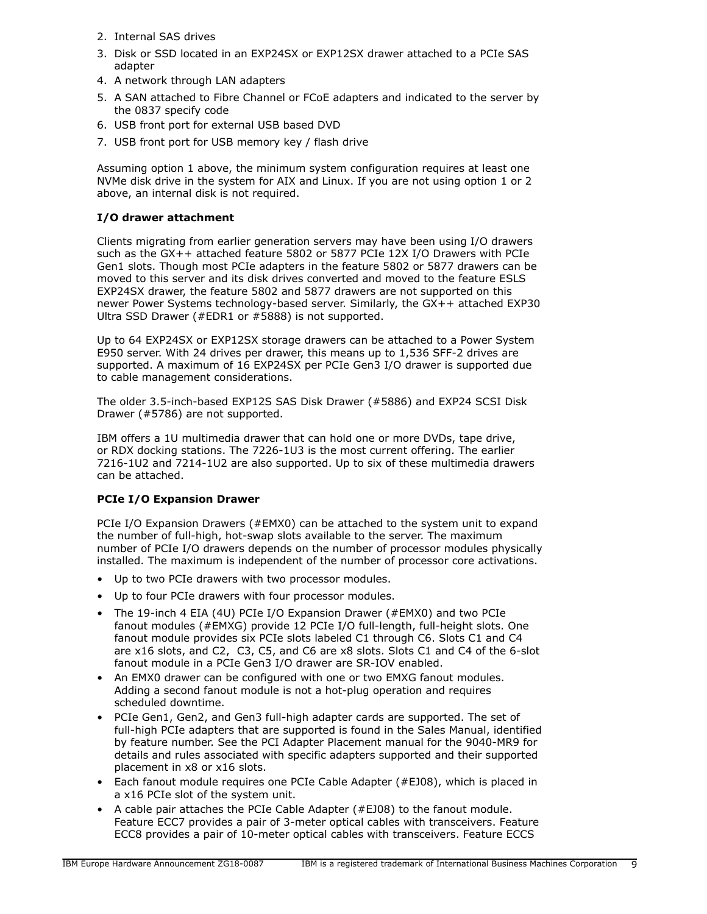2. Internal SAS drives
3. Disk or SSD located in an EXP24SX or EXP12SX drawer attached to a PCIe SAS adapter
4. A network through LAN adapters
5. A SAN attached to Fibre Channel or FCoE adapters and indicated to the server by the 0837 specify code
6. USB front port for external USB based DVD
7. USB front port for USB memory key / flash drive

Assuming option 1 above, the minimum system configuration requires at least one NVMe disk drive in the system for AIX and Linux. If you are not using option 1 or 2 above, an internal disk is not required.

**I/O drawer attachment**

Clients migrating from earlier generation servers may have been using I/O drawers such as the GX++ attached feature 5802 or 5877 PCIe 12X I/O Drawers with PCIe Gen1 slots. Though most PCIe adapters in the feature 5802 or 5877 drawers can be moved to this server and its disk drives converted and moved to the feature ESLS EXP24SX drawer, the feature 5802 and 5877 drawers are not supported on this newer Power Systems technology-based server. Similarly, the GX++ attached EXP30 Ultra SSD Drawer (#EDR1 or #5888) is not supported.

Up to 64 EXP24SX or EXP12SX storage drawers can be attached to a Power System E950 server. With 24 drives per drawer, this means up to 1,536 SFF-2 drives are supported. A maximum of 16 EXP24SX per PCIe Gen3 I/O drawer is supported due to cable management considerations.

The older 3.5-inch-based EXP12S SAS Disk Drawer (#5886) and EXP24 SCSI Disk Drawer (#5786) are not supported.

IBM offers a 1U multimedia drawer that can hold one or more DVDs, tape drive, or RDX docking stations. The 7226-1U3 is the most current offering. The earlier 7216-1U2 and 7214-1U2 are also supported. Up to six of these multimedia drawers can be attached.

**PCIe I/O Expansion Drawer**

PCIe I/O Expansion Drawers (#EMX0) can be attached to the system unit to expand the number of full-high, hot-swap slots available to the server. The maximum number of PCIe I/O drawers depends on the number of processor modules physically installed. The maximum is independent of the number of processor core activations.

- Up to two PCIe drawers with two processor modules.
- Up to four PCIe drawers with four processor modules.
- The 19-inch 4 EIA (4U) PCIe I/O Expansion Drawer (#EMX0) and two PCIe fanout modules (#EMXG) provide 12 PCIe I/O full-length, full-height slots. One fanout module provides six PCIe slots labeled C1 through C6. Slots C1 and C4 are x16 slots, and C2, C3, C5, and C6 are x8 slots. Slots C1 and C4 of the 6-slot fanout module in a PCIe Gen3 I/O drawer are SR-IOV enabled.
- An EMX0 drawer can be configured with one or two EMXG fanout modules. Adding a second fanout module is not a hot-plug operation and requires scheduled downtime.
- PCIe Gen1, Gen2, and Gen3 full-high adapter cards are supported. The set of full-high PCIe adapters that are supported is found in the Sales Manual, identified by feature number. See the PCI Adapter Placement manual for the 9040-MR9 for details and rules associated with specific adapters supported and their supported placement in x8 or x16 slots.
- Each fanout module requires one PCIe Cable Adapter (#EJ08), which is placed in a x16 PCIe slot of the system unit.
- A cable pair attaches the PCIe Cable Adapter (#EJ08) to the fanout module. Feature ECC7 provides a pair of 3-meter optical cables with transceivers. Feature ECC8 provides a pair of 10-meter optical cables with transceivers. Feature ECCS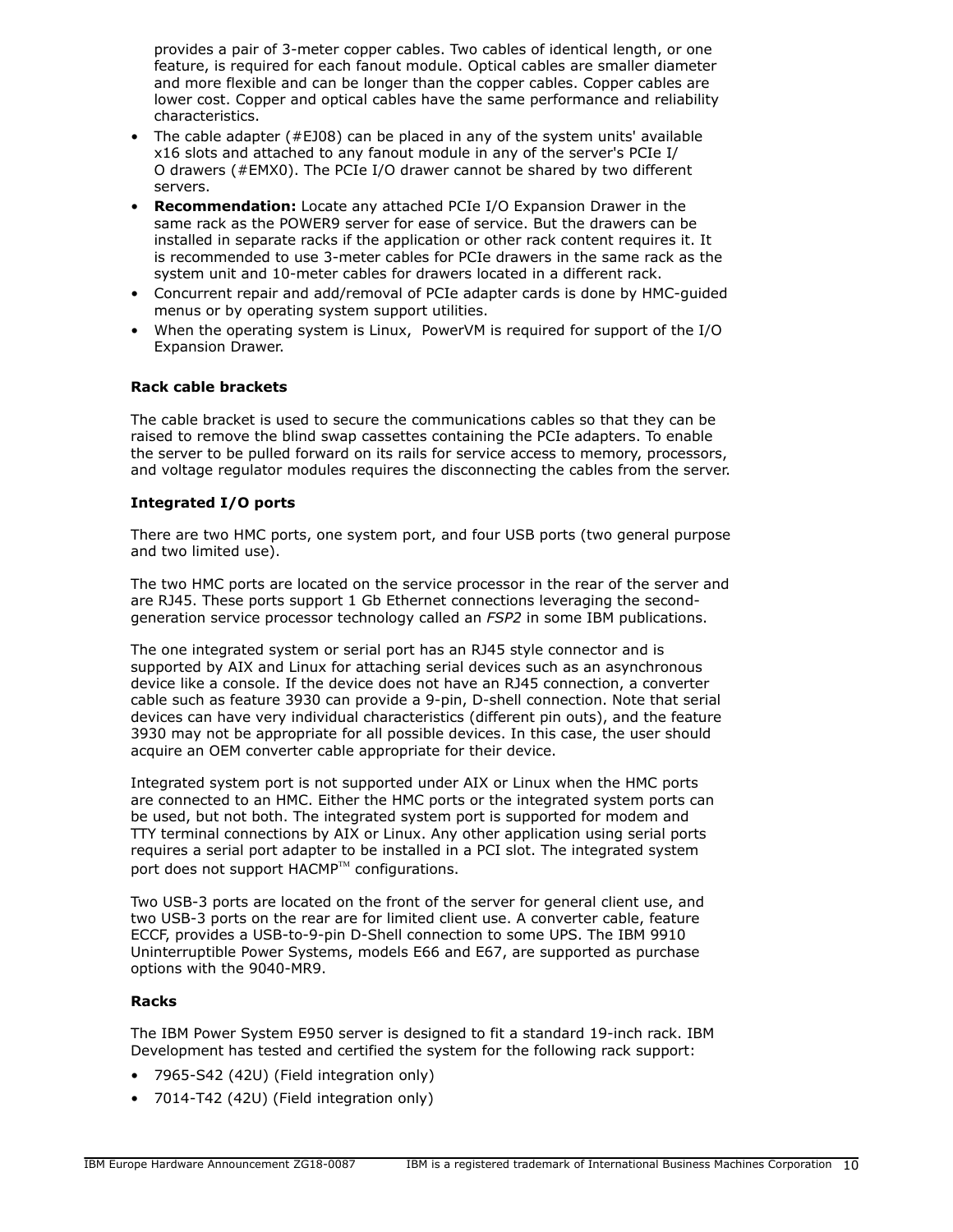provides a pair of 3-meter copper cables. Two cables of identical length, or one feature, is required for each fanout module. Optical cables are smaller diameter and more flexible and can be longer than the copper cables. Copper cables are lower cost. Copper and optical cables have the same performance and reliability characteristics.

- The cable adapter (#EJ08) can be placed in any of the system units' available x16 slots and attached to any fanout module in any of the server's PCIe I/O drawers (#EMX0). The PCIe I/O drawer cannot be shared by two different servers.
- **Recommendation:** Locate any attached PCIe I/O Expansion Drawer in the same rack as the POWER9 server for ease of service. But the drawers can be installed in separate racks if the application or other rack content requires it. It is recommended to use 3-meter cables for PCIe drawers in the same rack as the system unit and 10-meter cables for drawers located in a different rack.
- Concurrent repair and add/removal of PCIe adapter cards is done by HMC-guided menus or by operating system support utilities.
- When the operating system is Linux, PowerVM is required for support of the I/O Expansion Drawer.

**Rack cable brackets**

The cable bracket is used to secure the communications cables so that they can be raised to remove the blind swap cassettes containing the PCIe adapters. To enable the server to be pulled forward on its rails for service access to memory, processors, and voltage regulator modules requires the disconnecting the cables from the server.

**Integrated I/O ports**

There are two HMC ports, one system port, and four USB ports (two general purpose and two limited use).

The two HMC ports are located on the service processor in the rear of the server and are RJ45. These ports support 1 Gb Ethernet connections leveraging the second-generation service processor technology called an *FSP2* in some IBM publications.

The one integrated system or serial port has an RJ45 style connector and is supported by AIX and Linux for attaching serial devices such as an asynchronous device like a console. If the device does not have an RJ45 connection, a converter cable such as feature 3930 can provide a 9-pin, D-shell connection. Note that serial devices can have very individual characteristics (different pin outs), and the feature 3930 may not be appropriate for all possible devices. In this case, the user should acquire an OEM converter cable appropriate for their device.

Integrated system port is not supported under AIX or Linux when the HMC ports are connected to an HMC. Either the HMC ports or the integrated system ports can be used, but not both. The integrated system port is supported for modem and TTY terminal connections by AIX or Linux. Any other application using serial ports requires a serial port adapter to be installed in a PCI slot. The integrated system port does not support HACMP™ configurations.

Two USB-3 ports are located on the front of the server for general client use, and two USB-3 ports on the rear are for limited client use. A converter cable, feature ECCF, provides a USB-to-9-pin D-Shell connection to some UPS. The IBM 9910 Uninterruptible Power Systems, models E66 and E67, are supported as purchase options with the 9040-MR9.

**Racks**

The IBM Power System E950 server is designed to fit a standard 19-inch rack. IBM Development has tested and certified the system for the following rack support:

- 7965-S42 (42U) (Field integration only)
- 7014-T42 (42U) (Field integration only)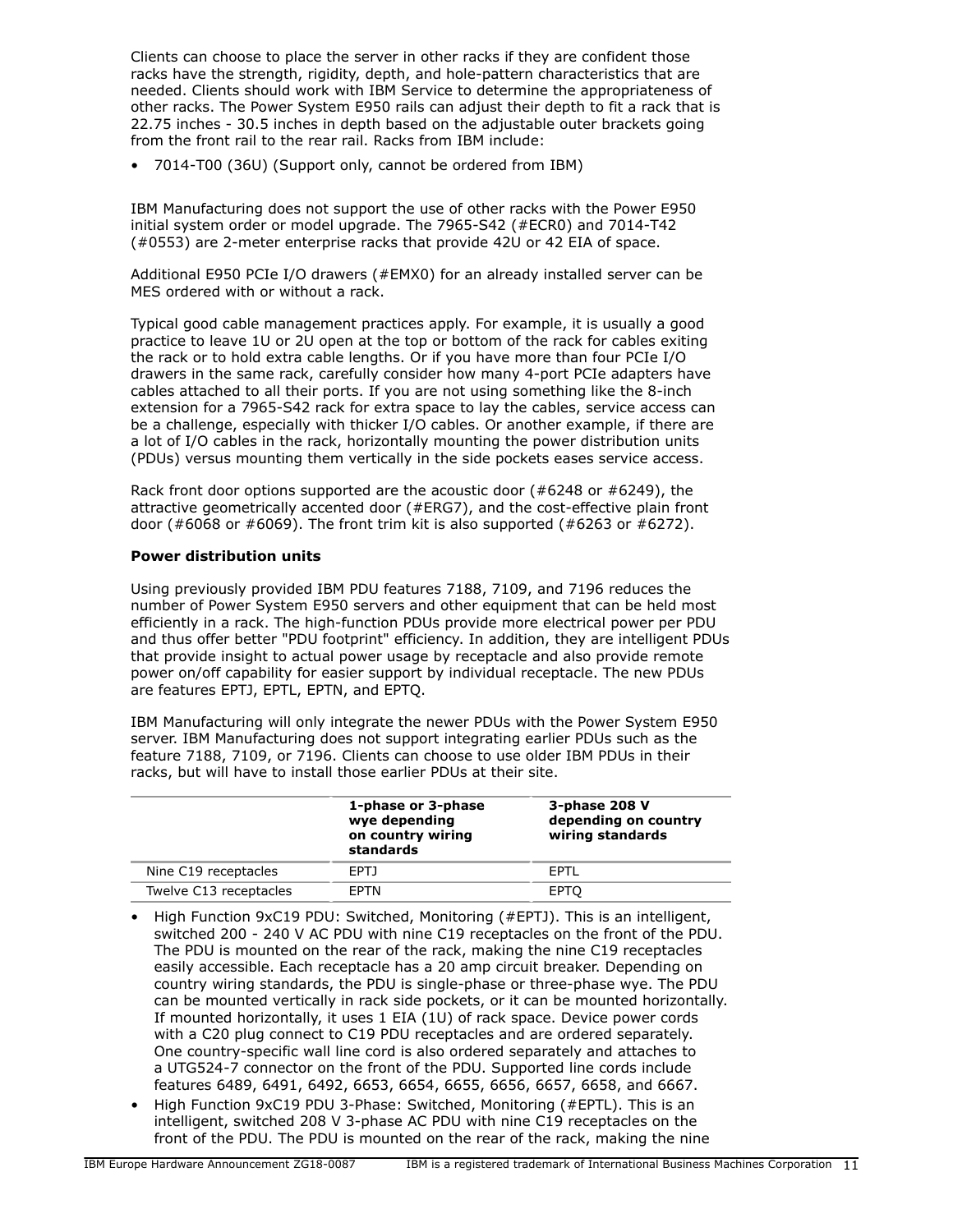Clients can choose to place the server in other racks if they are confident those racks have the strength, rigidity, depth, and hole-pattern characteristics that are needed. Clients should work with IBM Service to determine the appropriateness of other racks. The Power System E950 rails can adjust their depth to fit a rack that is 22.75 inches - 30.5 inches in depth based on the adjustable outer brackets going from the front rail to the rear rail. Racks from IBM include:

- 7014-T00 (36U) (Support only, cannot be ordered from IBM)

IBM Manufacturing does not support the use of other racks with the Power E950 initial system order or model upgrade. The 7965-S42 (#ECR0) and 7014-T42 (#0553) are 2-meter enterprise racks that provide 42U or 42 EIA of space.

Additional E950 PCIe I/O drawers (#EMX0) for an already installed server can be MES ordered with or without a rack.

Typical good cable management practices apply. For example, it is usually a good practice to leave 1U or 2U open at the top or bottom of the rack for cables exiting the rack or to hold extra cable lengths. Or if you have more than four PCIe I/O drawers in the same rack, carefully consider how many 4-port PCIe adapters have cables attached to all their ports. If you are not using something like the 8-inch extension for a 7965-S42 rack for extra space to lay the cables, service access can be a challenge, especially with thicker I/O cables. Or another example, if there are a lot of I/O cables in the rack, horizontally mounting the power distribution units (PDUs) versus mounting them vertically in the side pockets eases service access.

Rack front door options supported are the acoustic door (#6248 or #6249), the attractive geometrically accented door (#ERG7), and the cost-effective plain front door (#6068 or #6069). The front trim kit is also supported (#6263 or #6272).

**Power distribution units**

Using previously provided IBM PDU features 7188, 7109, and 7196 reduces the number of Power System E950 servers and other equipment that can be held most efficiently in a rack. The high-function PDUs provide more electrical power per PDU and thus offer better "PDU footprint" efficiency. In addition, they are intelligent PDUs that provide insight to actual power usage by receptacle and also provide remote power on/off capability for easier support by individual receptacle. The new PDUs are features EPTJ, EPTL, EPTN, and EPTQ.

IBM Manufacturing will only integrate the newer PDUs with the Power System E950 server. IBM Manufacturing does not support integrating earlier PDUs such as the feature 7188, 7109, or 7196. Clients can choose to use older IBM PDUs in their racks, but will have to install those earlier PDUs at their site.

| | 1-phase or 3-phase wye depending on country wiring standards | 3-phase 208 V depending on country wiring standards |
|---|---|---|
| Nine C19 receptacles | EPTJ | EPTL |
| Twelve C13 receptacles | EPTN | EPTQ |

- High Function 9xC19 PDU: Switched, Monitoring (#EPTJ). This is an intelligent, switched 200 - 240 V AC PDU with nine C19 receptacles on the front of the PDU. The PDU is mounted on the rear of the rack, making the nine C19 receptacles easily accessible. Each receptacle has a 20 amp circuit breaker. Depending on country wiring standards, the PDU is single-phase or three-phase wye. The PDU can be mounted vertically in rack side pockets, or it can be mounted horizontally. If mounted horizontally, it uses 1 EIA (1U) of rack space. Device power cords with a C20 plug connect to C19 PDU receptacles and are ordered separately. One country-specific wall line cord is also ordered separately and attaches to a UTG524-7 connector on the front of the PDU. Supported line cords include features 6489, 6491, 6492, 6653, 6654, 6655, 6656, 6657, 6658, and 6667.
- High Function 9xC19 PDU 3-Phase: Switched, Monitoring (#EPTL). This is an intelligent, switched 208 V 3-phase AC PDU with nine C19 receptacles on the front of the PDU. The PDU is mounted on the rear of the rack, making the nine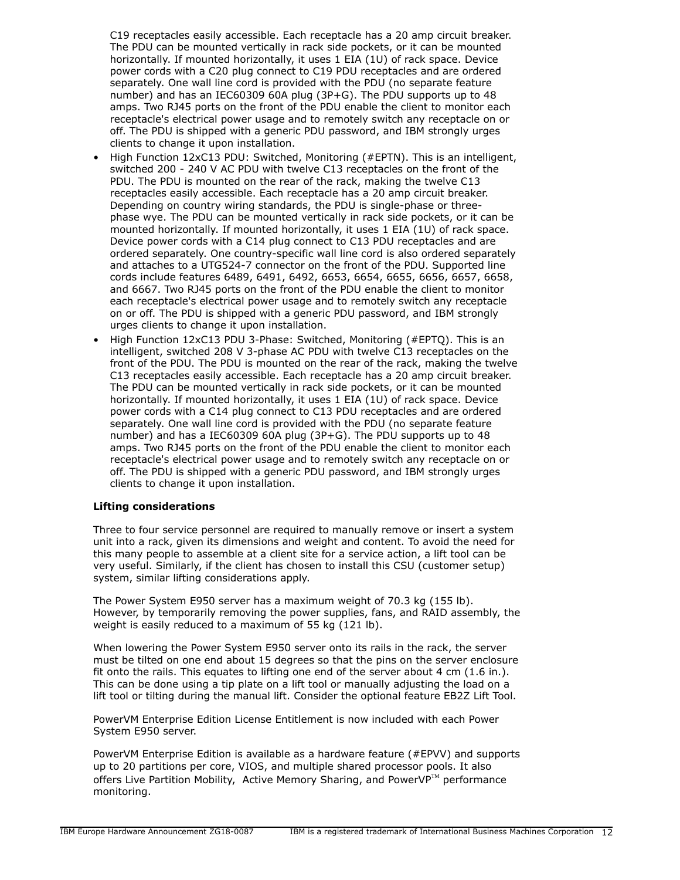C19 receptacles easily accessible. Each receptacle has a 20 amp circuit breaker. The PDU can be mounted vertically in rack side pockets, or it can be mounted horizontally. If mounted horizontally, it uses 1 EIA (1U) of rack space. Device power cords with a C20 plug connect to C19 PDU receptacles and are ordered separately. One wall line cord is provided with the PDU (no separate feature number) and has an IEC60309 60A plug (3P+G). The PDU supports up to 48 amps. Two RJ45 ports on the front of the PDU enable the client to monitor each receptacle's electrical power usage and to remotely switch any receptacle on or off. The PDU is shipped with a generic PDU password, and IBM strongly urges clients to change it upon installation.

- High Function 12xC13 PDU: Switched, Monitoring (#EPTN). This is an intelligent, switched 200 - 240 V AC PDU with twelve C13 receptacles on the front of the PDU. The PDU is mounted on the rear of the rack, making the twelve C13 receptacles easily accessible. Each receptacle has a 20 amp circuit breaker. Depending on country wiring standards, the PDU is single-phase or three-phase wye. The PDU can be mounted vertically in rack side pockets, or it can be mounted horizontally. If mounted horizontally, it uses 1 EIA (1U) of rack space. Device power cords with a C14 plug connect to C13 PDU receptacles and are ordered separately. One country-specific wall line cord is also ordered separately and attaches to a UTG524-7 connector on the front of the PDU. Supported line cords include features 6489, 6491, 6492, 6653, 6654, 6655, 6656, 6657, 6658, and 6667. Two RJ45 ports on the front of the PDU enable the client to monitor each receptacle's electrical power usage and to remotely switch any receptacle on or off. The PDU is shipped with a generic PDU password, and IBM strongly urges clients to change it upon installation.
- High Function 12xC13 PDU 3-Phase: Switched, Monitoring (#EPTQ). This is an intelligent, switched 208 V 3-phase AC PDU with twelve C13 receptacles on the front of the PDU. The PDU is mounted on the rear of the rack, making the twelve C13 receptacles easily accessible. Each receptacle has a 20 amp circuit breaker. The PDU can be mounted vertically in rack side pockets, or it can be mounted horizontally. If mounted horizontally, it uses 1 EIA (1U) of rack space. Device power cords with a C14 plug connect to C13 PDU receptacles and are ordered separately. One wall line cord is provided with the PDU (no separate feature number) and has a IEC60309 60A plug (3P+G). The PDU supports up to 48 amps. Two RJ45 ports on the front of the PDU enable the client to monitor each receptacle's electrical power usage and to remotely switch any receptacle on or off. The PDU is shipped with a generic PDU password, and IBM strongly urges clients to change it upon installation.

**Lifting considerations**

Three to four service personnel are required to manually remove or insert a system unit into a rack, given its dimensions and weight and content. To avoid the need for this many people to assemble at a client site for a service action, a lift tool can be very useful. Similarly, if the client has chosen to install this CSU (customer setup) system, similar lifting considerations apply.

The Power System E950 server has a maximum weight of 70.3 kg (155 lb). However, by temporarily removing the power supplies, fans, and RAID assembly, the weight is easily reduced to a maximum of 55 kg (121 lb).

When lowering the Power System E950 server onto its rails in the rack, the server must be tilted on one end about 15 degrees so that the pins on the server enclosure fit onto the rails. This equates to lifting one end of the server about 4 cm (1.6 in.). This can be done using a tip plate on a lift tool or manually adjusting the load on a lift tool or tilting during the manual lift. Consider the optional feature EB2Z Lift Tool.

PowerVM Enterprise Edition License Entitlement is now included with each Power System E950 server.

PowerVM Enterprise Edition is available as a hardware feature (#EPVV) and supports up to 20 partitions per core, VIOS, and multiple shared processor pools. It also offers Live Partition Mobility, Active Memory Sharing, and PowerVP™ performance monitoring.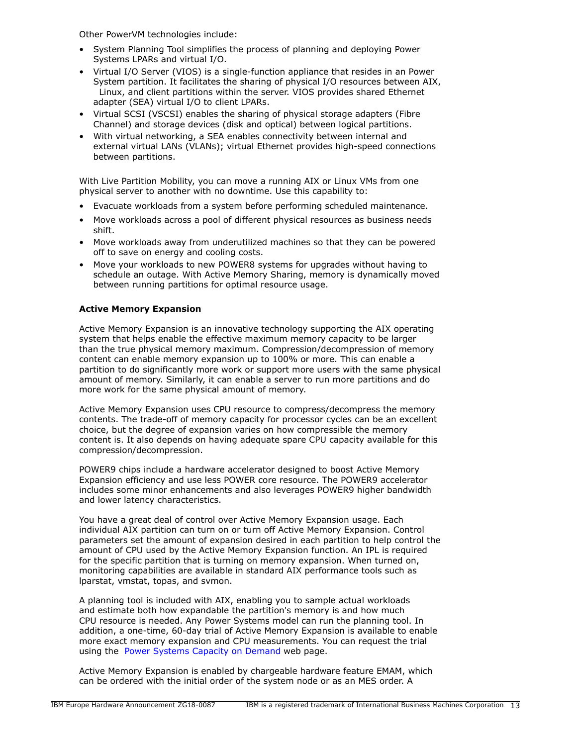Other PowerVM technologies include:

- System Planning Tool simplifies the process of planning and deploying Power Systems LPARs and virtual I/O.
- Virtual I/O Server (VIOS) is a single-function appliance that resides in an Power System partition. It facilitates the sharing of physical I/O resources between AIX, Linux, and client partitions within the server. VIOS provides shared Ethernet adapter (SEA) virtual I/O to client LPARs.
- Virtual SCSI (VSCSI) enables the sharing of physical storage adapters (Fibre Channel) and storage devices (disk and optical) between logical partitions.
- With virtual networking, a SEA enables connectivity between internal and external virtual LANs (VLANs); virtual Ethernet provides high-speed connections between partitions.

With Live Partition Mobility, you can move a running AIX or Linux VMs from one physical server to another with no downtime. Use this capability to:

- Evacuate workloads from a system before performing scheduled maintenance.
- Move workloads across a pool of different physical resources as business needs shift.
- Move workloads away from underutilized machines so that they can be powered off to save on energy and cooling costs.
- Move your workloads to new POWER8 systems for upgrades without having to schedule an outage. With Active Memory Sharing, memory is dynamically moved between running partitions for optimal resource usage.

**Active Memory Expansion**

Active Memory Expansion is an innovative technology supporting the AIX operating system that helps enable the effective maximum memory capacity to be larger than the true physical memory maximum. Compression/decompression of memory content can enable memory expansion up to 100% or more. This can enable a partition to do significantly more work or support more users with the same physical amount of memory. Similarly, it can enable a server to run more partitions and do more work for the same physical amount of memory.

Active Memory Expansion uses CPU resource to compress/decompress the memory contents. The trade-off of memory capacity for processor cycles can be an excellent choice, but the degree of expansion varies on how compressible the memory content is. It also depends on having adequate spare CPU capacity available for this compression/decompression.

POWER9 chips include a hardware accelerator designed to boost Active Memory Expansion efficiency and use less POWER core resource. The POWER9 accelerator includes some minor enhancements and also leverages POWER9 higher bandwidth and lower latency characteristics.

You have a great deal of control over Active Memory Expansion usage. Each individual AIX partition can turn on or turn off Active Memory Expansion. Control parameters set the amount of expansion desired in each partition to help control the amount of CPU used by the Active Memory Expansion function. An IPL is required for the specific partition that is turning on memory expansion. When turned on, monitoring capabilities are available in standard AIX performance tools such as lparstat, vmstat, topas, and svmon.

A planning tool is included with AIX, enabling you to sample actual workloads and estimate both how expandable the partition's memory is and how much CPU resource is needed. Any Power Systems model can run the planning tool. In addition, a one-time, 60-day trial of Active Memory Expansion is available to enable more exact memory expansion and CPU measurements. You can request the trial using the Power Systems Capacity on Demand web page.

Active Memory Expansion is enabled by chargeable hardware feature EMAM, which can be ordered with the initial order of the system node or as an MES order. A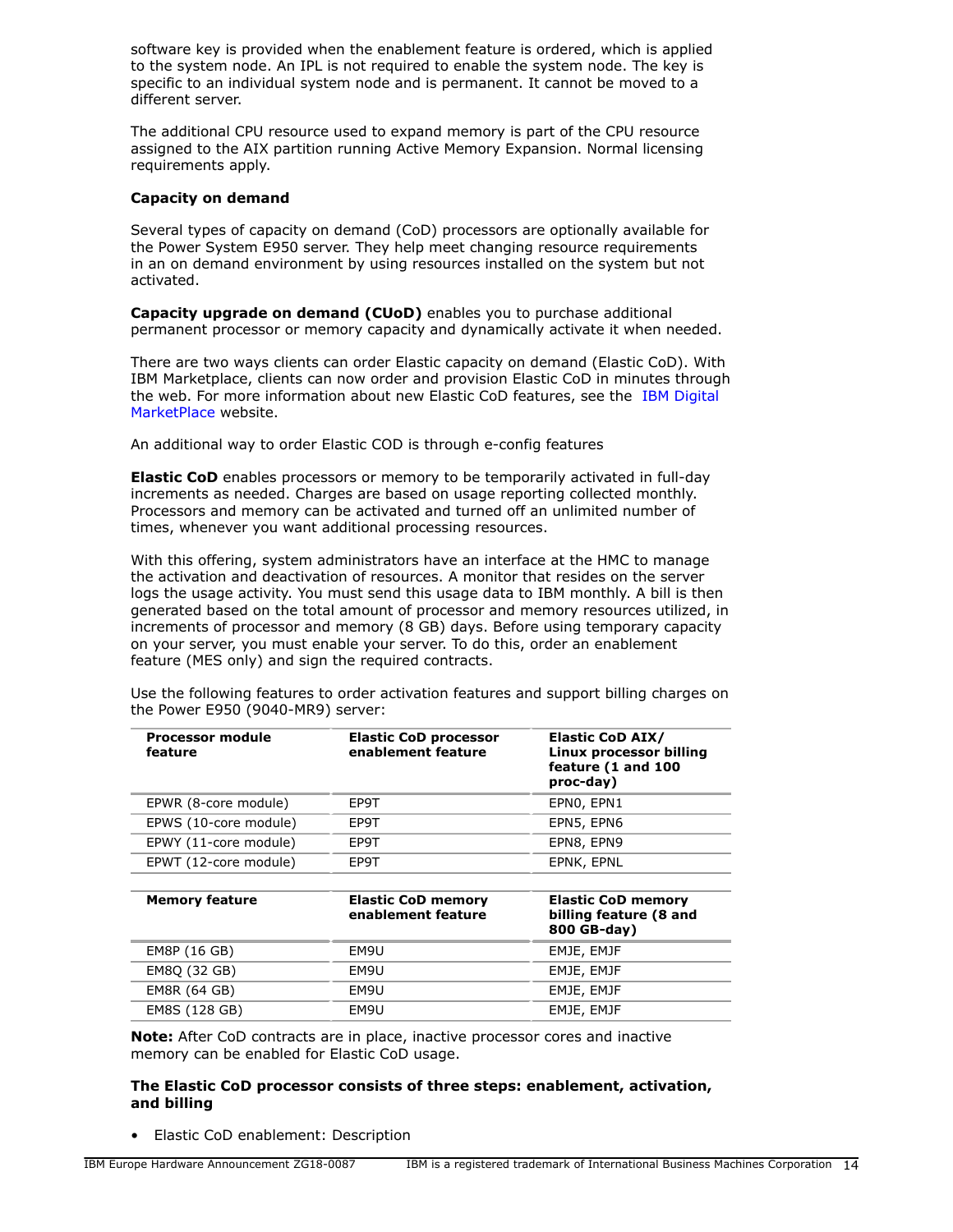software key is provided when the enablement feature is ordered, which is applied to the system node. An IPL is not required to enable the system node. The key is specific to an individual system node and is permanent. It cannot be moved to a different server.

The additional CPU resource used to expand memory is part of the CPU resource assigned to the AIX partition running Active Memory Expansion. Normal licensing requirements apply.

**Capacity on demand**

Several types of capacity on demand (CoD) processors are optionally available for the Power System E950 server. They help meet changing resource requirements in an on demand environment by using resources installed on the system but not activated.

**Capacity upgrade on demand (CUoD)** enables you to purchase additional permanent processor or memory capacity and dynamically activate it when needed.

There are two ways clients can order Elastic capacity on demand (Elastic CoD). With IBM Marketplace, clients can now order and provision Elastic CoD in minutes through the web. For more information about new Elastic CoD features, see the IBM Digital MarketPlace website.

An additional way to order Elastic COD is through e-config features

**Elastic CoD** enables processors or memory to be temporarily activated in full-day increments as needed. Charges are based on usage reporting collected monthly. Processors and memory can be activated and turned off an unlimited number of times, whenever you want additional processing resources.

With this offering, system administrators have an interface at the HMC to manage the activation and deactivation of resources. A monitor that resides on the server logs the usage activity. You must send this usage data to IBM monthly. A bill is then generated based on the total amount of processor and memory resources utilized, in increments of processor and memory (8 GB) days. Before using temporary capacity on your server, you must enable your server. To do this, order an enablement feature (MES only) and sign the required contracts.

Use the following features to order activation features and support billing charges on the Power E950 (9040-MR9) server:

| Processor module feature | Elastic CoD processor enablement feature | Elastic CoD AIX/ Linux processor billing feature (1 and 100 proc-day) |
|---|---|---|
| EPWR (8-core module) | EP9T | EPN0, EPN1 |
| EPWS (10-core module) | EP9T | EPN5, EPN6 |
| EPWY (11-core module) | EP9T | EPN8, EPN9 |
| EPWT (12-core module) | EP9T | EPNK, EPNL |

| Memory feature | Elastic CoD memory enablement feature | Elastic CoD memory billing feature (8 and 800 GB-day) |
|---|---|---|
| EM8P (16 GB) | EM9U | EMJE, EMJF |
| EM8Q (32 GB) | EM9U | EMJE, EMJF |
| EM8R (64 GB) | EM9U | EMJE, EMJF |
| EM8S (128 GB) | EM9U | EMJE, EMJF |

**Note:** After CoD contracts are in place, inactive processor cores and inactive memory can be enabled for Elastic CoD usage.

**The Elastic CoD processor consists of three steps: enablement, activation, and billing**

- Elastic CoD enablement: Description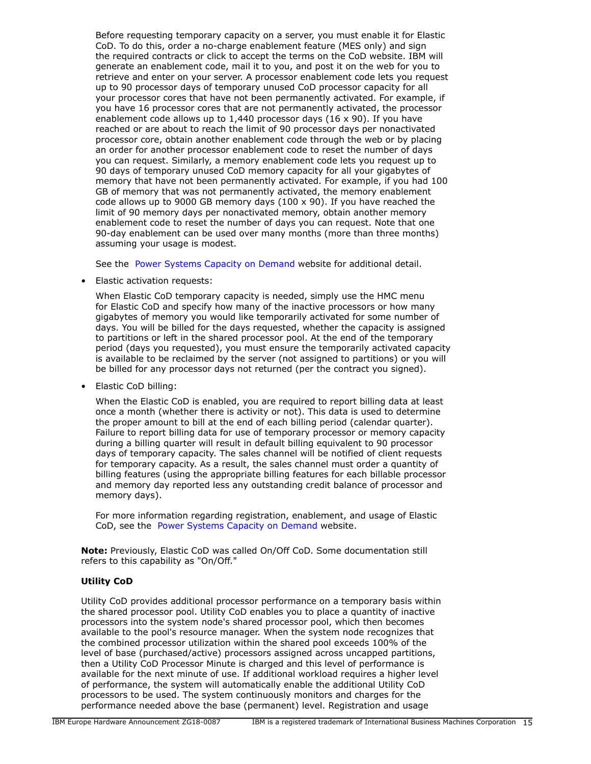Before requesting temporary capacity on a server, you must enable it for Elastic CoD. To do this, order a no-charge enablement feature (MES only) and sign the required contracts or click to accept the terms on the CoD website. IBM will generate an enablement code, mail it to you, and post it on the web for you to retrieve and enter on your server. A processor enablement code lets you request up to 90 processor days of temporary unused CoD processor capacity for all your processor cores that have not been permanently activated. For example, if you have 16 processor cores that are not permanently activated, the processor enablement code allows up to 1,440 processor days (16 x 90). If you have reached or are about to reach the limit of 90 processor days per nonactivated processor core, obtain another enablement code through the web or by placing an order for another processor enablement code to reset the number of days you can request. Similarly, a memory enablement code lets you request up to 90 days of temporary unused CoD memory capacity for all your gigabytes of memory that have not been permanently activated. For example, if you had 100 GB of memory that was not permanently activated, the memory enablement code allows up to 9000 GB memory days (100 x 90). If you have reached the limit of 90 memory days per nonactivated memory, obtain another memory enablement code to reset the number of days you can request. Note that one 90-day enablement can be used over many months (more than three months) assuming your usage is modest.

See the Power Systems Capacity on Demand website for additional detail.

- Elastic activation requests:

  When Elastic CoD temporary capacity is needed, simply use the HMC menu for Elastic CoD and specify how many of the inactive processors or how many gigabytes of memory you would like temporarily activated for some number of days. You will be billed for the days requested, whether the capacity is assigned to partitions or left in the shared processor pool. At the end of the temporary period (days you requested), you must ensure the temporarily activated capacity is available to be reclaimed by the server (not assigned to partitions) or you will be billed for any processor days not returned (per the contract you signed).

- Elastic CoD billing:

  When the Elastic CoD is enabled, you are required to report billing data at least once a month (whether there is activity or not). This data is used to determine the proper amount to bill at the end of each billing period (calendar quarter). Failure to report billing data for use of temporary processor or memory capacity during a billing quarter will result in default billing equivalent to 90 processor days of temporary capacity. The sales channel will be notified of client requests for temporary capacity. As a result, the sales channel must order a quantity of billing features (using the appropriate billing features for each billable processor and memory day reported less any outstanding credit balance of processor and memory days).

  For more information regarding registration, enablement, and usage of Elastic CoD, see the Power Systems Capacity on Demand website.

**Note:** Previously, Elastic CoD was called On/Off CoD. Some documentation still refers to this capability as "On/Off."

**Utility CoD**

Utility CoD provides additional processor performance on a temporary basis within the shared processor pool. Utility CoD enables you to place a quantity of inactive processors into the system node's shared processor pool, which then becomes available to the pool's resource manager. When the system node recognizes that the combined processor utilization within the shared pool exceeds 100% of the level of base (purchased/active) processors assigned across uncapped partitions, then a Utility CoD Processor Minute is charged and this level of performance is available for the next minute of use. If additional workload requires a higher level of performance, the system will automatically enable the additional Utility CoD processors to be used. The system continuously monitors and charges for the performance needed above the base (permanent) level. Registration and usage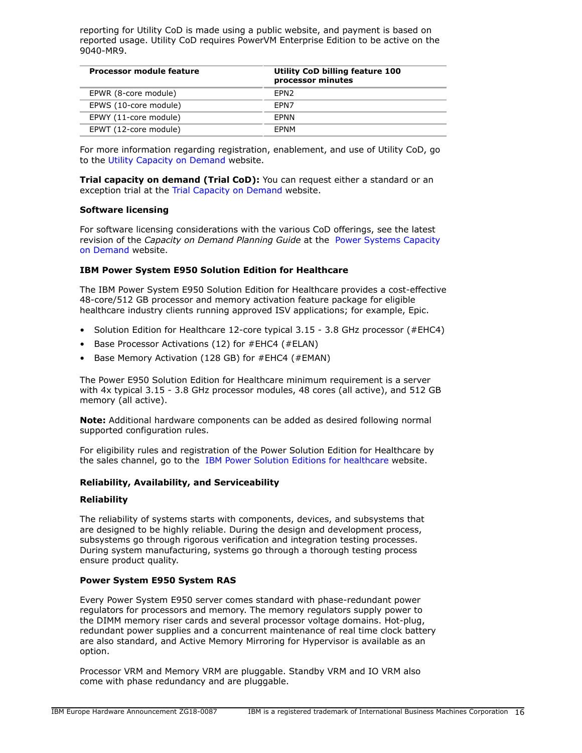reporting for Utility CoD is made using a public website, and payment is based on reported usage. Utility CoD requires PowerVM Enterprise Edition to be active on the 9040-MR9.

| Processor module feature | Utility CoD billing feature 100 processor minutes |
|---|---|
| EPWR (8-core module) | EPN2 |
| EPWS (10-core module) | EPN7 |
| EPWY (11-core module) | EPNN |
| EPWT (12-core module) | EPNM |

For more information regarding registration, enablement, and use of Utility CoD, go to the Utility Capacity on Demand website.

**Trial capacity on demand (Trial CoD):** You can request either a standard or an exception trial at the Trial Capacity on Demand website.

**Software licensing**

For software licensing considerations with the various CoD offerings, see the latest revision of the *Capacity on Demand Planning Guide* at the Power Systems Capacity on Demand website.

**IBM Power System E950 Solution Edition for Healthcare**

The IBM Power System E950 Solution Edition for Healthcare provides a cost-effective 48-core/512 GB processor and memory activation feature package for eligible healthcare industry clients running approved ISV applications; for example, Epic.

- Solution Edition for Healthcare 12-core typical 3.15 - 3.8 GHz processor (#EHC4)
- Base Processor Activations (12) for #EHC4 (#ELAN)
- Base Memory Activation (128 GB) for #EHC4 (#EMAN)

The Power E950 Solution Edition for Healthcare minimum requirement is a server with 4x typical 3.15 - 3.8 GHz processor modules, 48 cores (all active), and 512 GB memory (all active).

**Note:** Additional hardware components can be added as desired following normal supported configuration rules.

For eligibility rules and registration of the Power Solution Edition for Healthcare by the sales channel, go to the IBM Power Solution Editions for healthcare website.

**Reliability, Availability, and Serviceability**

**Reliability**

The reliability of systems starts with components, devices, and subsystems that are designed to be highly reliable. During the design and development process, subsystems go through rigorous verification and integration testing processes. During system manufacturing, systems go through a thorough testing process ensure product quality.

**Power System E950 System RAS**

Every Power System E950 server comes standard with phase-redundant power regulators for processors and memory. The memory regulators supply power to the DIMM memory riser cards and several processor voltage domains. Hot-plug, redundant power supplies and a concurrent maintenance of real time clock battery are also standard, and Active Memory Mirroring for Hypervisor is available as an option.

Processor VRM and Memory VRM are pluggable. Standby VRM and IO VRM also come with phase redundancy and are pluggable.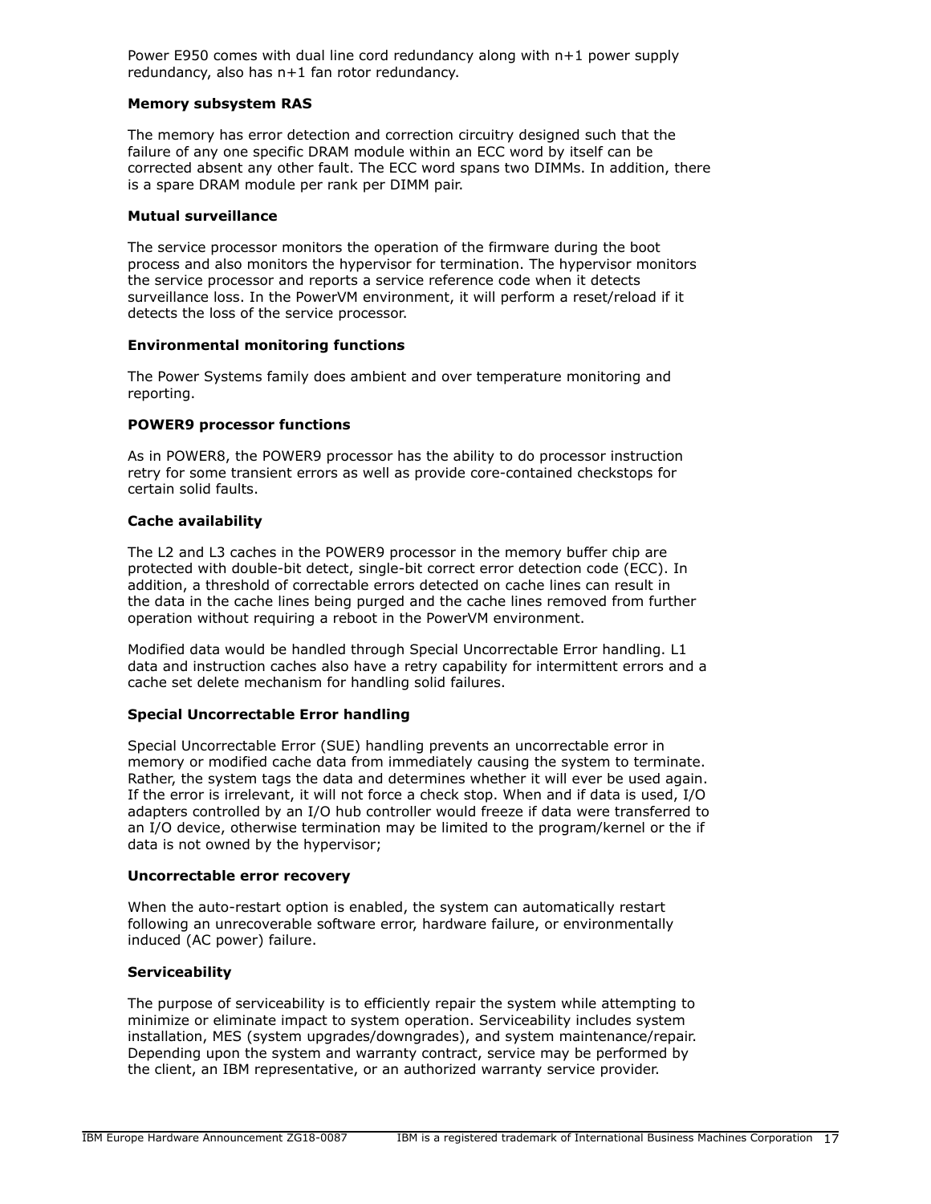Power E950 comes with dual line cord redundancy along with n+1 power supply redundancy, also has n+1 fan rotor redundancy.

**Memory subsystem RAS**

The memory has error detection and correction circuitry designed such that the failure of any one specific DRAM module within an ECC word by itself can be corrected absent any other fault. The ECC word spans two DIMMs. In addition, there is a spare DRAM module per rank per DIMM pair.

**Mutual surveillance**

The service processor monitors the operation of the firmware during the boot process and also monitors the hypervisor for termination. The hypervisor monitors the service processor and reports a service reference code when it detects surveillance loss. In the PowerVM environment, it will perform a reset/reload if it detects the loss of the service processor.

**Environmental monitoring functions**

The Power Systems family does ambient and over temperature monitoring and reporting.

**POWER9 processor functions**

As in POWER8, the POWER9 processor has the ability to do processor instruction retry for some transient errors as well as provide core-contained checkstops for certain solid faults.

**Cache availability**

The L2 and L3 caches in the POWER9 processor in the memory buffer chip are protected with double-bit detect, single-bit correct error detection code (ECC). In addition, a threshold of correctable errors detected on cache lines can result in the data in the cache lines being purged and the cache lines removed from further operation without requiring a reboot in the PowerVM environment.

Modified data would be handled through Special Uncorrectable Error handling. L1 data and instruction caches also have a retry capability for intermittent errors and a cache set delete mechanism for handling solid failures.

**Special Uncorrectable Error handling**

Special Uncorrectable Error (SUE) handling prevents an uncorrectable error in memory or modified cache data from immediately causing the system to terminate. Rather, the system tags the data and determines whether it will ever be used again. If the error is irrelevant, it will not force a check stop. When and if data is used, I/O adapters controlled by an I/O hub controller would freeze if data were transferred to an I/O device, otherwise termination may be limited to the program/kernel or the if data is not owned by the hypervisor;

**Uncorrectable error recovery**

When the auto-restart option is enabled, the system can automatically restart following an unrecoverable software error, hardware failure, or environmentally induced (AC power) failure.

**Serviceability**

The purpose of serviceability is to efficiently repair the system while attempting to minimize or eliminate impact to system operation. Serviceability includes system installation, MES (system upgrades/downgrades), and system maintenance/repair. Depending upon the system and warranty contract, service may be performed by the client, an IBM representative, or an authorized warranty service provider.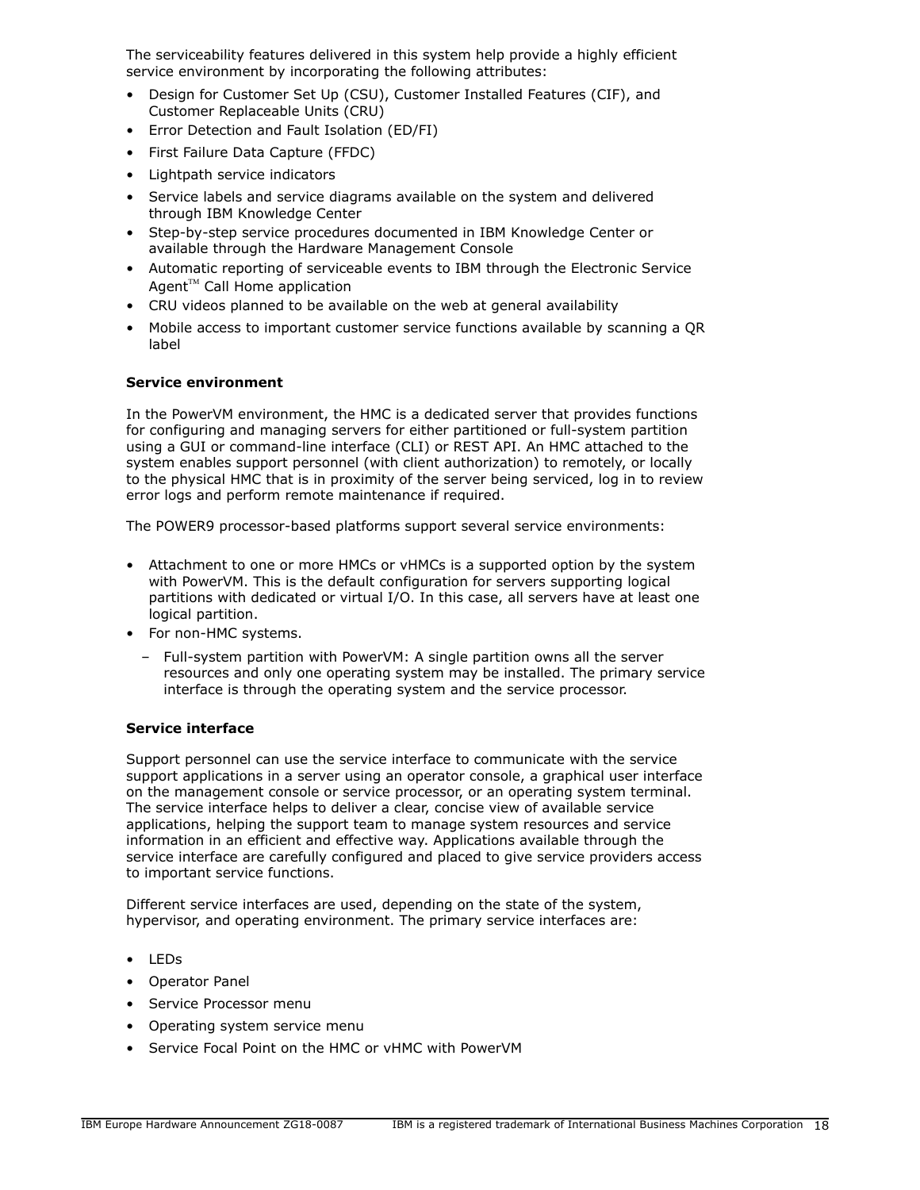The serviceability features delivered in this system help provide a highly efficient service environment by incorporating the following attributes:

- Design for Customer Set Up (CSU), Customer Installed Features (CIF), and Customer Replaceable Units (CRU)
- Error Detection and Fault Isolation (ED/FI)
- First Failure Data Capture (FFDC)
- Lightpath service indicators
- Service labels and service diagrams available on the system and delivered through IBM Knowledge Center
- Step-by-step service procedures documented in IBM Knowledge Center or available through the Hardware Management Console
- Automatic reporting of serviceable events to IBM through the Electronic Service Agent™ Call Home application
- CRU videos planned to be available on the web at general availability
- Mobile access to important customer service functions available by scanning a QR label

**Service environment**

In the PowerVM environment, the HMC is a dedicated server that provides functions for configuring and managing servers for either partitioned or full-system partition using a GUI or command-line interface (CLI) or REST API. An HMC attached to the system enables support personnel (with client authorization) to remotely, or locally to the physical HMC that is in proximity of the server being serviced, log in to review error logs and perform remote maintenance if required.

The POWER9 processor-based platforms support several service environments:

- Attachment to one or more HMCs or vHMCs is a supported option by the system with PowerVM. This is the default configuration for servers supporting logical partitions with dedicated or virtual I/O. In this case, all servers have at least one logical partition.
- For non-HMC systems.
  - Full-system partition with PowerVM: A single partition owns all the server resources and only one operating system may be installed. The primary service interface is through the operating system and the service processor.

**Service interface**

Support personnel can use the service interface to communicate with the service support applications in a server using an operator console, a graphical user interface on the management console or service processor, or an operating system terminal. The service interface helps to deliver a clear, concise view of available service applications, helping the support team to manage system resources and service information in an efficient and effective way. Applications available through the service interface are carefully configured and placed to give service providers access to important service functions.

Different service interfaces are used, depending on the state of the system, hypervisor, and operating environment. The primary service interfaces are:

- LEDs
- Operator Panel
- Service Processor menu
- Operating system service menu
- Service Focal Point on the HMC or vHMC with PowerVM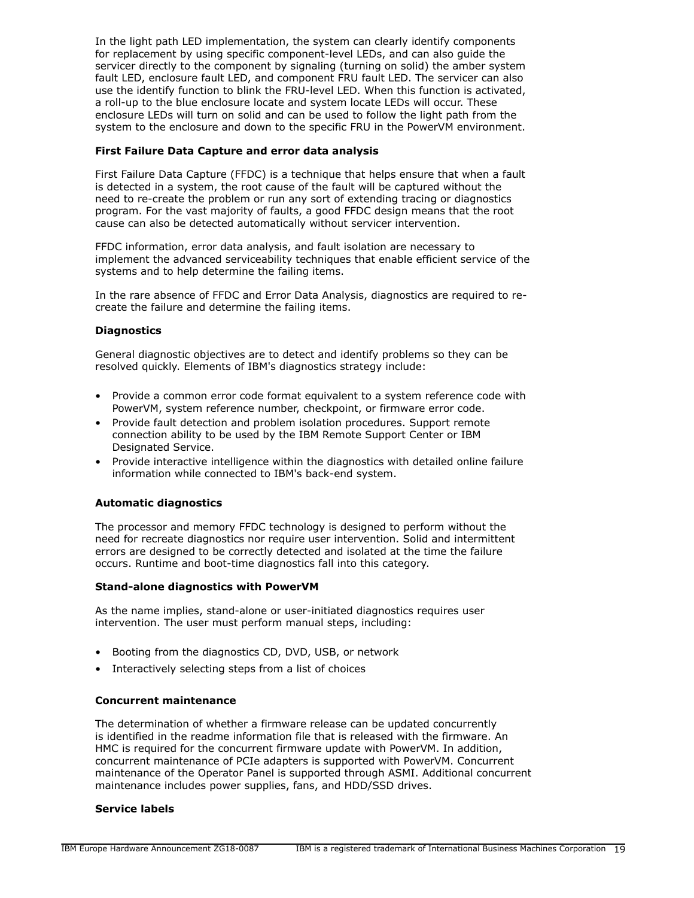In the light path LED implementation, the system can clearly identify components for replacement by using specific component-level LEDs, and can also guide the servicer directly to the component by signaling (turning on solid) the amber system fault LED, enclosure fault LED, and component FRU fault LED. The servicer can also use the identify function to blink the FRU-level LED. When this function is activated, a roll-up to the blue enclosure locate and system locate LEDs will occur. These enclosure LEDs will turn on solid and can be used to follow the light path from the system to the enclosure and down to the specific FRU in the PowerVM environment.

**First Failure Data Capture and error data analysis**

First Failure Data Capture (FFDC) is a technique that helps ensure that when a fault is detected in a system, the root cause of the fault will be captured without the need to re-create the problem or run any sort of extending tracing or diagnostics program. For the vast majority of faults, a good FFDC design means that the root cause can also be detected automatically without servicer intervention.

FFDC information, error data analysis, and fault isolation are necessary to implement the advanced serviceability techniques that enable efficient service of the systems and to help determine the failing items.

In the rare absence of FFDC and Error Data Analysis, diagnostics are required to re-create the failure and determine the failing items.

**Diagnostics**

General diagnostic objectives are to detect and identify problems so they can be resolved quickly. Elements of IBM's diagnostics strategy include:

- Provide a common error code format equivalent to a system reference code with PowerVM, system reference number, checkpoint, or firmware error code.
- Provide fault detection and problem isolation procedures. Support remote connection ability to be used by the IBM Remote Support Center or IBM Designated Service.
- Provide interactive intelligence within the diagnostics with detailed online failure information while connected to IBM's back-end system.

**Automatic diagnostics**

The processor and memory FFDC technology is designed to perform without the need for recreate diagnostics nor require user intervention. Solid and intermittent errors are designed to be correctly detected and isolated at the time the failure occurs. Runtime and boot-time diagnostics fall into this category.

**Stand-alone diagnostics with PowerVM**

As the name implies, stand-alone or user-initiated diagnostics requires user intervention. The user must perform manual steps, including:

- Booting from the diagnostics CD, DVD, USB, or network
- Interactively selecting steps from a list of choices

**Concurrent maintenance**

The determination of whether a firmware release can be updated concurrently is identified in the readme information file that is released with the firmware. An HMC is required for the concurrent firmware update with PowerVM. In addition, concurrent maintenance of PCIe adapters is supported with PowerVM. Concurrent maintenance of the Operator Panel is supported through ASMI. Additional concurrent maintenance includes power supplies, fans, and HDD/SSD drives.

**Service labels**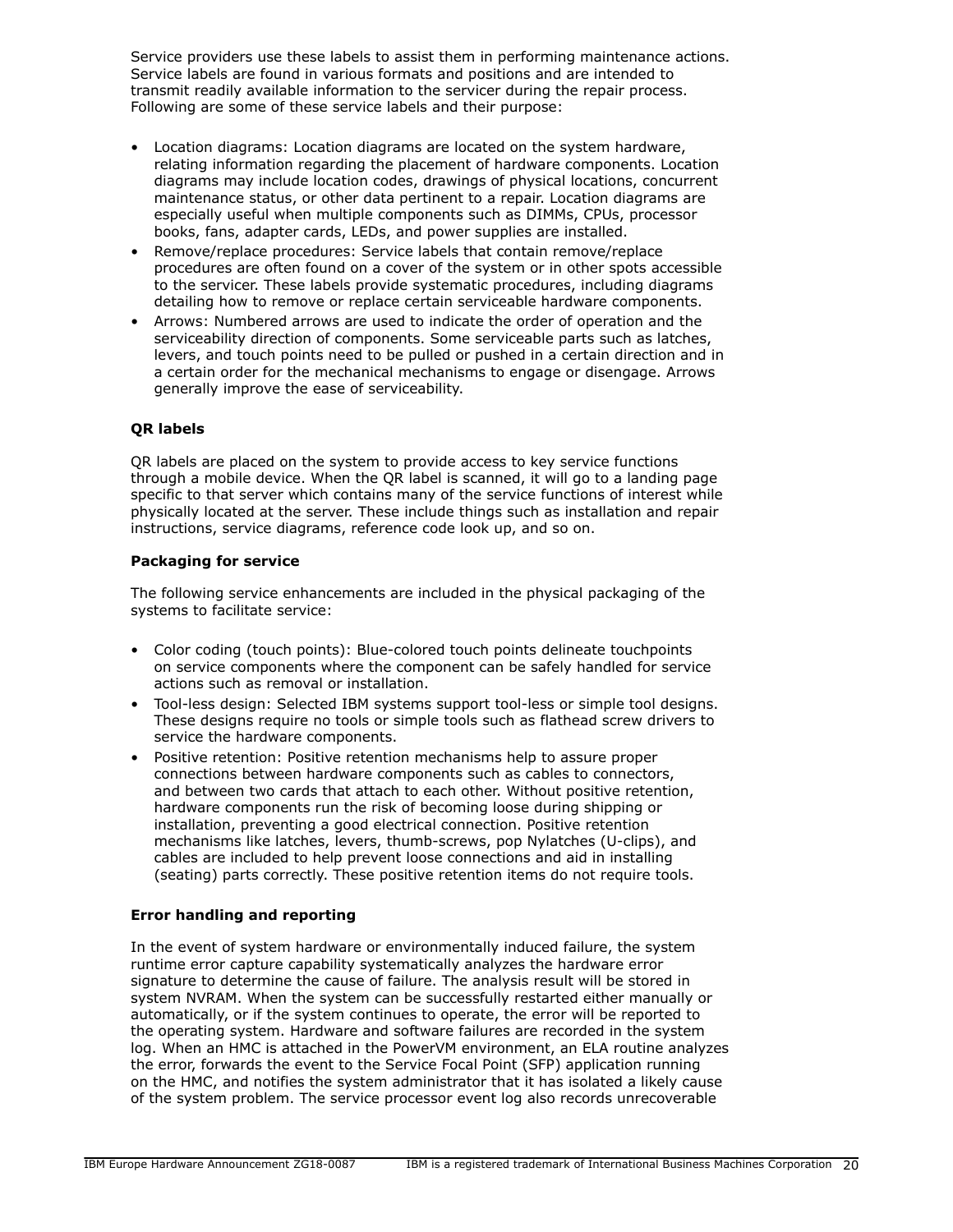Service providers use these labels to assist them in performing maintenance actions. Service labels are found in various formats and positions and are intended to transmit readily available information to the servicer during the repair process. Following are some of these service labels and their purpose:

- Location diagrams: Location diagrams are located on the system hardware, relating information regarding the placement of hardware components. Location diagrams may include location codes, drawings of physical locations, concurrent maintenance status, or other data pertinent to a repair. Location diagrams are especially useful when multiple components such as DIMMs, CPUs, processor books, fans, adapter cards, LEDs, and power supplies are installed.
- Remove/replace procedures: Service labels that contain remove/replace procedures are often found on a cover of the system or in other spots accessible to the servicer. These labels provide systematic procedures, including diagrams detailing how to remove or replace certain serviceable hardware components.
- Arrows: Numbered arrows are used to indicate the order of operation and the serviceability direction of components. Some serviceable parts such as latches, levers, and touch points need to be pulled or pushed in a certain direction and in a certain order for the mechanical mechanisms to engage or disengage. Arrows generally improve the ease of serviceability.

**QR labels**

QR labels are placed on the system to provide access to key service functions through a mobile device. When the QR label is scanned, it will go to a landing page specific to that server which contains many of the service functions of interest while physically located at the server. These include things such as installation and repair instructions, service diagrams, reference code look up, and so on.

**Packaging for service**

The following service enhancements are included in the physical packaging of the systems to facilitate service:

- Color coding (touch points): Blue-colored touch points delineate touchpoints on service components where the component can be safely handled for service actions such as removal or installation.
- Tool-less design: Selected IBM systems support tool-less or simple tool designs. These designs require no tools or simple tools such as flathead screw drivers to service the hardware components.
- Positive retention: Positive retention mechanisms help to assure proper connections between hardware components such as cables to connectors, and between two cards that attach to each other. Without positive retention, hardware components run the risk of becoming loose during shipping or installation, preventing a good electrical connection. Positive retention mechanisms like latches, levers, thumb-screws, pop Nylatches (U-clips), and cables are included to help prevent loose connections and aid in installing (seating) parts correctly. These positive retention items do not require tools.

**Error handling and reporting**

In the event of system hardware or environmentally induced failure, the system runtime error capture capability systematically analyzes the hardware error signature to determine the cause of failure. The analysis result will be stored in system NVRAM. When the system can be successfully restarted either manually or automatically, or if the system continues to operate, the error will be reported to the operating system. Hardware and software failures are recorded in the system log. When an HMC is attached in the PowerVM environment, an ELA routine analyzes the error, forwards the event to the Service Focal Point (SFP) application running on the HMC, and notifies the system administrator that it has isolated a likely cause of the system problem. The service processor event log also records unrecoverable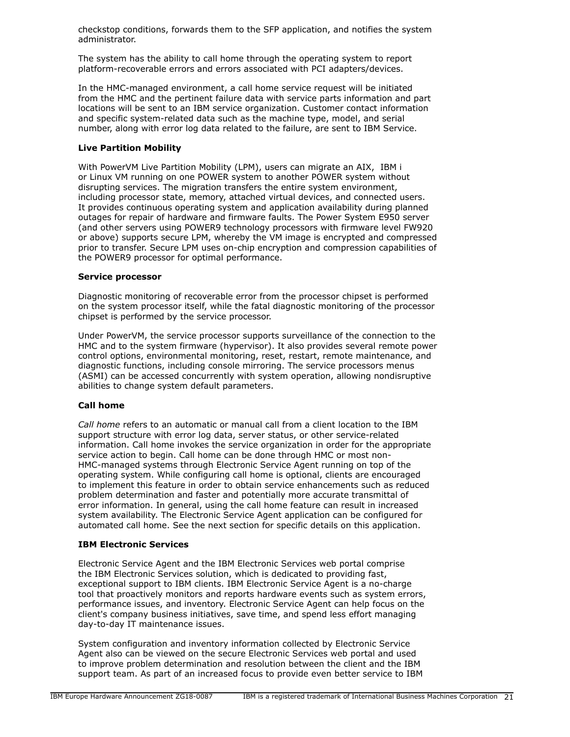checkstop conditions, forwards them to the SFP application, and notifies the system administrator.

The system has the ability to call home through the operating system to report platform-recoverable errors and errors associated with PCI adapters/devices.

In the HMC-managed environment, a call home service request will be initiated from the HMC and the pertinent failure data with service parts information and part locations will be sent to an IBM service organization. Customer contact information and specific system-related data such as the machine type, model, and serial number, along with error log data related to the failure, are sent to IBM Service.

**Live Partition Mobility**

With PowerVM Live Partition Mobility (LPM), users can migrate an AIX, IBM i or Linux VM running on one POWER system to another POWER system without disrupting services. The migration transfers the entire system environment, including processor state, memory, attached virtual devices, and connected users. It provides continuous operating system and application availability during planned outages for repair of hardware and firmware faults. The Power System E950 server (and other servers using POWER9 technology processors with firmware level FW920 or above) supports secure LPM, whereby the VM image is encrypted and compressed prior to transfer. Secure LPM uses on-chip encryption and compression capabilities of the POWER9 processor for optimal performance.

**Service processor**

Diagnostic monitoring of recoverable error from the processor chipset is performed on the system processor itself, while the fatal diagnostic monitoring of the processor chipset is performed by the service processor.

Under PowerVM, the service processor supports surveillance of the connection to the HMC and to the system firmware (hypervisor). It also provides several remote power control options, environmental monitoring, reset, restart, remote maintenance, and diagnostic functions, including console mirroring. The service processors menus (ASMI) can be accessed concurrently with system operation, allowing nondisruptive abilities to change system default parameters.

**Call home**

*Call home* refers to an automatic or manual call from a client location to the IBM support structure with error log data, server status, or other service-related information. Call home invokes the service organization in order for the appropriate service action to begin. Call home can be done through HMC or most non-HMC-managed systems through Electronic Service Agent running on top of the operating system. While configuring call home is optional, clients are encouraged to implement this feature in order to obtain service enhancements such as reduced problem determination and faster and potentially more accurate transmittal of error information. In general, using the call home feature can result in increased system availability. The Electronic Service Agent application can be configured for automated call home. See the next section for specific details on this application.

**IBM Electronic Services**

Electronic Service Agent and the IBM Electronic Services web portal comprise the IBM Electronic Services solution, which is dedicated to providing fast, exceptional support to IBM clients. IBM Electronic Service Agent is a no-charge tool that proactively monitors and reports hardware events such as system errors, performance issues, and inventory. Electronic Service Agent can help focus on the client's company business initiatives, save time, and spend less effort managing day-to-day IT maintenance issues.

System configuration and inventory information collected by Electronic Service Agent also can be viewed on the secure Electronic Services web portal and used to improve problem determination and resolution between the client and the IBM support team. As part of an increased focus to provide even better service to IBM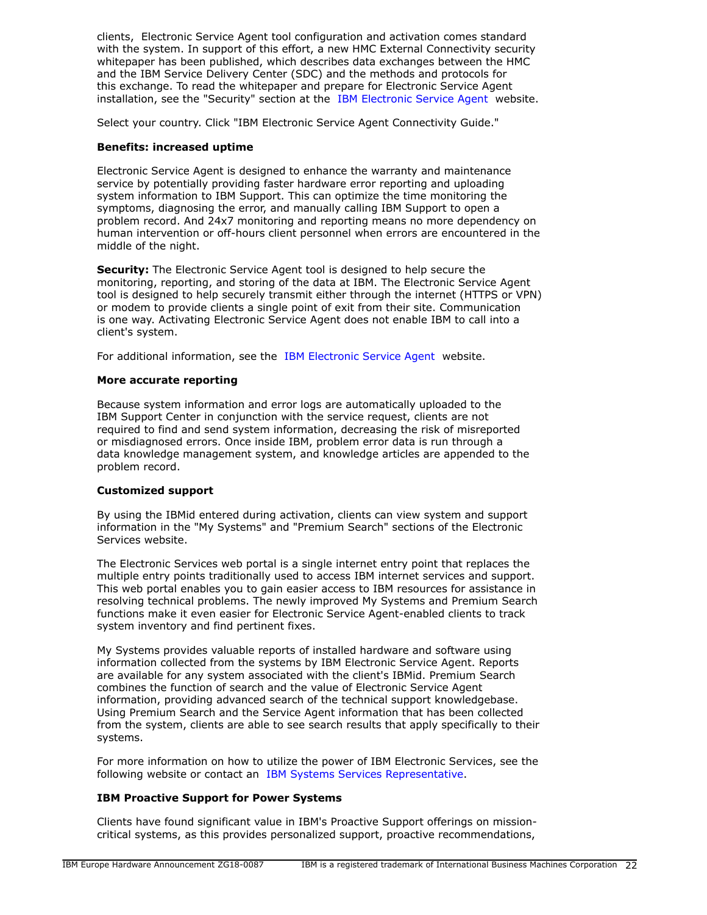clients, Electronic Service Agent tool configuration and activation comes standard with the system. In support of this effort, a new HMC External Connectivity security whitepaper has been published, which describes data exchanges between the HMC and the IBM Service Delivery Center (SDC) and the methods and protocols for this exchange. To read the whitepaper and prepare for Electronic Service Agent installation, see the "Security" section at the IBM Electronic Service Agent website.

Select your country. Click "IBM Electronic Service Agent Connectivity Guide."

**Benefits: increased uptime**

Electronic Service Agent is designed to enhance the warranty and maintenance service by potentially providing faster hardware error reporting and uploading system information to IBM Support. This can optimize the time monitoring the symptoms, diagnosing the error, and manually calling IBM Support to open a problem record. And 24x7 monitoring and reporting means no more dependency on human intervention or off-hours client personnel when errors are encountered in the middle of the night.

**Security:** The Electronic Service Agent tool is designed to help secure the monitoring, reporting, and storing of the data at IBM. The Electronic Service Agent tool is designed to help securely transmit either through the internet (HTTPS or VPN) or modem to provide clients a single point of exit from their site. Communication is one way. Activating Electronic Service Agent does not enable IBM to call into a client's system.

For additional information, see the IBM Electronic Service Agent website.

**More accurate reporting**

Because system information and error logs are automatically uploaded to the IBM Support Center in conjunction with the service request, clients are not required to find and send system information, decreasing the risk of misreported or misdiagnosed errors. Once inside IBM, problem error data is run through a data knowledge management system, and knowledge articles are appended to the problem record.

**Customized support**

By using the IBMid entered during activation, clients can view system and support information in the "My Systems" and "Premium Search" sections of the Electronic Services website.

The Electronic Services web portal is a single internet entry point that replaces the multiple entry points traditionally used to access IBM internet services and support. This web portal enables you to gain easier access to IBM resources for assistance in resolving technical problems. The newly improved My Systems and Premium Search functions make it even easier for Electronic Service Agent-enabled clients to track system inventory and find pertinent fixes.

My Systems provides valuable reports of installed hardware and software using information collected from the systems by IBM Electronic Service Agent. Reports are available for any system associated with the client's IBMid. Premium Search combines the function of search and the value of Electronic Service Agent information, providing advanced search of the technical support knowledgebase. Using Premium Search and the Service Agent information that has been collected from the system, clients are able to see search results that apply specifically to their systems.

For more information on how to utilize the power of IBM Electronic Services, see the following website or contact an IBM Systems Services Representative.

**IBM Proactive Support for Power Systems**

Clients have found significant value in IBM's Proactive Support offerings on mission-critical systems, as this provides personalized support, proactive recommendations,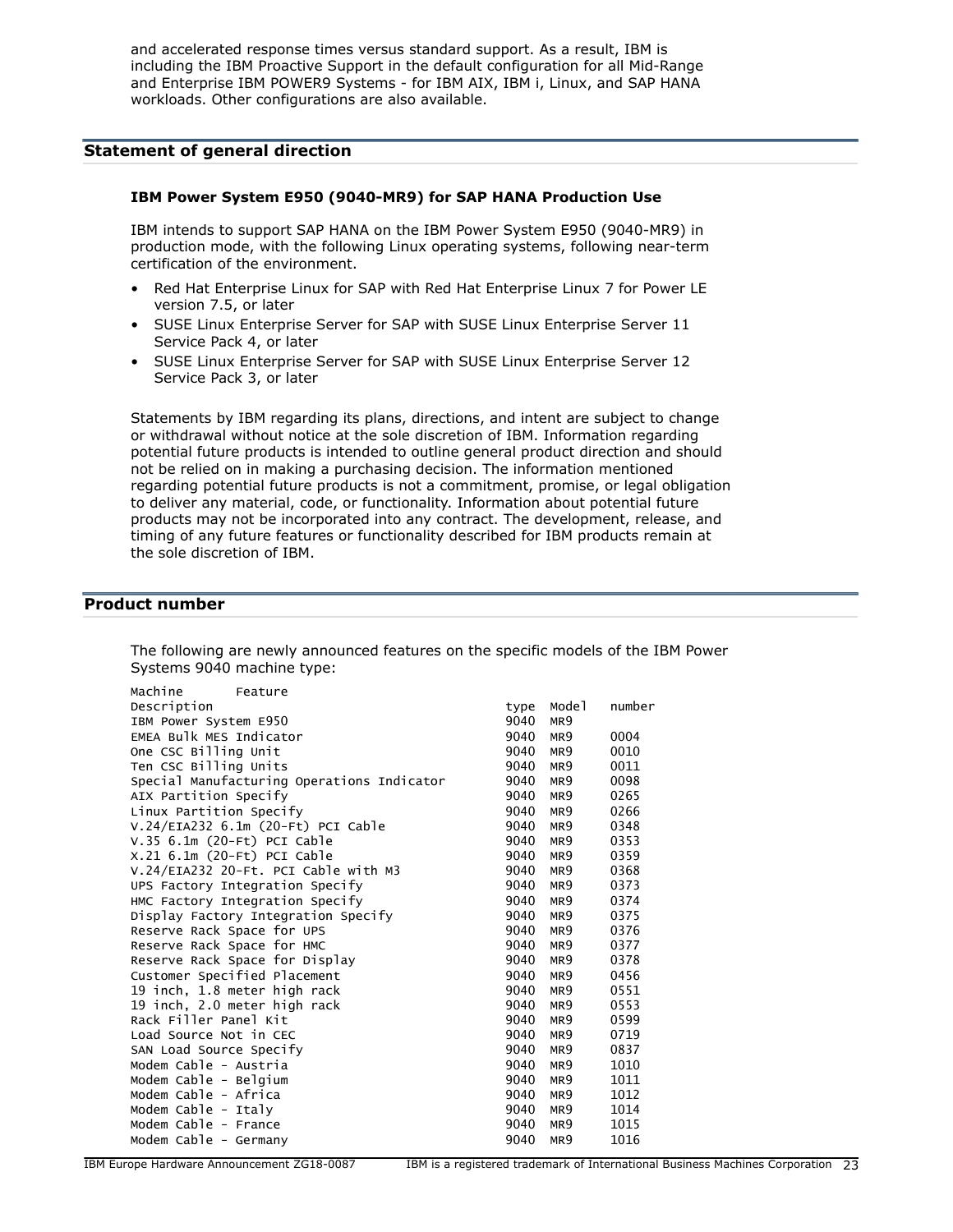and accelerated response times versus standard support. As a result, IBM is including the IBM Proactive Support in the default configuration for all Mid-Range and Enterprise IBM POWER9 Systems - for IBM AIX, IBM i, Linux, and SAP HANA workloads. Other configurations are also available.

## Statement of general direction

### IBM Power System E950 (9040-MR9) for SAP HANA Production Use

IBM intends to support SAP HANA on the IBM Power System E950 (9040-MR9) in production mode, with the following Linux operating systems, following near-term certification of the environment.

- Red Hat Enterprise Linux for SAP with Red Hat Enterprise Linux 7 for Power LE version 7.5, or later
- SUSE Linux Enterprise Server for SAP with SUSE Linux Enterprise Server 11 Service Pack 4, or later
- SUSE Linux Enterprise Server for SAP with SUSE Linux Enterprise Server 12 Service Pack 3, or later

Statements by IBM regarding its plans, directions, and intent are subject to change or withdrawal without notice at the sole discretion of IBM. Information regarding potential future products is intended to outline general product direction and should not be relied on in making a purchasing decision. The information mentioned regarding potential future products is not a commitment, promise, or legal obligation to deliver any material, code, or functionality. Information about potential future products may not be incorporated into any contract. The development, release, and timing of any future features or functionality described for IBM products remain at the sole discretion of IBM.

## Product number

The following are newly announced features on the specific models of the IBM Power Systems 9040 machine type:

| Description | Machine type | Model | Feature number |
|---|---|---|---|
| IBM Power System E950 | 9040 | MR9 | |
| EMEA Bulk MES Indicator | 9040 | MR9 | 0004 |
| One CSC Billing Unit | 9040 | MR9 | 0010 |
| Ten CSC Billing Units | 9040 | MR9 | 0011 |
| Special Manufacturing Operations Indicator | 9040 | MR9 | 0098 |
| AIX Partition Specify | 9040 | MR9 | 0265 |
| Linux Partition Specify | 9040 | MR9 | 0266 |
| V.24/EIA232 6.1m (20-Ft) PCI Cable | 9040 | MR9 | 0348 |
| V.35 6.1m (20-Ft) PCI Cable | 9040 | MR9 | 0353 |
| X.21 6.1m (20-Ft) PCI Cable | 9040 | MR9 | 0359 |
| V.24/EIA232 20-Ft. PCI Cable with M3 | 9040 | MR9 | 0368 |
| UPS Factory Integration Specify | 9040 | MR9 | 0373 |
| HMC Factory Integration Specify | 9040 | MR9 | 0374 |
| Display Factory Integration Specify | 9040 | MR9 | 0375 |
| Reserve Rack Space for UPS | 9040 | MR9 | 0376 |
| Reserve Rack Space for HMC | 9040 | MR9 | 0377 |
| Reserve Rack Space for Display | 9040 | MR9 | 0378 |
| Customer Specified Placement | 9040 | MR9 | 0456 |
| 19 inch, 1.8 meter high rack | 9040 | MR9 | 0551 |
| 19 inch, 2.0 meter high rack | 9040 | MR9 | 0553 |
| Rack Filler Panel Kit | 9040 | MR9 | 0599 |
| Load Source Not in CEC | 9040 | MR9 | 0719 |
| SAN Load Source Specify | 9040 | MR9 | 0837 |
| Modem Cable - Austria | 9040 | MR9 | 1010 |
| Modem Cable - Belgium | 9040 | MR9 | 1011 |
| Modem Cable - Africa | 9040 | MR9 | 1012 |
| Modem Cable - Italy | 9040 | MR9 | 1014 |
| Modem Cable - France | 9040 | MR9 | 1015 |
| Modem Cable - Germany | 9040 | MR9 | 1016 |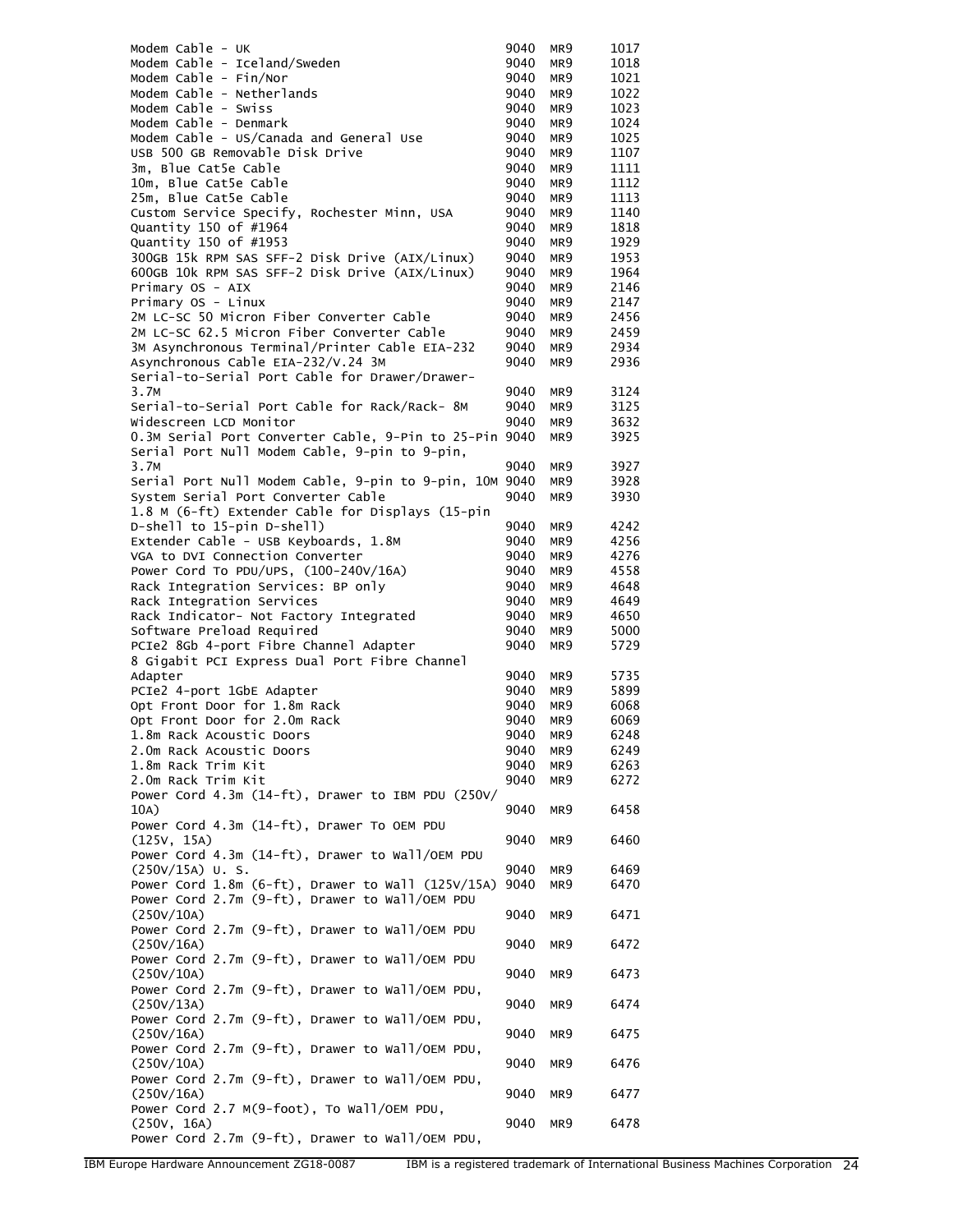| | | | |
|---|---|---|---|
| Modem Cable - UK | 9040 | MR9 | 1017 |
| Modem Cable - Iceland/Sweden | 9040 | MR9 | 1018 |
| Modem Cable - Fin/Nor | 9040 | MR9 | 1021 |
| Modem Cable - Netherlands | 9040 | MR9 | 1022 |
| Modem Cable - Swiss | 9040 | MR9 | 1023 |
| Modem Cable - Denmark | 9040 | MR9 | 1024 |
| Modem Cable - US/Canada and General Use | 9040 | MR9 | 1025 |
| USB 500 GB Removable Disk Drive | 9040 | MR9 | 1107 |
| 3m, Blue Cat5e Cable | 9040 | MR9 | 1111 |
| 10m, Blue Cat5e Cable | 9040 | MR9 | 1112 |
| 25m, Blue Cat5e Cable | 9040 | MR9 | 1113 |
| Custom Service Specify, Rochester Minn, USA | 9040 | MR9 | 1140 |
| Quantity 150 of #1964 | 9040 | MR9 | 1818 |
| Quantity 150 of #1953 | 9040 | MR9 | 1929 |
| 300GB 15k RPM SAS SFF-2 Disk Drive (AIX/Linux) | 9040 | MR9 | 1953 |
| 600GB 10k RPM SAS SFF-2 Disk Drive (AIX/Linux) | 9040 | MR9 | 1964 |
| Primary OS - AIX | 9040 | MR9 | 2146 |
| Primary OS - Linux | 9040 | MR9 | 2147 |
| 2M LC-SC 50 Micron Fiber Converter Cable | 9040 | MR9 | 2456 |
| 2M LC-SC 62.5 Micron Fiber Converter Cable | 9040 | MR9 | 2459 |
| 3M Asynchronous Terminal/Printer Cable EIA-232 | 9040 | MR9 | 2934 |
| Asynchronous Cable EIA-232/V.24 3M | 9040 | MR9 | 2936 |
| Serial-to-Serial Port Cable for Drawer/Drawer- 3.7M | 9040 | MR9 | 3124 |
| Serial-to-Serial Port Cable for Rack/Rack- 8M | 9040 | MR9 | 3125 |
| Widescreen LCD Monitor | 9040 | MR9 | 3632 |
| 0.3M Serial Port Converter Cable, 9-Pin to 25-Pin | 9040 | MR9 | 3925 |
| Serial Port Null Modem Cable, 9-pin to 9-pin, 3.7M | 9040 | MR9 | 3927 |
| Serial Port Null Modem Cable, 9-pin to 9-pin, 10M | 9040 | MR9 | 3928 |
| System Serial Port Converter Cable | 9040 | MR9 | 3930 |
| 1.8 M (6-ft) Extender Cable for Displays (15-pin D-shell to 15-pin D-shell) | 9040 | MR9 | 4242 |
| Extender Cable - USB Keyboards, 1.8M | 9040 | MR9 | 4256 |
| VGA to DVI Connection Converter | 9040 | MR9 | 4276 |
| Power Cord To PDU/UPS, (100-240V/16A) | 9040 | MR9 | 4558 |
| Rack Integration Services: BP only | 9040 | MR9 | 4648 |
| Rack Integration Services | 9040 | MR9 | 4649 |
| Rack Indicator- Not Factory Integrated | 9040 | MR9 | 4650 |
| Software Preload Required | 9040 | MR9 | 5000 |
| PCIe2 8Gb 4-port Fibre Channel Adapter | 9040 | MR9 | 5729 |
| 8 Gigabit PCI Express Dual Port Fibre Channel Adapter | 9040 | MR9 | 5735 |
| PCIe2 4-port 1GbE Adapter | 9040 | MR9 | 5899 |
| Opt Front Door for 1.8m Rack | 9040 | MR9 | 6068 |
| Opt Front Door for 2.0m Rack | 9040 | MR9 | 6069 |
| 1.8m Rack Acoustic Doors | 9040 | MR9 | 6248 |
| 2.0m Rack Acoustic Doors | 9040 | MR9 | 6249 |
| 1.8m Rack Trim Kit | 9040 | MR9 | 6263 |
| 2.0m Rack Trim Kit | 9040 | MR9 | 6272 |
| Power Cord 4.3m (14-ft), Drawer to IBM PDU (250V/10A) | 9040 | MR9 | 6458 |
| Power Cord 4.3m (14-ft), Drawer To OEM PDU (125V, 15A) | 9040 | MR9 | 6460 |
| Power Cord 4.3m (14-ft), Drawer to Wall/OEM PDU (250V/15A) U. S. | 9040 | MR9 | 6469 |
| Power Cord 1.8m (6-ft), Drawer to Wall (125V/15A) | 9040 | MR9 | 6470 |
| Power Cord 2.7m (9-ft), Drawer to Wall/OEM PDU (250V/10A) | 9040 | MR9 | 6471 |
| Power Cord 2.7m (9-ft), Drawer to Wall/OEM PDU (250V/16A) | 9040 | MR9 | 6472 |
| Power Cord 2.7m (9-ft), Drawer to Wall/OEM PDU (250V/10A) | 9040 | MR9 | 6473 |
| Power Cord 2.7m (9-ft), Drawer to Wall/OEM PDU, (250V/13A) | 9040 | MR9 | 6474 |
| Power Cord 2.7m (9-ft), Drawer to Wall/OEM PDU, (250V/16A) | 9040 | MR9 | 6475 |
| Power Cord 2.7m (9-ft), Drawer to Wall/OEM PDU, (250V/10A) | 9040 | MR9 | 6476 |
| Power Cord 2.7m (9-ft), Drawer to Wall/OEM PDU, (250V/16A) | 9040 | MR9 | 6477 |
| Power Cord 2.7 M(9-foot), To Wall/OEM PDU, (250V, 16A) | 9040 | MR9 | 6478 |
| Power Cord 2.7m (9-ft), Drawer to Wall/OEM PDU, | | | |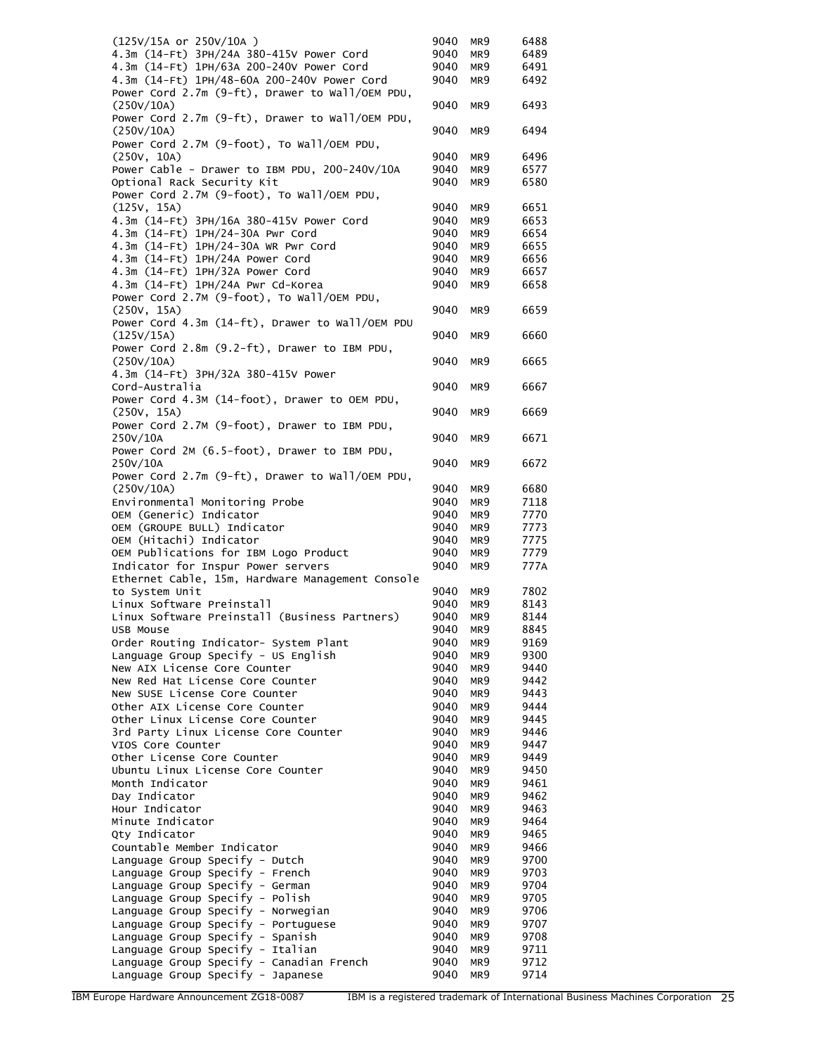| | | | |
|---|---|---|---|
| (125V/15A or 250V/10A ) | 9040 | MR9 | 6488 |
| 4.3m (14-Ft) 3PH/24A 380-415V Power Cord | 9040 | MR9 | 6489 |
| 4.3m (14-Ft) 1PH/63A 200-240V Power Cord | 9040 | MR9 | 6491 |
| 4.3m (14-Ft) 1PH/48-60A 200-240V Power Cord | 9040 | MR9 | 6492 |
| Power Cord 2.7m (9-ft), Drawer to Wall/OEM PDU, (250V/10A) | 9040 | MR9 | 6493 |
| Power Cord 2.7m (9-ft), Drawer to Wall/OEM PDU, (250V/10A) | 9040 | MR9 | 6494 |
| Power Cord 2.7M (9-foot), To Wall/OEM PDU, (250V, 10A) | 9040 | MR9 | 6496 |
| Power Cable - Drawer to IBM PDU, 200-240V/10A | 9040 | MR9 | 6577 |
| Optional Rack Security Kit | 9040 | MR9 | 6580 |
| Power Cord 2.7M (9-foot), To Wall/OEM PDU, (125V, 15A) | 9040 | MR9 | 6651 |
| 4.3m (14-Ft) 3PH/16A 380-415V Power Cord | 9040 | MR9 | 6653 |
| 4.3m (14-Ft) 1PH/24-30A Pwr Cord | 9040 | MR9 | 6654 |
| 4.3m (14-Ft) 1PH/24-30A WR Pwr Cord | 9040 | MR9 | 6655 |
| 4.3m (14-Ft) 1PH/24A Power Cord | 9040 | MR9 | 6656 |
| 4.3m (14-Ft) 1PH/32A Power Cord | 9040 | MR9 | 6657 |
| 4.3m (14-Ft) 1PH/24A Pwr Cd-Korea | 9040 | MR9 | 6658 |
| Power Cord 2.7M (9-foot), To Wall/OEM PDU, (250V, 15A) | 9040 | MR9 | 6659 |
| Power Cord 4.3m (14-ft), Drawer to Wall/OEM PDU (125V/15A) | 9040 | MR9 | 6660 |
| Power Cord 2.8m (9.2-ft), Drawer to IBM PDU, (250V/10A) | 9040 | MR9 | 6665 |
| 4.3m (14-Ft) 3PH/32A 380-415V Power Cord-Australia | 9040 | MR9 | 6667 |
| Power Cord 4.3M (14-foot), Drawer to OEM PDU, (250V, 15A) | 9040 | MR9 | 6669 |
| Power Cord 2.7M (9-foot), Drawer to IBM PDU, 250V/10A | 9040 | MR9 | 6671 |
| Power Cord 2M (6.5-foot), Drawer to IBM PDU, 250V/10A | 9040 | MR9 | 6672 |
| Power Cord 2.7m (9-ft), Drawer to Wall/OEM PDU, (250V/10A) | 9040 | MR9 | 6680 |
| Environmental Monitoring Probe | 9040 | MR9 | 7118 |
| OEM (Generic) Indicator | 9040 | MR9 | 7770 |
| OEM (GROUPE BULL) Indicator | 9040 | MR9 | 7773 |
| OEM (Hitachi) Indicator | 9040 | MR9 | 7775 |
| OEM Publications for IBM Logo Product | 9040 | MR9 | 7779 |
| Indicator for Inspur Power servers | 9040 | MR9 | 777A |
| Ethernet Cable, 15m, Hardware Management Console to System Unit | 9040 | MR9 | 7802 |
| Linux Software Preinstall | 9040 | MR9 | 8143 |
| Linux Software Preinstall (Business Partners) | 9040 | MR9 | 8144 |
| USB Mouse | 9040 | MR9 | 8845 |
| Order Routing Indicator- System Plant | 9040 | MR9 | 9169 |
| Language Group Specify - US English | 9040 | MR9 | 9300 |
| New AIX License Core Counter | 9040 | MR9 | 9440 |
| New Red Hat License Core Counter | 9040 | MR9 | 9442 |
| New SUSE License Core Counter | 9040 | MR9 | 9443 |
| Other AIX License Core Counter | 9040 | MR9 | 9444 |
| Other Linux License Core Counter | 9040 | MR9 | 9445 |
| 3rd Party Linux License Core Counter | 9040 | MR9 | 9446 |
| VIOS Core Counter | 9040 | MR9 | 9447 |
| Other License Core Counter | 9040 | MR9 | 9449 |
| Ubuntu Linux License Core Counter | 9040 | MR9 | 9450 |
| Month Indicator | 9040 | MR9 | 9461 |
| Day Indicator | 9040 | MR9 | 9462 |
| Hour Indicator | 9040 | MR9 | 9463 |
| Minute Indicator | 9040 | MR9 | 9464 |
| Qty Indicator | 9040 | MR9 | 9465 |
| Countable Member Indicator | 9040 | MR9 | 9466 |
| Language Group Specify - Dutch | 9040 | MR9 | 9700 |
| Language Group Specify - French | 9040 | MR9 | 9703 |
| Language Group Specify - German | 9040 | MR9 | 9704 |
| Language Group Specify - Polish | 9040 | MR9 | 9705 |
| Language Group Specify - Norwegian | 9040 | MR9 | 9706 |
| Language Group Specify - Portuguese | 9040 | MR9 | 9707 |
| Language Group Specify - Spanish | 9040 | MR9 | 9708 |
| Language Group Specify - Italian | 9040 | MR9 | 9711 |
| Language Group Specify - Canadian French | 9040 | MR9 | 9712 |
| Language Group Specify - Japanese | 9040 | MR9 | 9714 |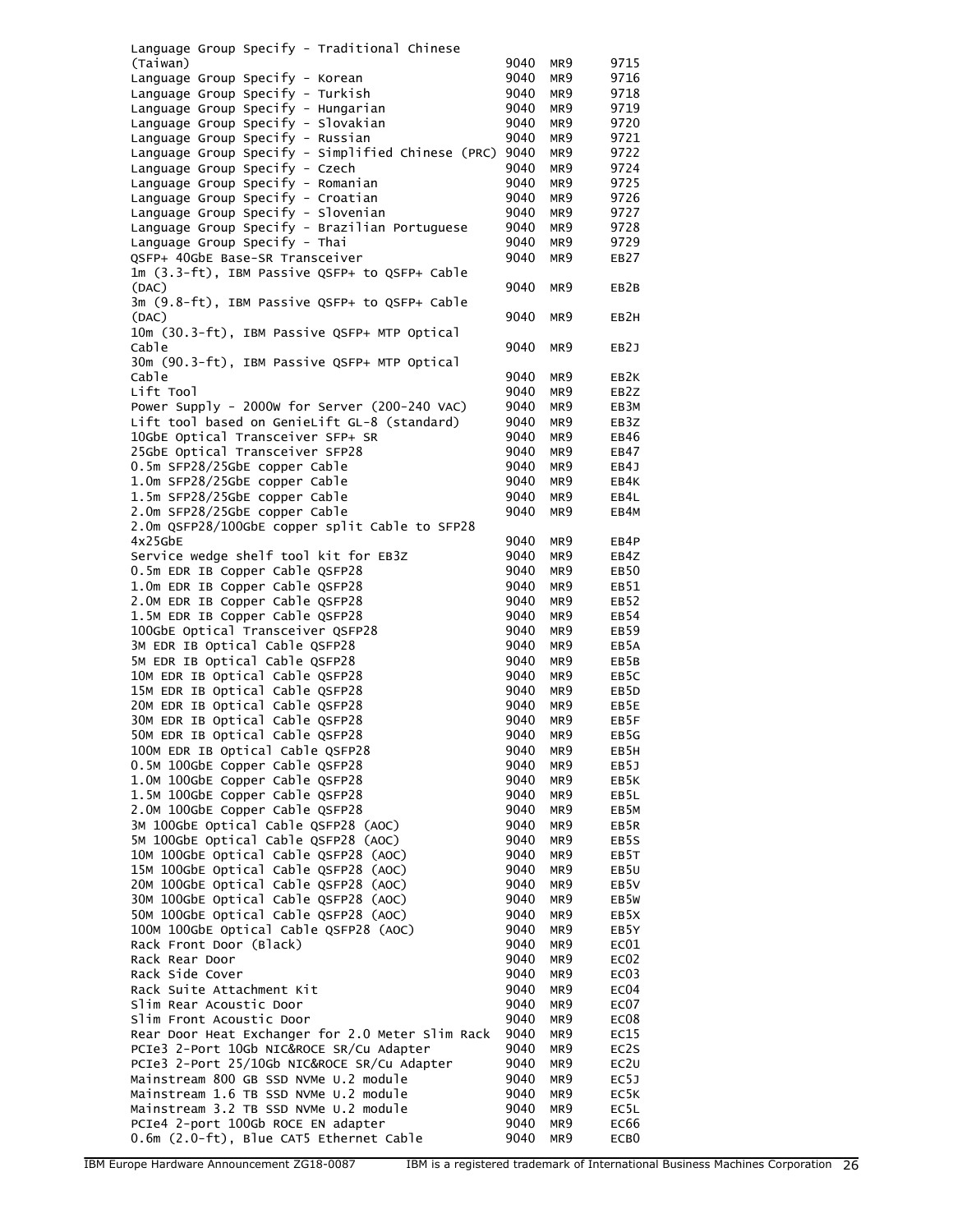| | | | |
|---|---|---|---|
| Language Group Specify - Traditional Chinese (Taiwan) | 9040 | MR9 | 9715 |
| Language Group Specify - Korean | 9040 | MR9 | 9716 |
| Language Group Specify - Turkish | 9040 | MR9 | 9718 |
| Language Group Specify - Hungarian | 9040 | MR9 | 9719 |
| Language Group Specify - Slovakian | 9040 | MR9 | 9720 |
| Language Group Specify - Russian | 9040 | MR9 | 9721 |
| Language Group Specify - Simplified Chinese (PRC) | 9040 | MR9 | 9722 |
| Language Group Specify - Czech | 9040 | MR9 | 9724 |
| Language Group Specify - Romanian | 9040 | MR9 | 9725 |
| Language Group Specify - Croatian | 9040 | MR9 | 9726 |
| Language Group Specify - Slovenian | 9040 | MR9 | 9727 |
| Language Group Specify - Brazilian Portuguese | 9040 | MR9 | 9728 |
| Language Group Specify - Thai | 9040 | MR9 | 9729 |
| QSFP+ 40GbE Base-SR Transceiver | 9040 | MR9 | EB27 |
| 1m (3.3-ft), IBM Passive QSFP+ to QSFP+ Cable (DAC) | 9040 | MR9 | EB2B |
| 3m (9.8-ft), IBM Passive QSFP+ to QSFP+ Cable (DAC) | 9040 | MR9 | EB2H |
| 10m (30.3-ft), IBM Passive QSFP+ MTP Optical Cable | 9040 | MR9 | EB2J |
| 30m (90.3-ft), IBM Passive QSFP+ MTP Optical Cable | 9040 | MR9 | EB2K |
| Lift Tool | 9040 | MR9 | EB2Z |
| Power Supply - 2000W for Server (200-240 VAC) | 9040 | MR9 | EB3M |
| Lift tool based on GenieLift GL-8 (standard) | 9040 | MR9 | EB3Z |
| 10GbE Optical Transceiver SFP+ SR | 9040 | MR9 | EB46 |
| 25GbE Optical Transceiver SFP28 | 9040 | MR9 | EB47 |
| 0.5m SFP28/25GbE copper Cable | 9040 | MR9 | EB4J |
| 1.0m SFP28/25GbE copper Cable | 9040 | MR9 | EB4K |
| 1.5m SFP28/25GbE copper Cable | 9040 | MR9 | EB4L |
| 2.0m SFP28/25GbE copper Cable | 9040 | MR9 | EB4M |
| 2.0m QSFP28/100GbE copper split Cable to SFP28 4x25GbE | 9040 | MR9 | EB4P |
| Service wedge shelf tool kit for EB3Z | 9040 | MR9 | EB4Z |
| 0.5m EDR IB Copper Cable QSFP28 | 9040 | MR9 | EB50 |
| 1.0m EDR IB Copper Cable QSFP28 | 9040 | MR9 | EB51 |
| 2.0M EDR IB Copper Cable QSFP28 | 9040 | MR9 | EB52 |
| 1.5M EDR IB Copper Cable QSFP28 | 9040 | MR9 | EB54 |
| 100GbE Optical Transceiver QSFP28 | 9040 | MR9 | EB59 |
| 3M EDR IB Optical Cable QSFP28 | 9040 | MR9 | EB5A |
| 5M EDR IB Optical Cable QSFP28 | 9040 | MR9 | EB5B |
| 10M EDR IB Optical Cable QSFP28 | 9040 | MR9 | EB5C |
| 15M EDR IB Optical Cable QSFP28 | 9040 | MR9 | EB5D |
| 20M EDR IB Optical Cable QSFP28 | 9040 | MR9 | EB5E |
| 30M EDR IB Optical Cable QSFP28 | 9040 | MR9 | EB5F |
| 50M EDR IB Optical Cable QSFP28 | 9040 | MR9 | EB5G |
| 100M EDR IB Optical Cable QSFP28 | 9040 | MR9 | EB5H |
| 0.5M 100GbE Copper Cable QSFP28 | 9040 | MR9 | EB5J |
| 1.0M 100GbE Copper Cable QSFP28 | 9040 | MR9 | EB5K |
| 1.5M 100GbE Copper Cable QSFP28 | 9040 | MR9 | EB5L |
| 2.0M 100GbE Copper Cable QSFP28 | 9040 | MR9 | EB5M |
| 3M 100GbE Optical Cable QSFP28 (AOC) | 9040 | MR9 | EB5R |
| 5M 100GbE Optical Cable QSFP28 (AOC) | 9040 | MR9 | EB5S |
| 10M 100GbE Optical Cable QSFP28 (AOC) | 9040 | MR9 | EB5T |
| 15M 100GbE Optical Cable QSFP28 (AOC) | 9040 | MR9 | EB5U |
| 20M 100GbE Optical Cable QSFP28 (AOC) | 9040 | MR9 | EB5V |
| 30M 100GbE Optical Cable QSFP28 (AOC) | 9040 | MR9 | EB5W |
| 50M 100GbE Optical Cable QSFP28 (AOC) | 9040 | MR9 | EB5X |
| 100M 100GbE Optical Cable QSFP28 (AOC) | 9040 | MR9 | EB5Y |
| Rack Front Door (Black) | 9040 | MR9 | EC01 |
| Rack Rear Door | 9040 | MR9 | EC02 |
| Rack Side Cover | 9040 | MR9 | EC03 |
| Rack Suite Attachment Kit | 9040 | MR9 | EC04 |
| Slim Rear Acoustic Door | 9040 | MR9 | EC07 |
| Slim Front Acoustic Door | 9040 | MR9 | EC08 |
| Rear Door Heat Exchanger for 2.0 Meter Slim Rack | 9040 | MR9 | EC15 |
| PCIe3 2-Port 10Gb NIC&ROCE SR/Cu Adapter | 9040 | MR9 | EC2S |
| PCIe3 2-Port 25/10Gb NIC&ROCE SR/Cu Adapter | 9040 | MR9 | EC2U |
| Mainstream 800 GB SSD NVMe U.2 module | 9040 | MR9 | EC5J |
| Mainstream 1.6 TB SSD NVMe U.2 module | 9040 | MR9 | EC5K |
| Mainstream 3.2 TB SSD NVMe U.2 module | 9040 | MR9 | EC5L |
| PCIe4 2-port 100Gb ROCE EN adapter | 9040 | MR9 | EC66 |
| 0.6m (2.0-ft), Blue CAT5 Ethernet Cable | 9040 | MR9 | ECB0 |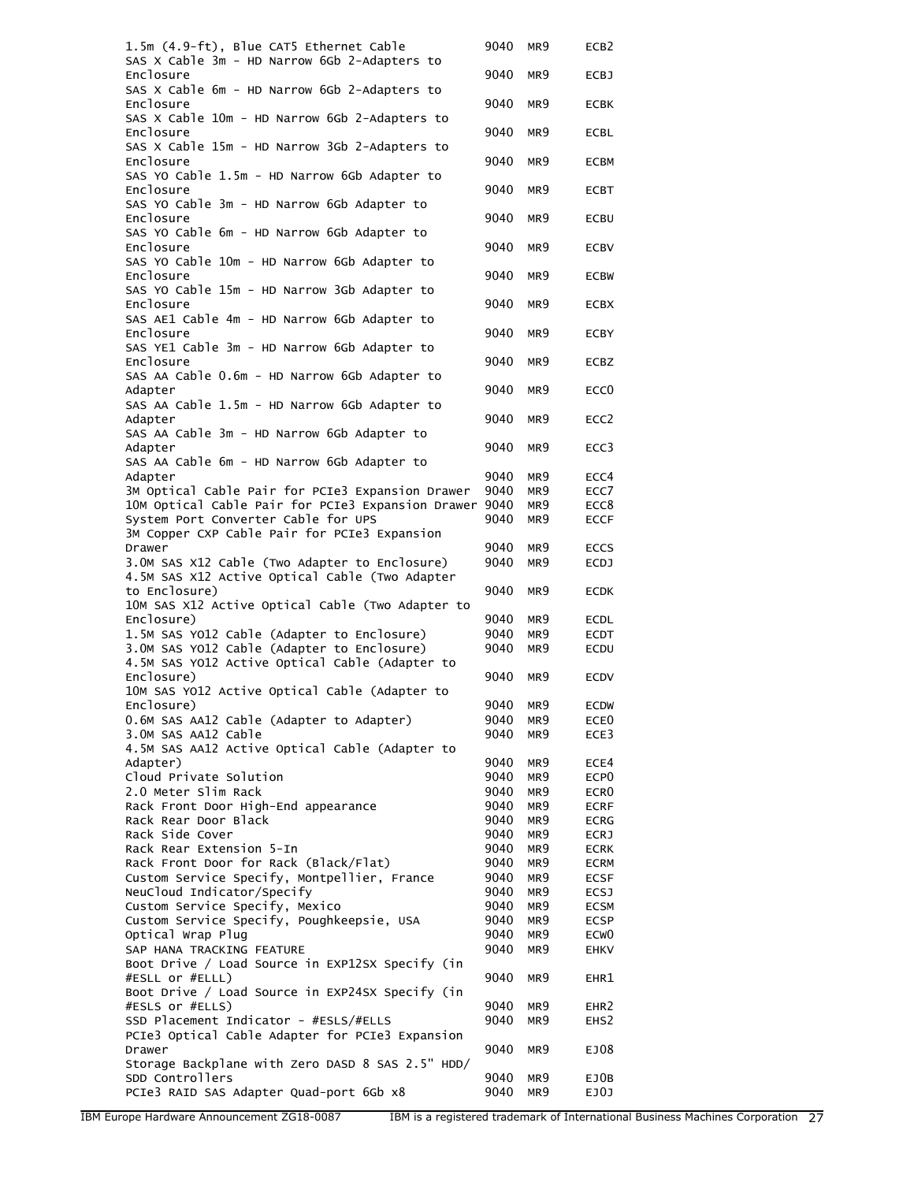| | | | |
|---|---|---|---|
| 1.5m (4.9-ft), Blue CAT5 Ethernet Cable | 9040 | MR9 | ECB2 |
| SAS X Cable 3m - HD Narrow 6Gb 2-Adapters to Enclosure | 9040 | MR9 | ECBJ |
| SAS X Cable 6m - HD Narrow 6Gb 2-Adapters to Enclosure | 9040 | MR9 | ECBK |
| SAS X Cable 10m - HD Narrow 6Gb 2-Adapters to Enclosure | 9040 | MR9 | ECBL |
| SAS X Cable 15m - HD Narrow 3Gb 2-Adapters to Enclosure | 9040 | MR9 | ECBM |
| SAS YO Cable 1.5m - HD Narrow 6Gb Adapter to Enclosure | 9040 | MR9 | ECBT |
| SAS YO Cable 3m - HD Narrow 6Gb Adapter to Enclosure | 9040 | MR9 | ECBU |
| SAS YO Cable 6m - HD Narrow 6Gb Adapter to Enclosure | 9040 | MR9 | ECBV |
| SAS YO Cable 10m - HD Narrow 6Gb Adapter to Enclosure | 9040 | MR9 | ECBW |
| SAS YO Cable 15m - HD Narrow 3Gb Adapter to Enclosure | 9040 | MR9 | ECBX |
| SAS AE1 Cable 4m - HD Narrow 6Gb Adapter to Enclosure | 9040 | MR9 | ECBY |
| SAS YE1 Cable 3m - HD Narrow 6Gb Adapter to Enclosure | 9040 | MR9 | ECBZ |
| SAS AA Cable 0.6m - HD Narrow 6Gb Adapter to Adapter | 9040 | MR9 | ECC0 |
| SAS AA Cable 1.5m - HD Narrow 6Gb Adapter to Adapter | 9040 | MR9 | ECC2 |
| SAS AA Cable 3m - HD Narrow 6Gb Adapter to Adapter | 9040 | MR9 | ECC3 |
| SAS AA Cable 6m - HD Narrow 6Gb Adapter to Adapter | 9040 | MR9 | ECC4 |
| 3M Optical Cable Pair for PCIe3 Expansion Drawer | 9040 | MR9 | ECC7 |
| 10M Optical Cable Pair for PCIe3 Expansion Drawer | 9040 | MR9 | ECC8 |
| System Port Converter Cable for UPS | 9040 | MR9 | ECCF |
| 3M Copper CXP Cable Pair for PCIe3 Expansion Drawer | 9040 | MR9 | ECCS |
| 3.0M SAS X12 Cable (Two Adapter to Enclosure) | 9040 | MR9 | ECDJ |
| 4.5M SAS X12 Active Optical Cable (Two Adapter to Enclosure) | 9040 | MR9 | ECDK |
| 10M SAS X12 Active Optical Cable (Two Adapter to Enclosure) | 9040 | MR9 | ECDL |
| 1.5M SAS YO12 Cable (Adapter to Enclosure) | 9040 | MR9 | ECDT |
| 3.0M SAS YO12 Cable (Adapter to Enclosure) | 9040 | MR9 | ECDU |
| 4.5M SAS YO12 Active Optical Cable (Adapter to Enclosure) | 9040 | MR9 | ECDV |
| 10M SAS YO12 Active Optical Cable (Adapter to Enclosure) | 9040 | MR9 | ECDW |
| 0.6M SAS AA12 Cable (Adapter to Adapter) | 9040 | MR9 | ECE0 |
| 3.0M SAS AA12 Cable | 9040 | MR9 | ECE3 |
| 4.5M SAS AA12 Active Optical Cable (Adapter to Adapter) | 9040 | MR9 | ECE4 |
| Cloud Private Solution | 9040 | MR9 | ECP0 |
| 2.0 Meter Slim Rack | 9040 | MR9 | ECR0 |
| Rack Front Door High-End appearance | 9040 | MR9 | ECRF |
| Rack Rear Door Black | 9040 | MR9 | ECRG |
| Rack Side Cover | 9040 | MR9 | ECRJ |
| Rack Rear Extension 5-In | 9040 | MR9 | ECRK |
| Rack Front Door for Rack (Black/Flat) | 9040 | MR9 | ECRM |
| Custom Service Specify, Montpellier, France | 9040 | MR9 | ECSF |
| NeuCloud Indicator/Specify | 9040 | MR9 | ECSJ |
| Custom Service Specify, Mexico | 9040 | MR9 | ECSM |
| Custom Service Specify, Poughkeepsie, USA | 9040 | MR9 | ECSP |
| Optical Wrap Plug | 9040 | MR9 | ECW0 |
| SAP HANA TRACKING FEATURE | 9040 | MR9 | EHKV |
| Boot Drive / Load Source in EXP12SX Specify (in #ESLL or #ELLL) | 9040 | MR9 | EHR1 |
| Boot Drive / Load Source in EXP24SX Specify (in #ESLS or #ELLS) | 9040 | MR9 | EHR2 |
| SSD Placement Indicator - #ESLS/#ELLS | 9040 | MR9 | EHS2 |
| PCIe3 Optical Cable Adapter for PCIe3 Expansion Drawer | 9040 | MR9 | EJ08 |
| Storage Backplane with Zero DASD 8 SAS 2.5" HDD/SDD Controllers | 9040 | MR9 | EJ0B |
| PCIe3 RAID SAS Adapter Quad-port 6Gb x8 | 9040 | MR9 | EJ0J |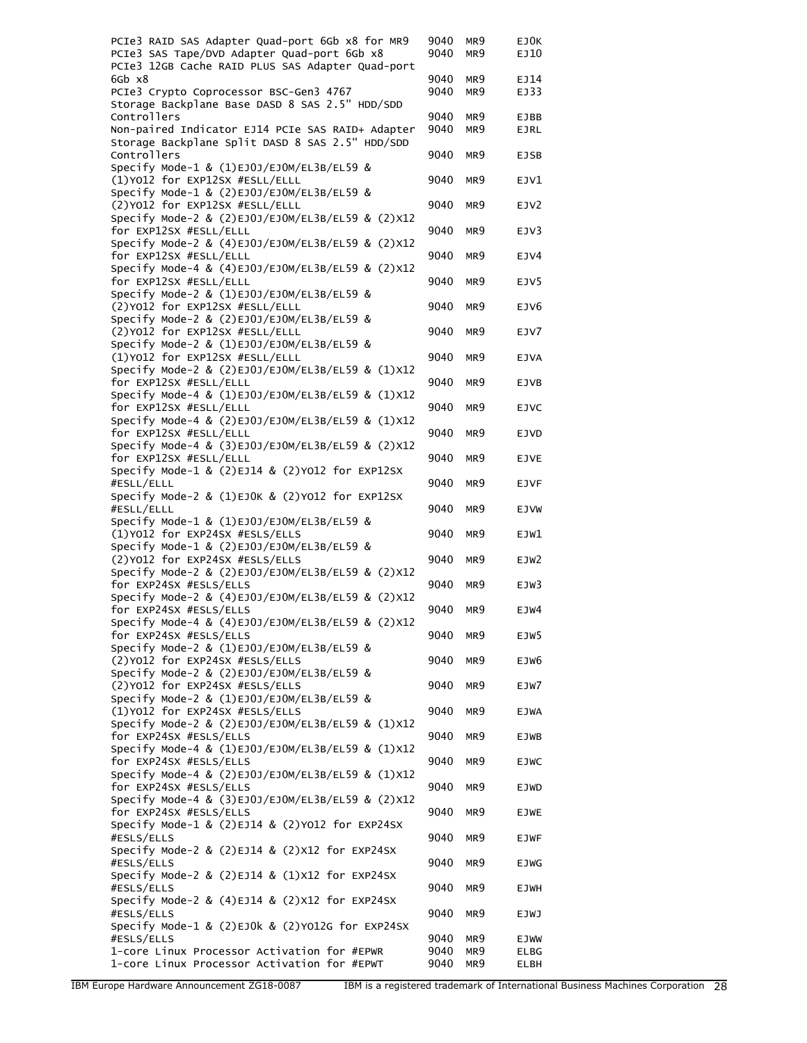| | | | |
|---|---|---|---|
| PCIe3 RAID SAS Adapter Quad-port 6Gb x8 for MR9 | 9040 | MR9 | EJ0K |
| PCIe3 SAS Tape/DVD Adapter Quad-port 6Gb x8 | 9040 | MR9 | EJ10 |
| PCIe3 12GB Cache RAID PLUS SAS Adapter Quad-port 6Gb x8 | 9040 | MR9 | EJ14 |
| PCIe3 Crypto Coprocessor BSC-Gen3 4767 | 9040 | MR9 | EJ33 |
| Storage Backplane Base DASD 8 SAS 2.5" HDD/SDD Controllers | 9040 | MR9 | EJBB |
| Non-paired Indicator EJ14 PCIe SAS RAID+ Adapter | 9040 | MR9 | EJRL |
| Storage Backplane Split DASD 8 SAS 2.5" HDD/SDD Controllers | 9040 | MR9 | EJSB |
| Specify Mode-1 & (1)EJ0J/EJ0M/EL3B/EL59 & (1)YO12 for EXP12SX #ESLL/ELLL | 9040 | MR9 | EJV1 |
| Specify Mode-1 & (2)EJ0J/EJ0M/EL3B/EL59 & (2)YO12 for EXP12SX #ESLL/ELLL | 9040 | MR9 | EJV2 |
| Specify Mode-2 & (2)EJ0J/EJ0M/EL3B/EL59 & (2)X12 for EXP12SX #ESLL/ELLL | 9040 | MR9 | EJV3 |
| Specify Mode-2 & (4)EJ0J/EJ0M/EL3B/EL59 & (2)X12 for EXP12SX #ESLL/ELLL | 9040 | MR9 | EJV4 |
| Specify Mode-4 & (4)EJ0J/EJ0M/EL3B/EL59 & (2)X12 for EXP12SX #ESLL/ELLL | 9040 | MR9 | EJV5 |
| Specify Mode-2 & (1)EJ0J/EJ0M/EL3B/EL59 & (2)YO12 for EXP12SX #ESLL/ELLL | 9040 | MR9 | EJV6 |
| Specify Mode-2 & (2)EJ0J/EJ0M/EL3B/EL59 & (2)YO12 for EXP12SX #ESLL/ELLL | 9040 | MR9 | EJV7 |
| Specify Mode-2 & (1)EJ0J/EJ0M/EL3B/EL59 & (1)YO12 for EXP12SX #ESLL/ELLL | 9040 | MR9 | EJVA |
| Specify Mode-2 & (2)EJ0J/EJ0M/EL3B/EL59 & (1)X12 for EXP12SX #ESLL/ELLL | 9040 | MR9 | EJVB |
| Specify Mode-4 & (1)EJ0J/EJ0M/EL3B/EL59 & (1)X12 for EXP12SX #ESLL/ELLL | 9040 | MR9 | EJVC |
| Specify Mode-4 & (2)EJ0J/EJ0M/EL3B/EL59 & (1)X12 for EXP12SX #ESLL/ELLL | 9040 | MR9 | EJVD |
| Specify Mode-4 & (3)EJ0J/EJ0M/EL3B/EL59 & (2)X12 for EXP12SX #ESLL/ELLL | 9040 | MR9 | EJVE |
| Specify Mode-1 & (2)EJ14 & (2)YO12 for EXP12SX #ESLL/ELLL | 9040 | MR9 | EJVF |
| Specify Mode-2 & (1)EJ0K & (2)YO12 for EXP12SX #ESLL/ELLL | 9040 | MR9 | EJVW |
| Specify Mode-1 & (1)EJ0J/EJ0M/EL3B/EL59 & (1)YO12 for EXP24SX #ESLS/ELLS | 9040 | MR9 | EJW1 |
| Specify Mode-1 & (2)EJ0J/EJ0M/EL3B/EL59 & (2)YO12 for EXP24SX #ESLS/ELLS | 9040 | MR9 | EJW2 |
| Specify Mode-2 & (2)EJ0J/EJ0M/EL3B/EL59 & (2)X12 for EXP24SX #ESLS/ELLS | 9040 | MR9 | EJW3 |
| Specify Mode-2 & (4)EJ0J/EJ0M/EL3B/EL59 & (2)X12 for EXP24SX #ESLS/ELLS | 9040 | MR9 | EJW4 |
| Specify Mode-4 & (4)EJ0J/EJ0M/EL3B/EL59 & (2)X12 for EXP24SX #ESLS/ELLS | 9040 | MR9 | EJW5 |
| Specify Mode-2 & (1)EJ0J/EJ0M/EL3B/EL59 & (2)YO12 for EXP24SX #ESLS/ELLS | 9040 | MR9 | EJW6 |
| Specify Mode-2 & (2)EJ0J/EJ0M/EL3B/EL59 & (2)YO12 for EXP24SX #ESLS/ELLS | 9040 | MR9 | EJW7 |
| Specify Mode-2 & (1)EJ0J/EJ0M/EL3B/EL59 & (1)YO12 for EXP24SX #ESLS/ELLS | 9040 | MR9 | EJWA |
| Specify Mode-2 & (2)EJ0J/EJ0M/EL3B/EL59 & (1)X12 for EXP24SX #ESLS/ELLS | 9040 | MR9 | EJWB |
| Specify Mode-4 & (1)EJ0J/EJ0M/EL3B/EL59 & (1)X12 for EXP24SX #ESLS/ELLS | 9040 | MR9 | EJWC |
| Specify Mode-4 & (2)EJ0J/EJ0M/EL3B/EL59 & (1)X12 for EXP24SX #ESLS/ELLS | 9040 | MR9 | EJWD |
| Specify Mode-4 & (3)EJ0J/EJ0M/EL3B/EL59 & (2)X12 for EXP24SX #ESLS/ELLS | 9040 | MR9 | EJWE |
| Specify Mode-1 & (2)EJ14 & (2)YO12 for EXP24SX #ESLS/ELLS | 9040 | MR9 | EJWF |
| Specify Mode-2 & (2)EJ14 & (2)X12 for EXP24SX #ESLS/ELLS | 9040 | MR9 | EJWG |
| Specify Mode-2 & (2)EJ14 & (1)X12 for EXP24SX #ESLS/ELLS | 9040 | MR9 | EJWH |
| Specify Mode-2 & (4)EJ14 & (2)X12 for EXP24SX #ESLS/ELLS | 9040 | MR9 | EJWJ |
| Specify Mode-1 & (2)EJ0k & (2)YO12G for EXP24SX #ESLS/ELLS | 9040 | MR9 | EJWW |
| 1-core Linux Processor Activation for #EPWR | 9040 | MR9 | ELBG |
| 1-core Linux Processor Activation for #EPWT | 9040 | MR9 | ELBH |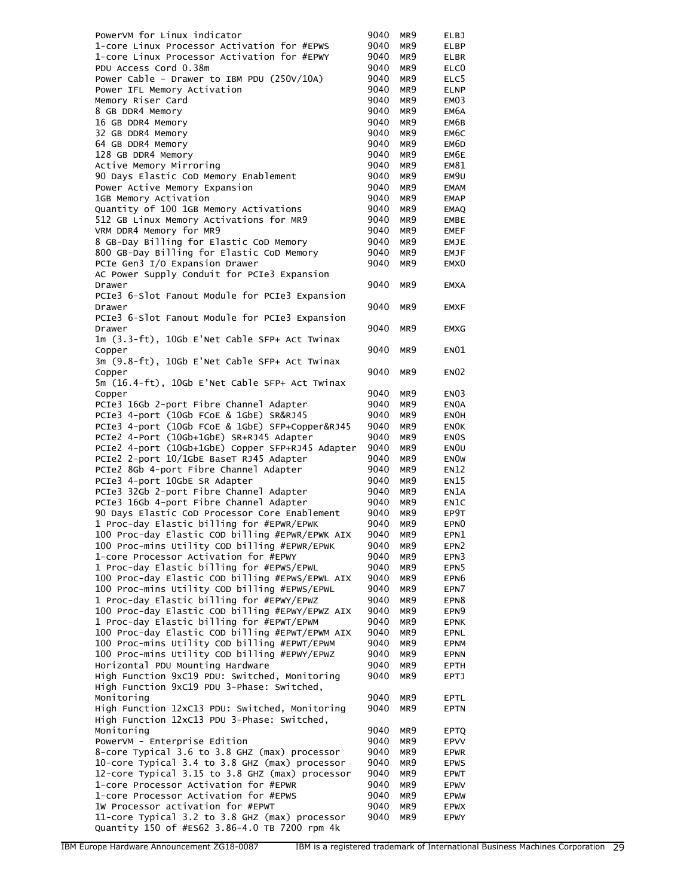| | | | |
|---|---|---|---|
| PowerVM for Linux indicator | 9040 | MR9 | ELBJ |
| 1-core Linux Processor Activation for #EPWS | 9040 | MR9 | ELBP |
| 1-core Linux Processor Activation for #EPWY | 9040 | MR9 | ELBR |
| PDU Access Cord 0.38m | 9040 | MR9 | ELC0 |
| Power Cable - Drawer to IBM PDU (250V/10A) | 9040 | MR9 | ELC5 |
| Power IFL Memory Activation | 9040 | MR9 | ELNP |
| Memory Riser Card | 9040 | MR9 | EM03 |
| 8 GB DDR4 Memory | 9040 | MR9 | EM6A |
| 16 GB DDR4 Memory | 9040 | MR9 | EM6B |
| 32 GB DDR4 Memory | 9040 | MR9 | EM6C |
| 64 GB DDR4 Memory | 9040 | MR9 | EM6D |
| 128 GB DDR4 Memory | 9040 | MR9 | EM6E |
| Active Memory Mirroring | 9040 | MR9 | EM81 |
| 90 Days Elastic CoD Memory Enablement | 9040 | MR9 | EM9U |
| Power Active Memory Expansion | 9040 | MR9 | EMAM |
| 1GB Memory Activation | 9040 | MR9 | EMAP |
| Quantity of 100 1GB Memory Activations | 9040 | MR9 | EMAQ |
| 512 GB Linux Memory Activations for MR9 | 9040 | MR9 | EMBE |
| VRM DDR4 Memory for MR9 | 9040 | MR9 | EMEF |
| 8 GB-Day Billing for Elastic CoD Memory | 9040 | MR9 | EMJE |
| 800 GB-Day Billing for Elastic CoD Memory | 9040 | MR9 | EMJF |
| PCIe Gen3 I/O Expansion Drawer | 9040 | MR9 | EMX0 |
| AC Power Supply Conduit for PCIe3 Expansion Drawer | 9040 | MR9 | EMXA |
| PCIe3 6-Slot Fanout Module for PCIe3 Expansion Drawer | 9040 | MR9 | EMXF |
| PCIe3 6-Slot Fanout Module for PCIe3 Expansion Drawer | 9040 | MR9 | EMXG |
| 1m (3.3-ft), 10Gb E'Net Cable SFP+ Act Twinax Copper | 9040 | MR9 | EN01 |
| 3m (9.8-ft), 10Gb E'Net Cable SFP+ Act Twinax Copper | 9040 | MR9 | EN02 |
| 5m (16.4-ft), 10Gb E'Net Cable SFP+ Act Twinax Copper | 9040 | MR9 | EN03 |
| PCIe3 16Gb 2-port Fibre Channel Adapter | 9040 | MR9 | EN0A |
| PCIe3 4-port (10Gb FCoE & 1GbE) SR&RJ45 | 9040 | MR9 | EN0H |
| PCIe3 4-port (10Gb FCoE & 1GbE) SFP+Copper&RJ45 | 9040 | MR9 | EN0K |
| PCIe2 4-Port (10Gb+1GbE) SR+RJ45 Adapter | 9040 | MR9 | EN0S |
| PCIe2 4-port (10Gb+1GbE) Copper SFP+RJ45 Adapter | 9040 | MR9 | EN0U |
| PCIe2 2-port 10/1GbE BaseT RJ45 Adapter | 9040 | MR9 | EN0W |
| PCIe2 8Gb 4-port Fibre Channel Adapter | 9040 | MR9 | EN12 |
| PCIe3 4-port 10GbE SR Adapter | 9040 | MR9 | EN15 |
| PCIe3 32Gb 2-port Fibre Channel Adapter | 9040 | MR9 | EN1A |
| PCIe3 16Gb 4-port Fibre Channel Adapter | 9040 | MR9 | EN1C |
| 90 Days Elastic CoD Processor Core Enablement | 9040 | MR9 | EP9T |
| 1 Proc-day Elastic billing for #EPWR/EPWK | 9040 | MR9 | EPN0 |
| 100 Proc-day Elastic COD billing #EPWR/EPWK AIX | 9040 | MR9 | EPN1 |
| 100 Proc-mins Utility COD billing #EPWR/EPWK | 9040 | MR9 | EPN2 |
| 1-core Processor Activation for #EPWY | 9040 | MR9 | EPN3 |
| 1 Proc-day Elastic billing for #EPWS/EPWL | 9040 | MR9 | EPN5 |
| 100 Proc-day Elastic COD billing #EPWS/EPWL AIX | 9040 | MR9 | EPN6 |
| 100 Proc-mins Utility COD billing #EPWS/EPWL | 9040 | MR9 | EPN7 |
| 1 Proc-day Elastic billing for #EPWY/EPWZ | 9040 | MR9 | EPN8 |
| 100 Proc-day Elastic COD billing #EPWY/EPWZ AIX | 9040 | MR9 | EPN9 |
| 1 Proc-day Elastic billing for #EPWT/EPWM | 9040 | MR9 | EPNK |
| 100 Proc-day Elastic COD billing #EPWT/EPWM AIX | 9040 | MR9 | EPNL |
| 100 Proc-mins Utility COD billing #EPWT/EPWM | 9040 | MR9 | EPNM |
| 100 Proc-mins Utility COD billing #EPWY/EPWZ | 9040 | MR9 | EPNN |
| Horizontal PDU Mounting Hardware | 9040 | MR9 | EPTH |
| High Function 9xC19 PDU: Switched, Monitoring | 9040 | MR9 | EPTJ |
| High Function 9xC19 PDU 3-Phase: Switched, Monitoring | 9040 | MR9 | EPTL |
| High Function 12xC13 PDU: Switched, Monitoring | 9040 | MR9 | EPTN |
| High Function 12xC13 PDU 3-Phase: Switched, Monitoring | 9040 | MR9 | EPTQ |
| PowerVM - Enterprise Edition | 9040 | MR9 | EPVV |
| 8-core Typical 3.6 to 3.8 GHZ (max) processor | 9040 | MR9 | EPWR |
| 10-core Typical 3.4 to 3.8 GHZ (max) processor | 9040 | MR9 | EPWS |
| 12-core Typical 3.15 to 3.8 GHZ (max) processor | 9040 | MR9 | EPWT |
| 1-core Processor Activation for #EPWR | 9040 | MR9 | EPWV |
| 1-core Processor Activation for #EPWS | 9040 | MR9 | EPWW |
| 1W Processor activation for #EPWT | 9040 | MR9 | EPWX |
| 11-core Typical 3.2 to 3.8 GHZ (max) processor | 9040 | MR9 | EPWY |
| Quantity 150 of #ES62 3.86-4.0 TB 7200 rpm 4k | | | |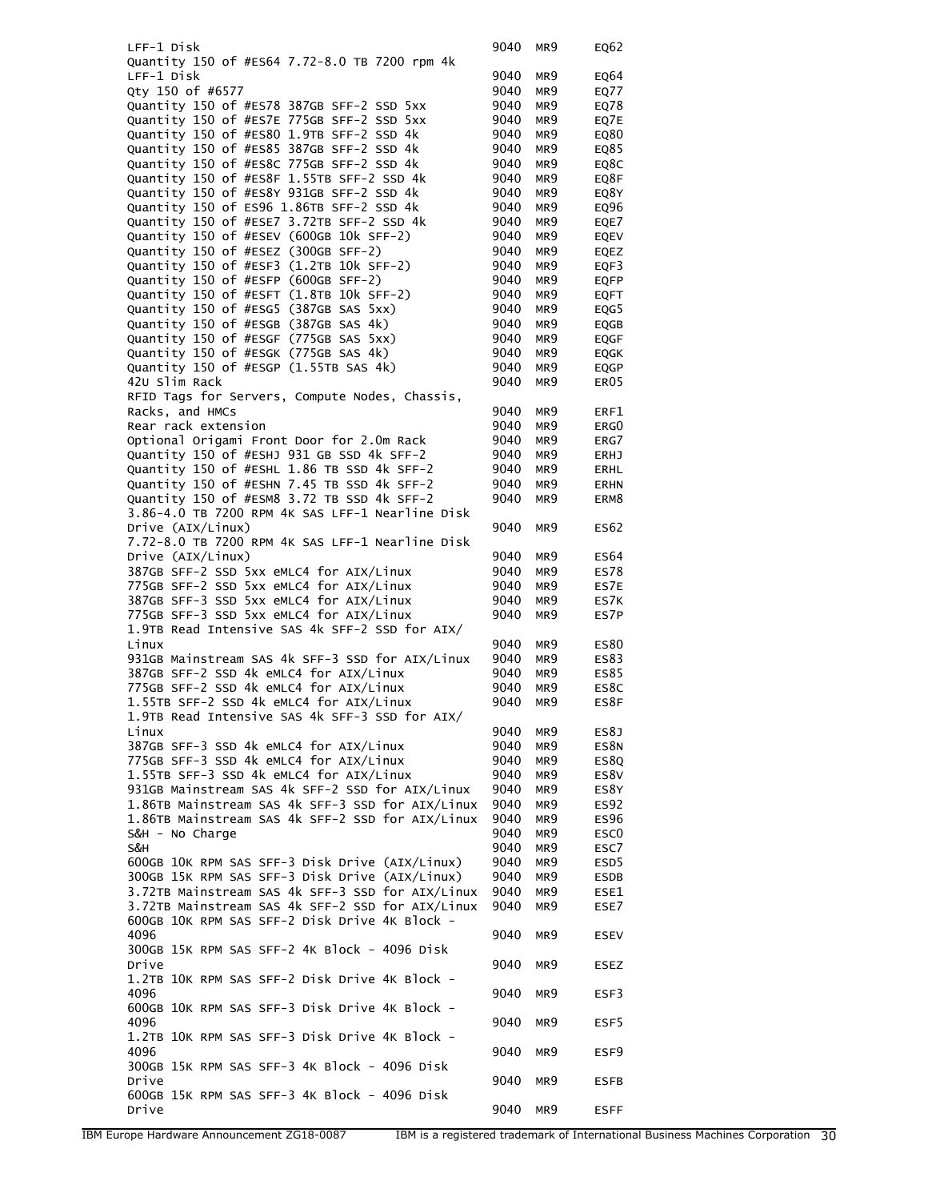| Description | Machine type | Model | Feature |
|---|---|---|---|
| LFF-1 Disk | 9040 | MR9 | EQ62 |
| Quantity 150 of #ES64 7.72-8.0 TB 7200 rpm 4k LFF-1 Disk | 9040 | MR9 | EQ64 |
| Qty 150 of #6577 | 9040 | MR9 | EQ77 |
| Quantity 150 of #ES78 387GB SFF-2 SSD 5xx | 9040 | MR9 | EQ78 |
| Quantity 150 of #ES7E 775GB SFF-2 SSD 5xx | 9040 | MR9 | EQ7E |
| Quantity 150 of #ES80 1.9TB SFF-2 SSD 4k | 9040 | MR9 | EQ80 |
| Quantity 150 of #ES85 387GB SFF-2 SSD 4k | 9040 | MR9 | EQ85 |
| Quantity 150 of #ES8C 775GB SFF-2 SSD 4k | 9040 | MR9 | EQ8C |
| Quantity 150 of #ES8F 1.55TB SFF-2 SSD 4k | 9040 | MR9 | EQ8F |
| Quantity 150 of #ES8Y 931GB SFF-2 SSD 4k | 9040 | MR9 | EQ8Y |
| Quantity 150 of ES96 1.86TB SFF-2 SSD 4k | 9040 | MR9 | EQ96 |
| Quantity 150 of #ESE7 3.72TB SFF-2 SSD 4k | 9040 | MR9 | EQE7 |
| Quantity 150 of #ESEV (600GB 10k SFF-2) | 9040 | MR9 | EQEV |
| Quantity 150 of #ESEZ (300GB SFF-2) | 9040 | MR9 | EQEZ |
| Quantity 150 of #ESF3 (1.2TB 10k SFF-2) | 9040 | MR9 | EQF3 |
| Quantity 150 of #ESFP (600GB SFF-2) | 9040 | MR9 | EQFP |
| Quantity 150 of #ESFT (1.8TB 10k SFF-2) | 9040 | MR9 | EQFT |
| Quantity 150 of #ESG5 (387GB SAS 5xx) | 9040 | MR9 | EQG5 |
| Quantity 150 of #ESGB (387GB SAS 4k) | 9040 | MR9 | EQGB |
| Quantity 150 of #ESGF (775GB SAS 5xx) | 9040 | MR9 | EQGF |
| Quantity 150 of #ESGK (775GB SAS 4k) | 9040 | MR9 | EQGK |
| Quantity 150 of #ESGP (1.55TB SAS 4k) | 9040 | MR9 | EQGP |
| 42U Slim Rack | 9040 | MR9 | ER05 |
| RFID Tags for Servers, Compute Nodes, Chassis, Racks, and HMCs | 9040 | MR9 | ERF1 |
| Rear rack extension | 9040 | MR9 | ERG0 |
| Optional Origami Front Door for 2.0m Rack | 9040 | MR9 | ERG7 |
| Quantity 150 of #ESHJ 931 GB SSD 4k SFF-2 | 9040 | MR9 | ERHJ |
| Quantity 150 of #ESHL 1.86 TB SSD 4k SFF-2 | 9040 | MR9 | ERHL |
| Quantity 150 of #ESHN 7.45 TB SSD 4k SFF-2 | 9040 | MR9 | ERHN |
| Quantity 150 of #ESM8 3.72 TB SSD 4k SFF-2 | 9040 | MR9 | ERM8 |
| 3.86-4.0 TB 7200 RPM 4K SAS LFF-1 Nearline Disk Drive (AIX/Linux) | 9040 | MR9 | ES62 |
| 7.72-8.0 TB 7200 RPM 4K SAS LFF-1 Nearline Disk Drive (AIX/Linux) | 9040 | MR9 | ES64 |
| 387GB SFF-2 SSD 5xx eMLC4 for AIX/Linux | 9040 | MR9 | ES78 |
| 775GB SFF-2 SSD 5xx eMLC4 for AIX/Linux | 9040 | MR9 | ES7E |
| 387GB SFF-3 SSD 5xx eMLC4 for AIX/Linux | 9040 | MR9 | ES7K |
| 775GB SFF-3 SSD 5xx eMLC4 for AIX/Linux | 9040 | MR9 | ES7P |
| 1.9TB Read Intensive SAS 4k SFF-2 SSD for AIX/Linux | 9040 | MR9 | ES80 |
| 931GB Mainstream SAS 4k SFF-3 SSD for AIX/Linux | 9040 | MR9 | ES83 |
| 387GB SFF-2 SSD 4k eMLC4 for AIX/Linux | 9040 | MR9 | ES85 |
| 775GB SFF-2 SSD 4k eMLC4 for AIX/Linux | 9040 | MR9 | ES8C |
| 1.55TB SFF-2 SSD 4k eMLC4 for AIX/Linux | 9040 | MR9 | ES8F |
| 1.9TB Read Intensive SAS 4k SFF-3 SSD for AIX/Linux | 9040 | MR9 | ES8J |
| 387GB SFF-3 SSD 4k eMLC4 for AIX/Linux | 9040 | MR9 | ES8N |
| 775GB SFF-3 SSD 4k eMLC4 for AIX/Linux | 9040 | MR9 | ES8Q |
| 1.55TB SFF-3 SSD 4k eMLC4 for AIX/Linux | 9040 | MR9 | ES8V |
| 931GB Mainstream SAS 4k SFF-2 SSD for AIX/Linux | 9040 | MR9 | ES8Y |
| 1.86TB Mainstream SAS 4k SFF-3 SSD for AIX/Linux | 9040 | MR9 | ES92 |
| 1.86TB Mainstream SAS 4k SFF-2 SSD for AIX/Linux | 9040 | MR9 | ES96 |
| S&H - No Charge | 9040 | MR9 | ESC0 |
| S&H | 9040 | MR9 | ESC7 |
| 600GB 10K RPM SAS SFF-3 Disk Drive (AIX/Linux) | 9040 | MR9 | ESD5 |
| 300GB 15K RPM SAS SFF-3 Disk Drive (AIX/Linux) | 9040 | MR9 | ESDB |
| 3.72TB Mainstream SAS 4k SFF-3 SSD for AIX/Linux | 9040 | MR9 | ESE1 |
| 3.72TB Mainstream SAS 4k SFF-2 SSD for AIX/Linux | 9040 | MR9 | ESE7 |
| 600GB 10K RPM SAS SFF-2 Disk Drive 4K Block - 4096 | 9040 | MR9 | ESEV |
| 300GB 15K RPM SAS SFF-2 4K Block - 4096 Disk Drive | 9040 | MR9 | ESEZ |
| 1.2TB 10K RPM SAS SFF-2 Disk Drive 4K Block - 4096 | 9040 | MR9 | ESF3 |
| 600GB 10K RPM SAS SFF-3 Disk Drive 4K Block - 4096 | 9040 | MR9 | ESF5 |
| 1.2TB 10K RPM SAS SFF-3 Disk Drive 4K Block - 4096 | 9040 | MR9 | ESF9 |
| 300GB 15K RPM SAS SFF-3 4K Block - 4096 Disk Drive | 9040 | MR9 | ESFB |
| 600GB 15K RPM SAS SFF-3 4K Block - 4096 Disk Drive | 9040 | MR9 | ESFF |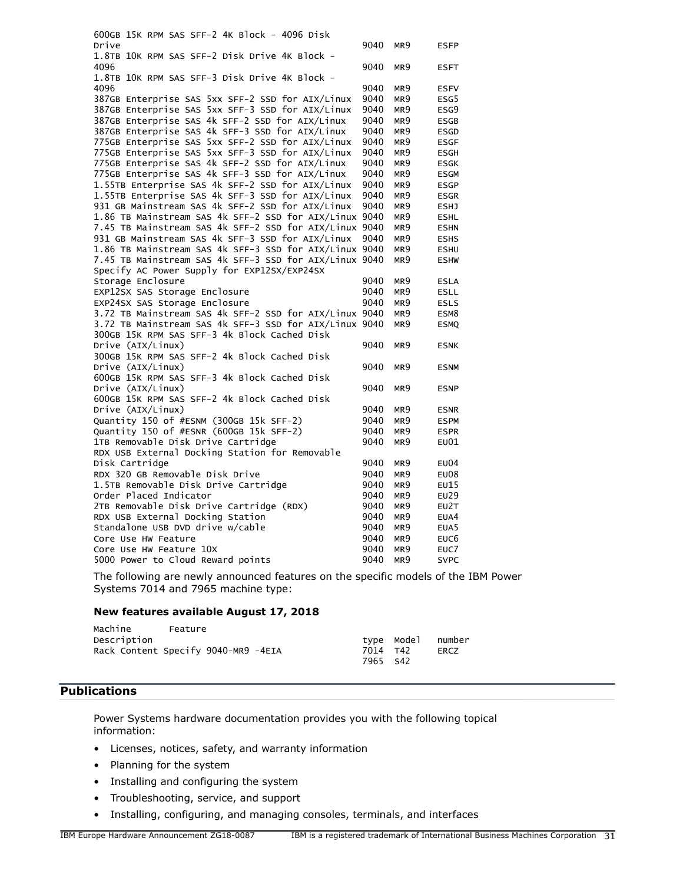| Description | Machine type | Model | Feature number |
|---|---|---|---|
| 600GB 15K RPM SAS SFF-2 4K Block - 4096 Disk Drive | 9040 | MR9 | ESFP |
| 1.8TB 10K RPM SAS SFF-2 Disk Drive 4K Block - 4096 | 9040 | MR9 | ESFT |
| 1.8TB 10K RPM SAS SFF-3 Disk Drive 4K Block - 4096 | 9040 | MR9 | ESFV |
| 387GB Enterprise SAS 5xx SFF-2 SSD for AIX/Linux | 9040 | MR9 | ESG5 |
| 387GB Enterprise SAS 5xx SFF-3 SSD for AIX/Linux | 9040 | MR9 | ESG9 |
| 387GB Enterprise SAS 4k SFF-2 SSD for AIX/Linux | 9040 | MR9 | ESGB |
| 387GB Enterprise SAS 4k SFF-3 SSD for AIX/Linux | 9040 | MR9 | ESGD |
| 775GB Enterprise SAS 5xx SFF-2 SSD for AIX/Linux | 9040 | MR9 | ESGF |
| 775GB Enterprise SAS 5xx SFF-3 SSD for AIX/Linux | 9040 | MR9 | ESGH |
| 775GB Enterprise SAS 4k SFF-2 SSD for AIX/Linux | 9040 | MR9 | ESGK |
| 775GB Enterprise SAS 4k SFF-3 SSD for AIX/Linux | 9040 | MR9 | ESGM |
| 1.55TB Enterprise SAS 4k SFF-2 SSD for AIX/Linux | 9040 | MR9 | ESGP |
| 1.55TB Enterprise SAS 4k SFF-3 SSD for AIX/Linux | 9040 | MR9 | ESGR |
| 931 GB Mainstream SAS 4k SFF-2 SSD for AIX/Linux | 9040 | MR9 | ESHJ |
| 1.86 TB Mainstream SAS 4k SFF-2 SSD for AIX/Linux | 9040 | MR9 | ESHL |
| 7.45 TB Mainstream SAS 4k SFF-2 SSD for AIX/Linux | 9040 | MR9 | ESHN |
| 931 GB Mainstream SAS 4k SFF-3 SSD for AIX/Linux | 9040 | MR9 | ESHS |
| 1.86 TB Mainstream SAS 4k SFF-3 SSD for AIX/Linux | 9040 | MR9 | ESHU |
| 7.45 TB Mainstream SAS 4k SFF-3 SSD for AIX/Linux | 9040 | MR9 | ESHW |
| Specify AC Power Supply for EXP12SX/EXP24SX Storage Enclosure | 9040 | MR9 | ESLA |
| EXP12SX SAS Storage Enclosure | 9040 | MR9 | ESLL |
| EXP24SX SAS Storage Enclosure | 9040 | MR9 | ESLS |
| 3.72 TB Mainstream SAS 4k SFF-2 SSD for AIX/Linux | 9040 | MR9 | ESM8 |
| 3.72 TB Mainstream SAS 4k SFF-3 SSD for AIX/Linux | 9040 | MR9 | ESMQ |
| 300GB 15K RPM SAS SFF-3 4k Block Cached Disk Drive (AIX/Linux) | 9040 | MR9 | ESNK |
| 300GB 15K RPM SAS SFF-2 4k Block Cached Disk Drive (AIX/Linux) | 9040 | MR9 | ESNM |
| 600GB 15K RPM SAS SFF-3 4k Block Cached Disk Drive (AIX/Linux) | 9040 | MR9 | ESNP |
| 600GB 15K RPM SAS SFF-2 4k Block Cached Disk Drive (AIX/Linux) | 9040 | MR9 | ESNR |
| Quantity 150 of #ESNM (300GB 15k SFF-2) | 9040 | MR9 | ESPM |
| Quantity 150 of #ESNR (600GB 15k SFF-2) | 9040 | MR9 | ESPR |
| 1TB Removable Disk Drive Cartridge | 9040 | MR9 | EU01 |
| RDX USB External Docking Station for Removable Disk Cartridge | 9040 | MR9 | EU04 |
| RDX 320 GB Removable Disk Drive | 9040 | MR9 | EU08 |
| 1.5TB Removable Disk Drive Cartridge | 9040 | MR9 | EU15 |
| Order Placed Indicator | 9040 | MR9 | EU29 |
| 2TB Removable Disk Drive Cartridge (RDX) | 9040 | MR9 | EU2T |
| RDX USB External Docking Station | 9040 | MR9 | EUA4 |
| Standalone USB DVD drive w/cable | 9040 | MR9 | EUA5 |
| Core Use HW Feature | 9040 | MR9 | EUC6 |
| Core Use HW Feature 10X | 9040 | MR9 | EUC7 |
| 5000 Power to Cloud Reward points | 9040 | MR9 | SVPC |

The following are newly announced features on the specific models of the IBM Power Systems 7014 and 7965 machine type:

**New features available August 17, 2018**

| Description | Machine type | Model | Feature number |
|---|---|---|---|
| Rack Content Specify 9040-MR9 -4EIA | 7014 | T42 | ERCZ |
| | 7965 | S42 | |

## Publications

Power Systems hardware documentation provides you with the following topical information:

- Licenses, notices, safety, and warranty information
- Planning for the system
- Installing and configuring the system
- Troubleshooting, service, and support
- Installing, configuring, and managing consoles, terminals, and interfaces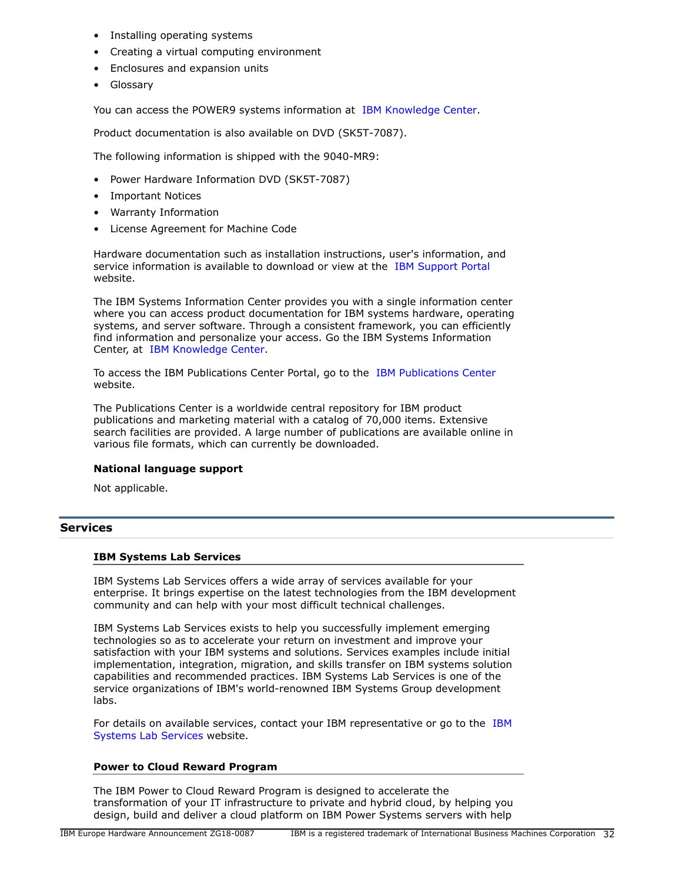- Installing operating systems
- Creating a virtual computing environment
- Enclosures and expansion units
- Glossary

You can access the POWER9 systems information at IBM Knowledge Center.

Product documentation is also available on DVD (SK5T-7087).

The following information is shipped with the 9040-MR9:

- Power Hardware Information DVD (SK5T-7087)
- Important Notices
- Warranty Information
- License Agreement for Machine Code

Hardware documentation such as installation instructions, user's information, and service information is available to download or view at the IBM Support Portal website.

The IBM Systems Information Center provides you with a single information center where you can access product documentation for IBM systems hardware, operating systems, and server software. Through a consistent framework, you can efficiently find information and personalize your access. Go the IBM Systems Information Center, at IBM Knowledge Center.

To access the IBM Publications Center Portal, go to the IBM Publications Center website.

The Publications Center is a worldwide central repository for IBM product publications and marketing material with a catalog of 70,000 items. Extensive search facilities are provided. A large number of publications are available online in various file formats, which can currently be downloaded.

**National language support**

Not applicable.

## Services

### IBM Systems Lab Services

IBM Systems Lab Services offers a wide array of services available for your enterprise. It brings expertise on the latest technologies from the IBM development community and can help with your most difficult technical challenges.

IBM Systems Lab Services exists to help you successfully implement emerging technologies so as to accelerate your return on investment and improve your satisfaction with your IBM systems and solutions. Services examples include initial implementation, integration, migration, and skills transfer on IBM systems solution capabilities and recommended practices. IBM Systems Lab Services is one of the service organizations of IBM's world-renowned IBM Systems Group development labs.

For details on available services, contact your IBM representative or go to the IBM Systems Lab Services website.

### Power to Cloud Reward Program

The IBM Power to Cloud Reward Program is designed to accelerate the transformation of your IT infrastructure to private and hybrid cloud, by helping you design, build and deliver a cloud platform on IBM Power Systems servers with help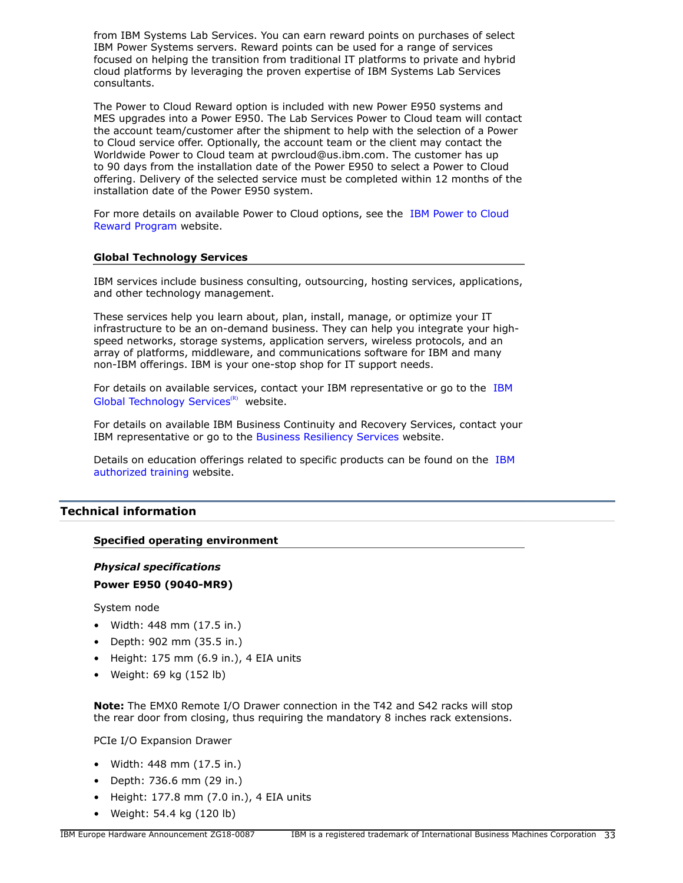from IBM Systems Lab Services. You can earn reward points on purchases of select IBM Power Systems servers. Reward points can be used for a range of services focused on helping the transition from traditional IT platforms to private and hybrid cloud platforms by leveraging the proven expertise of IBM Systems Lab Services consultants.

The Power to Cloud Reward option is included with new Power E950 systems and MES upgrades into a Power E950. The Lab Services Power to Cloud team will contact the account team/customer after the shipment to help with the selection of a Power to Cloud service offer. Optionally, the account team or the client may contact the Worldwide Power to Cloud team at pwrcloud@us.ibm.com. The customer has up to 90 days from the installation date of the Power E950 to select a Power to Cloud offering. Delivery of the selected service must be completed within 12 months of the installation date of the Power E950 system.

For more details on available Power to Cloud options, see the IBM Power to Cloud Reward Program website.

### Global Technology Services

IBM services include business consulting, outsourcing, hosting services, applications, and other technology management.

These services help you learn about, plan, install, manage, or optimize your IT infrastructure to be an on-demand business. They can help you integrate your high-speed networks, storage systems, application servers, wireless protocols, and an array of platforms, middleware, and communications software for IBM and many non-IBM offerings. IBM is your one-stop shop for IT support needs.

For details on available services, contact your IBM representative or go to the IBM Global Technology Services(R) website.

For details on available IBM Business Continuity and Recovery Services, contact your IBM representative or go to the Business Resiliency Services website.

Details on education offerings related to specific products can be found on the IBM authorized training website.

## Technical information

### Specified operating environment

***Physical specifications***

**Power E950 (9040-MR9)**

System node

- Width: 448 mm (17.5 in.)
- Depth: 902 mm (35.5 in.)
- Height: 175 mm (6.9 in.), 4 EIA units
- Weight: 69 kg (152 lb)

**Note:** The EMX0 Remote I/O Drawer connection in the T42 and S42 racks will stop the rear door from closing, thus requiring the mandatory 8 inches rack extensions.

PCIe I/O Expansion Drawer

- Width: 448 mm (17.5 in.)
- Depth: 736.6 mm (29 in.)
- Height: 177.8 mm (7.0 in.), 4 EIA units
- Weight: 54.4 kg (120 lb)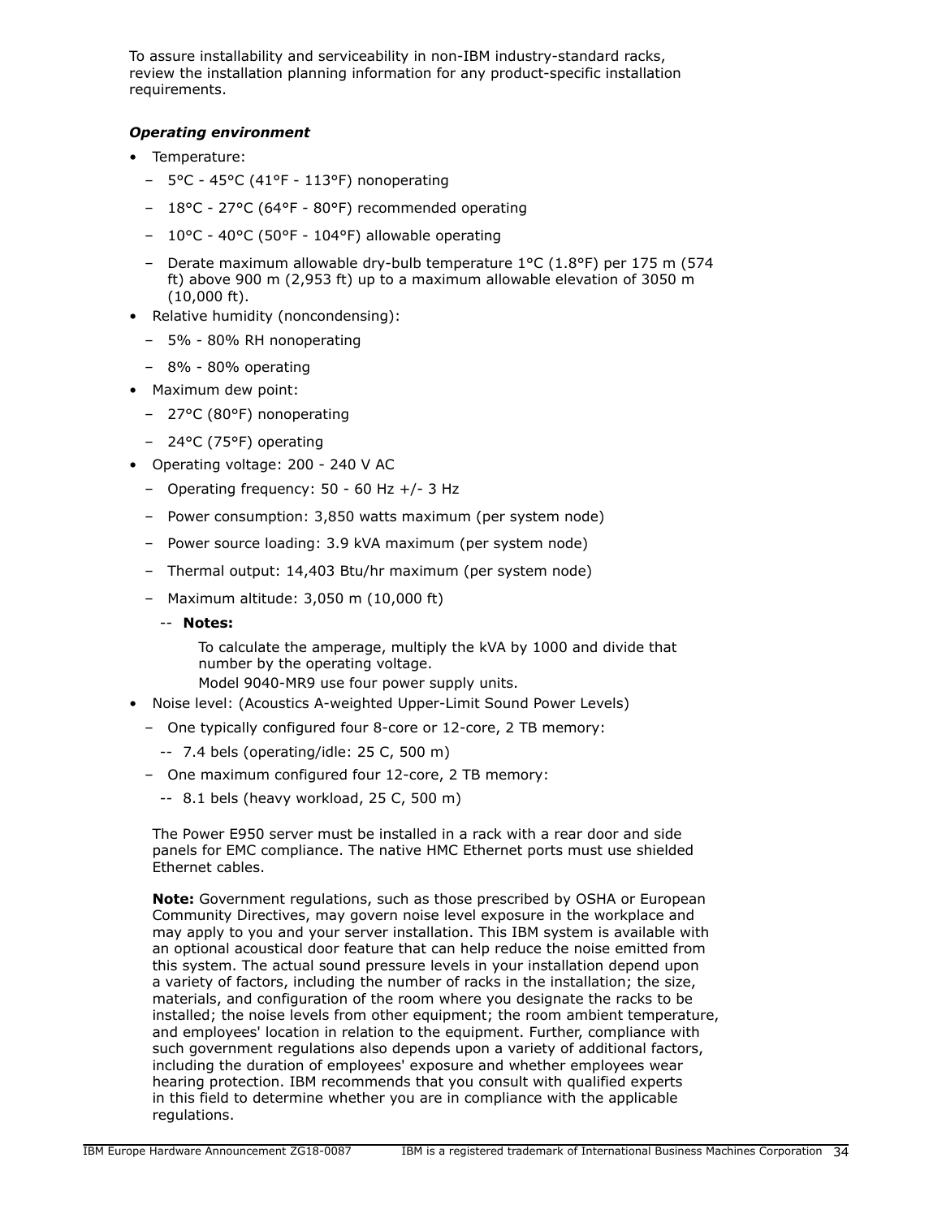To assure installability and serviceability in non-IBM industry-standard racks, review the installation planning information for any product-specific installation requirements.

***Operating environment***

- Temperature:
  - 5°C - 45°C (41°F - 113°F) nonoperating
  - 18°C - 27°C (64°F - 80°F) recommended operating
  - 10°C - 40°C (50°F - 104°F) allowable operating
  - Derate maximum allowable dry-bulb temperature 1°C (1.8°F) per 175 m (574 ft) above 900 m (2,953 ft) up to a maximum allowable elevation of 3050 m (10,000 ft).
- Relative humidity (noncondensing):
  - 5% - 80% RH nonoperating
  - 8% - 80% operating
- Maximum dew point:
  - 27°C (80°F) nonoperating
  - 24°C (75°F) operating
- Operating voltage: 200 - 240 V AC
  - Operating frequency: 50 - 60 Hz +/- 3 Hz
  - Power consumption: 3,850 watts maximum (per system node)
  - Power source loading: 3.9 kVA maximum (per system node)
  - Thermal output: 14,403 Btu/hr maximum (per system node)
  - Maximum altitude: 3,050 m (10,000 ft)
    - **Notes:**

      To calculate the amperage, multiply the kVA by 1000 and divide that number by the operating voltage.

      Model 9040-MR9 use four power supply units.
- Noise level: (Acoustics A-weighted Upper-Limit Sound Power Levels)
  - One typically configured four 8-core or 12-core, 2 TB memory:
    - 7.4 bels (operating/idle: 25 C, 500 m)
  - One maximum configured four 12-core, 2 TB memory:
    - 8.1 bels (heavy workload, 25 C, 500 m)

The Power E950 server must be installed in a rack with a rear door and side panels for EMC compliance. The native HMC Ethernet ports must use shielded Ethernet cables.

**Note:** Government regulations, such as those prescribed by OSHA or European Community Directives, may govern noise level exposure in the workplace and may apply to you and your server installation. This IBM system is available with an optional acoustical door feature that can help reduce the noise emitted from this system. The actual sound pressure levels in your installation depend upon a variety of factors, including the number of racks in the installation; the size, materials, and configuration of the room where you designate the racks to be installed; the noise levels from other equipment; the room ambient temperature, and employees' location in relation to the equipment. Further, compliance with such government regulations also depends upon a variety of additional factors, including the duration of employees' exposure and whether employees wear hearing protection. IBM recommends that you consult with qualified experts in this field to determine whether you are in compliance with the applicable regulations.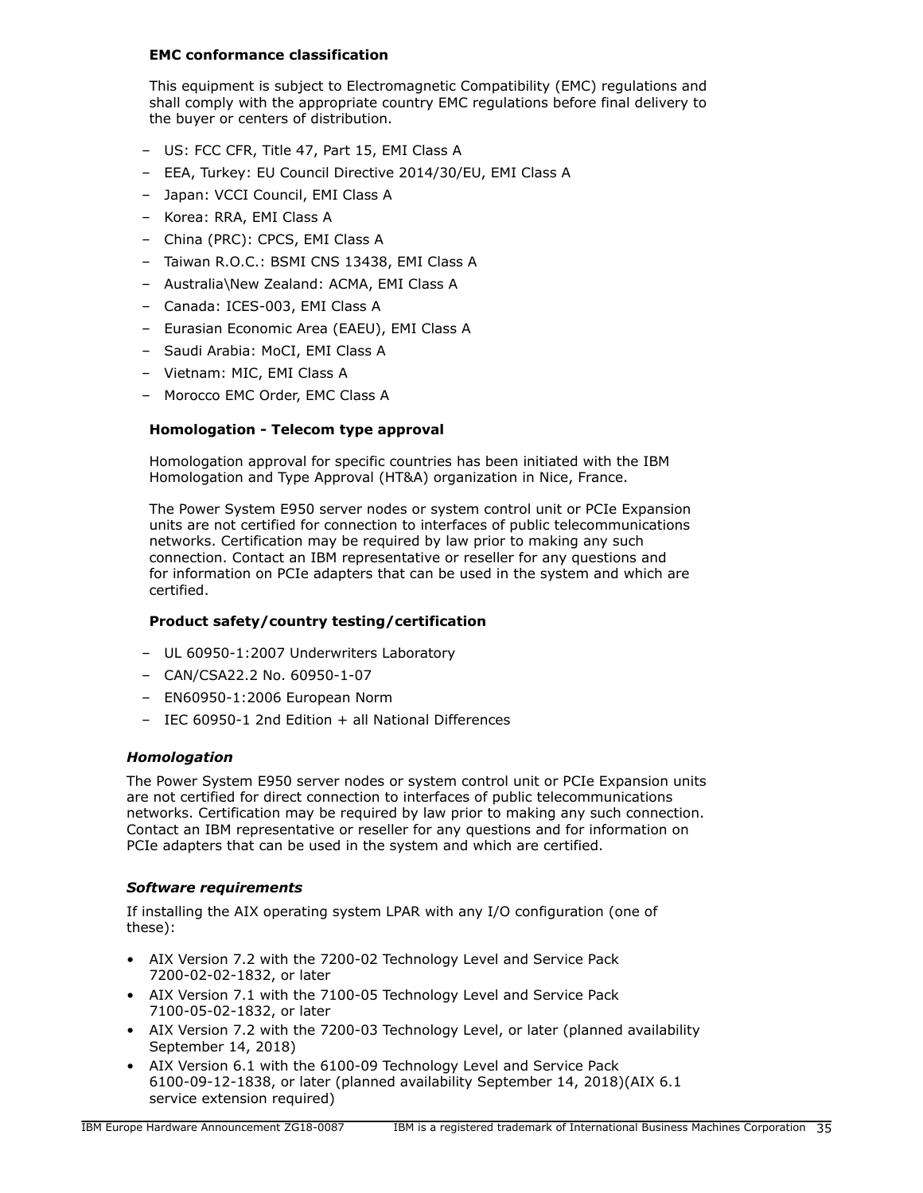**EMC conformance classification**

This equipment is subject to Electromagnetic Compatibility (EMC) regulations and shall comply with the appropriate country EMC regulations before final delivery to the buyer or centers of distribution.

- US: FCC CFR, Title 47, Part 15, EMI Class A
- EEA, Turkey: EU Council Directive 2014/30/EU, EMI Class A
- Japan: VCCI Council, EMI Class A
- Korea: RRA, EMI Class A
- China (PRC): CPCS, EMI Class A
- Taiwan R.O.C.: BSMI CNS 13438, EMI Class A
- Australia\New Zealand: ACMA, EMI Class A
- Canada: ICES-003, EMI Class A
- Eurasian Economic Area (EAEU), EMI Class A
- Saudi Arabia: MoCI, EMI Class A
- Vietnam: MIC, EMI Class A
- Morocco EMC Order, EMC Class A

**Homologation - Telecom type approval**

Homologation approval for specific countries has been initiated with the IBM Homologation and Type Approval (HT&A) organization in Nice, France.

The Power System E950 server nodes or system control unit or PCIe Expansion units are not certified for connection to interfaces of public telecommunications networks. Certification may be required by law prior to making any such connection. Contact an IBM representative or reseller for any questions and for information on PCIe adapters that can be used in the system and which are certified.

**Product safety/country testing/certification**

- UL 60950-1:2007 Underwriters Laboratory
- CAN/CSA22.2 No. 60950-1-07
- EN60950-1:2006 European Norm
- IEC 60950-1 2nd Edition + all National Differences

***Homologation***

The Power System E950 server nodes or system control unit or PCIe Expansion units are not certified for direct connection to interfaces of public telecommunications networks. Certification may be required by law prior to making any such connection. Contact an IBM representative or reseller for any questions and for information on PCIe adapters that can be used in the system and which are certified.

***Software requirements***

If installing the AIX operating system LPAR with any I/O configuration (one of these):

- AIX Version 7.2 with the 7200-02 Technology Level and Service Pack 7200-02-02-1832, or later
- AIX Version 7.1 with the 7100-05 Technology Level and Service Pack 7100-05-02-1832, or later
- AIX Version 7.2 with the 7200-03 Technology Level, or later (planned availability September 14, 2018)
- AIX Version 6.1 with the 6100-09 Technology Level and Service Pack 6100-09-12-1838, or later (planned availability September 14, 2018)(AIX 6.1 service extension required)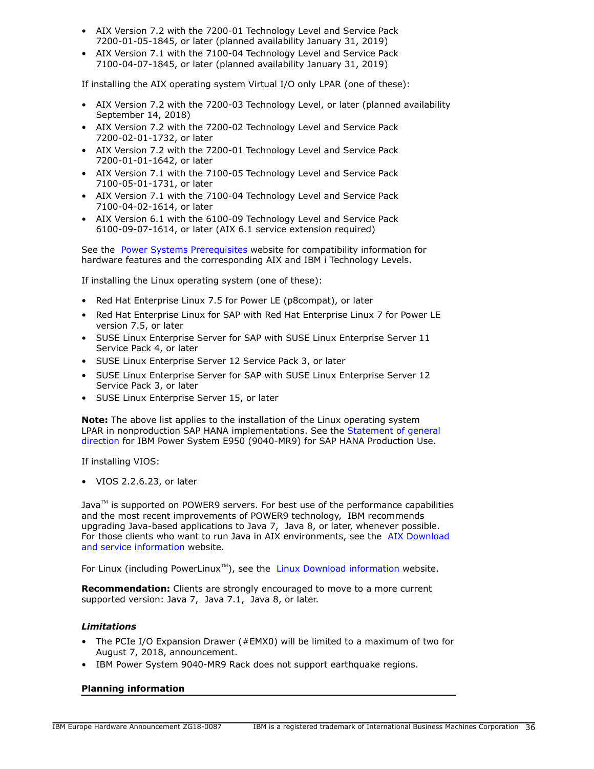- AIX Version 7.2 with the 7200-01 Technology Level and Service Pack 7200-01-05-1845, or later (planned availability January 31, 2019)
- AIX Version 7.1 with the 7100-04 Technology Level and Service Pack 7100-04-07-1845, or later (planned availability January 31, 2019)

If installing the AIX operating system Virtual I/O only LPAR (one of these):

- AIX Version 7.2 with the 7200-03 Technology Level, or later (planned availability September 14, 2018)
- AIX Version 7.2 with the 7200-02 Technology Level and Service Pack 7200-02-01-1732, or later
- AIX Version 7.2 with the 7200-01 Technology Level and Service Pack 7200-01-01-1642, or later
- AIX Version 7.1 with the 7100-05 Technology Level and Service Pack 7100-05-01-1731, or later
- AIX Version 7.1 with the 7100-04 Technology Level and Service Pack 7100-04-02-1614, or later
- AIX Version 6.1 with the 6100-09 Technology Level and Service Pack 6100-09-07-1614, or later (AIX 6.1 service extension required)

See the Power Systems Prerequisites website for compatibility information for hardware features and the corresponding AIX and IBM i Technology Levels.

If installing the Linux operating system (one of these):

- Red Hat Enterprise Linux 7.5 for Power LE (p8compat), or later
- Red Hat Enterprise Linux for SAP with Red Hat Enterprise Linux 7 for Power LE version 7.5, or later
- SUSE Linux Enterprise Server for SAP with SUSE Linux Enterprise Server 11 Service Pack 4, or later
- SUSE Linux Enterprise Server 12 Service Pack 3, or later
- SUSE Linux Enterprise Server for SAP with SUSE Linux Enterprise Server 12 Service Pack 3, or later
- SUSE Linux Enterprise Server 15, or later

**Note:** The above list applies to the installation of the Linux operating system LPAR in nonproduction SAP HANA implementations. See the Statement of general direction for IBM Power System E950 (9040-MR9) for SAP HANA Production Use.

If installing VIOS:

- VIOS 2.2.6.23, or later

Java™ is supported on POWER9 servers. For best use of the performance capabilities and the most recent improvements of POWER9 technology, IBM recommends upgrading Java-based applications to Java 7, Java 8, or later, whenever possible. For those clients who want to run Java in AIX environments, see the AIX Download and service information website.

For Linux (including PowerLinux™), see the Linux Download information website.

**Recommendation:** Clients are strongly encouraged to move to a more current supported version: Java 7, Java 7.1, Java 8, or later.

### *Limitations*

- The PCIe I/O Expansion Drawer (#EMX0) will be limited to a maximum of two for August 7, 2018, announcement.
- IBM Power System 9040-MR9 Rack does not support earthquake regions.

## Planning information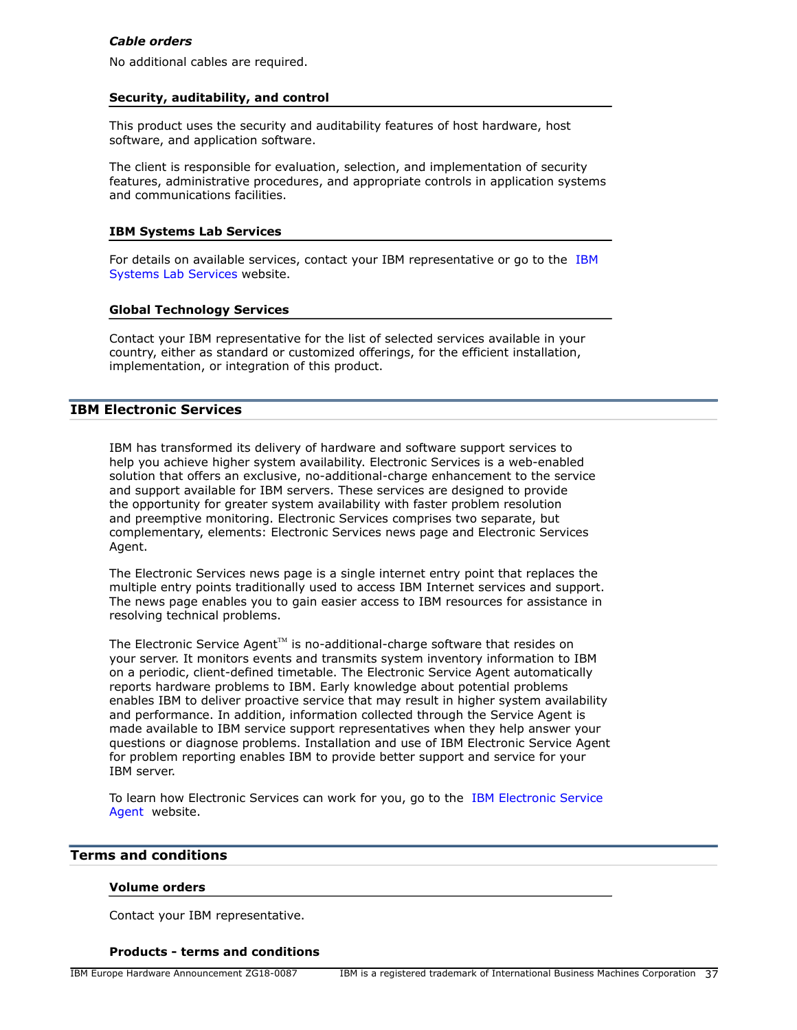#### *Cable orders*

No additional cables are required.

### Security, auditability, and control

This product uses the security and auditability features of host hardware, host software, and application software.

The client is responsible for evaluation, selection, and implementation of security features, administrative procedures, and appropriate controls in application systems and communications facilities.

### IBM Systems Lab Services

For details on available services, contact your IBM representative or go to the IBM Systems Lab Services website.

### Global Technology Services

Contact your IBM representative for the list of selected services available in your country, either as standard or customized offerings, for the efficient installation, implementation, or integration of this product.

## IBM Electronic Services

IBM has transformed its delivery of hardware and software support services to help you achieve higher system availability. Electronic Services is a web-enabled solution that offers an exclusive, no-additional-charge enhancement to the service and support available for IBM servers. These services are designed to provide the opportunity for greater system availability with faster problem resolution and preemptive monitoring. Electronic Services comprises two separate, but complementary, elements: Electronic Services news page and Electronic Services Agent.

The Electronic Services news page is a single internet entry point that replaces the multiple entry points traditionally used to access IBM Internet services and support. The news page enables you to gain easier access to IBM resources for assistance in resolving technical problems.

The Electronic Service Agent™ is no-additional-charge software that resides on your server. It monitors events and transmits system inventory information to IBM on a periodic, client-defined timetable. The Electronic Service Agent automatically reports hardware problems to IBM. Early knowledge about potential problems enables IBM to deliver proactive service that may result in higher system availability and performance. In addition, information collected through the Service Agent is made available to IBM service support representatives when they help answer your questions or diagnose problems. Installation and use of IBM Electronic Service Agent for problem reporting enables IBM to provide better support and service for your IBM server.

To learn how Electronic Services can work for you, go to the IBM Electronic Service Agent website.

## Terms and conditions

### Volume orders

Contact your IBM representative.

### Products - terms and conditions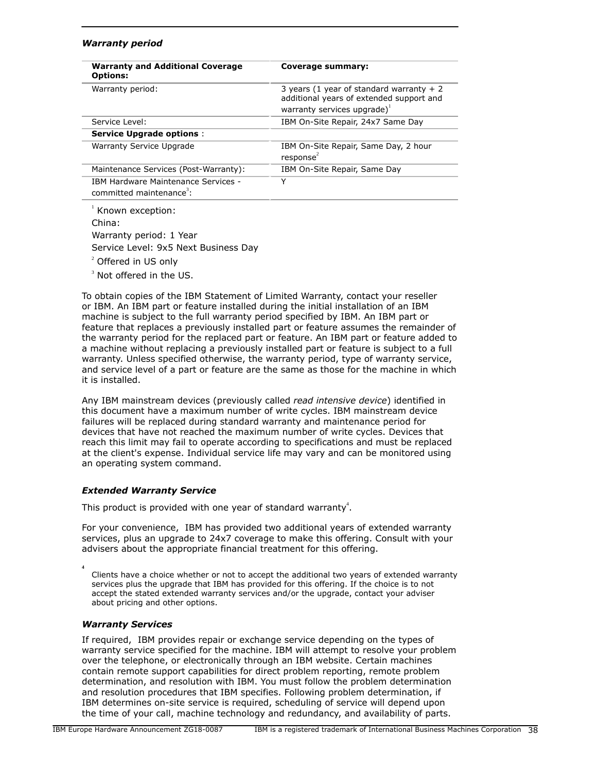### *Warranty period*

| Warranty and Additional Coverage Options: | Coverage summary: |
|---|---|
| Warranty period: | 3 years (1 year of standard warranty + 2 additional years of extended support and warranty services upgrade)[1] |
| Service Level: | IBM On-Site Repair, 24x7 Same Day |
| **Service Upgrade options** : | |
| Warranty Service Upgrade | IBM On-Site Repair, Same Day, 2 hour response[2] |
| Maintenance Services (Post-Warranty): | IBM On-Site Repair, Same Day |
| IBM Hardware Maintenance Services - committed maintenance[3]: | Y |

[1] Known exception:

China:

Warranty period: 1 Year

Service Level: 9x5 Next Business Day

[2] Offered in US only

[3] Not offered in the US.

To obtain copies of the IBM Statement of Limited Warranty, contact your reseller or IBM. An IBM part or feature installed during the initial installation of an IBM machine is subject to the full warranty period specified by IBM. An IBM part or feature that replaces a previously installed part or feature assumes the remainder of the warranty period for the replaced part or feature. An IBM part or feature added to a machine without replacing a previously installed part or feature is subject to a full warranty. Unless specified otherwise, the warranty period, type of warranty service, and service level of a part or feature are the same as those for the machine in which it is installed.

Any IBM mainstream devices (previously called *read intensive device*) identified in this document have a maximum number of write cycles. IBM mainstream device failures will be replaced during standard warranty and maintenance period for devices that have not reached the maximum number of write cycles. Devices that reach this limit may fail to operate according to specifications and must be replaced at the client's expense. Individual service life may vary and can be monitored using an operating system command.

### *Extended Warranty Service*

This product is provided with one year of standard warranty[4].

For your convenience, IBM has provided two additional years of extended warranty services, plus an upgrade to 24x7 coverage to make this offering. Consult with your advisers about the appropriate financial treatment for this offering.

[4] Clients have a choice whether or not to accept the additional two years of extended warranty services plus the upgrade that IBM has provided for this offering. If the choice is to not accept the stated extended warranty services and/or the upgrade, contact your adviser about pricing and other options.

### *Warranty Services*

If required, IBM provides repair or exchange service depending on the types of warranty service specified for the machine. IBM will attempt to resolve your problem over the telephone, or electronically through an IBM website. Certain machines contain remote support capabilities for direct problem reporting, remote problem determination, and resolution with IBM. You must follow the problem determination and resolution procedures that IBM specifies. Following problem determination, if IBM determines on-site service is required, scheduling of service will depend upon the time of your call, machine technology and redundancy, and availability of parts.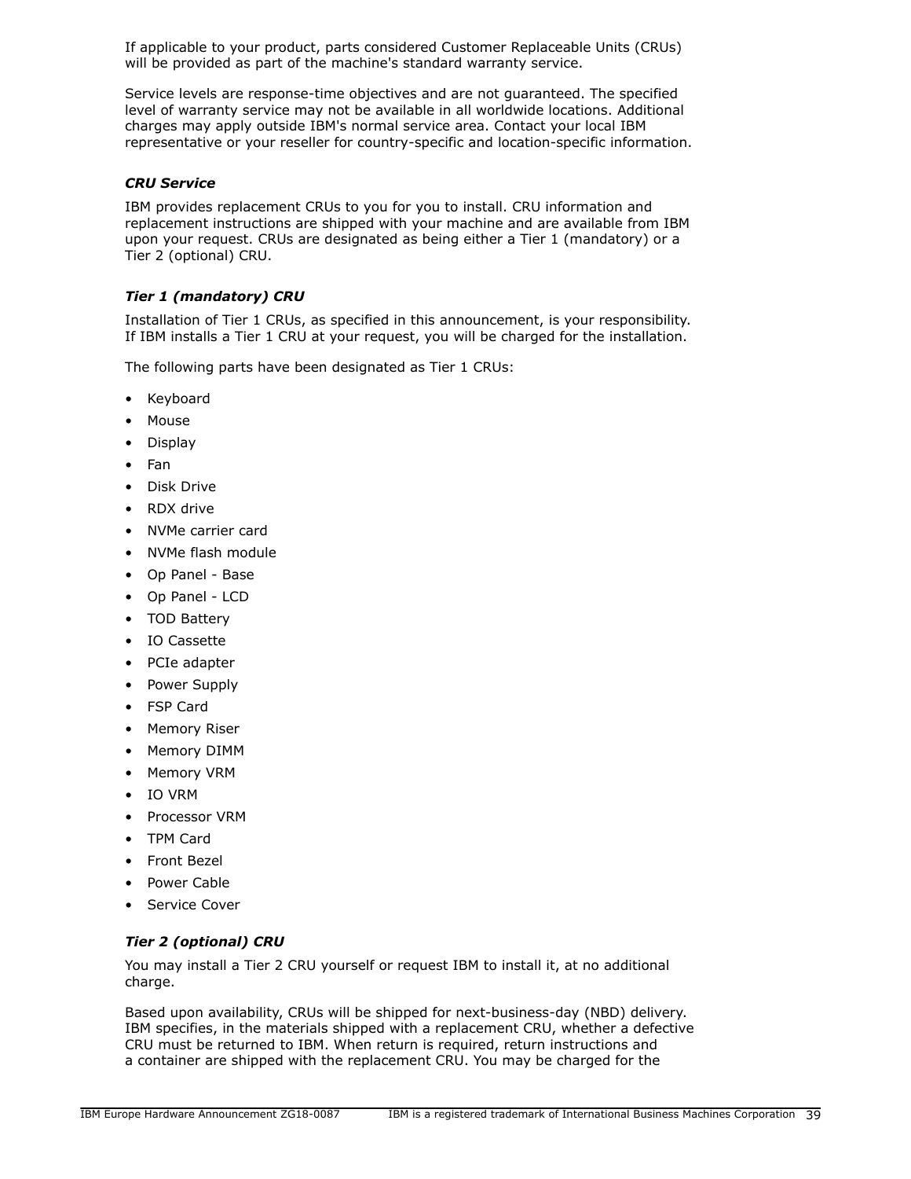If applicable to your product, parts considered Customer Replaceable Units (CRUs) will be provided as part of the machine's standard warranty service.

Service levels are response-time objectives and are not guaranteed. The specified level of warranty service may not be available in all worldwide locations. Additional charges may apply outside IBM's normal service area. Contact your local IBM representative or your reseller for country-specific and location-specific information.

***CRU Service***

IBM provides replacement CRUs to you for you to install. CRU information and replacement instructions are shipped with your machine and are available from IBM upon your request. CRUs are designated as being either a Tier 1 (mandatory) or a Tier 2 (optional) CRU.

***Tier 1 (mandatory) CRU***

Installation of Tier 1 CRUs, as specified in this announcement, is your responsibility. If IBM installs a Tier 1 CRU at your request, you will be charged for the installation.

The following parts have been designated as Tier 1 CRUs:

- Keyboard
- Mouse
- Display
- Fan
- Disk Drive
- RDX drive
- NVMe carrier card
- NVMe flash module
- Op Panel - Base
- Op Panel - LCD
- TOD Battery
- IO Cassette
- PCIe adapter
- Power Supply
- FSP Card
- Memory Riser
- Memory DIMM
- Memory VRM
- IO VRM
- Processor VRM
- TPM Card
- Front Bezel
- Power Cable
- Service Cover

***Tier 2 (optional) CRU***

You may install a Tier 2 CRU yourself or request IBM to install it, at no additional charge.

Based upon availability, CRUs will be shipped for next-business-day (NBD) delivery. IBM specifies, in the materials shipped with a replacement CRU, whether a defective CRU must be returned to IBM. When return is required, return instructions and a container are shipped with the replacement CRU. You may be charged for the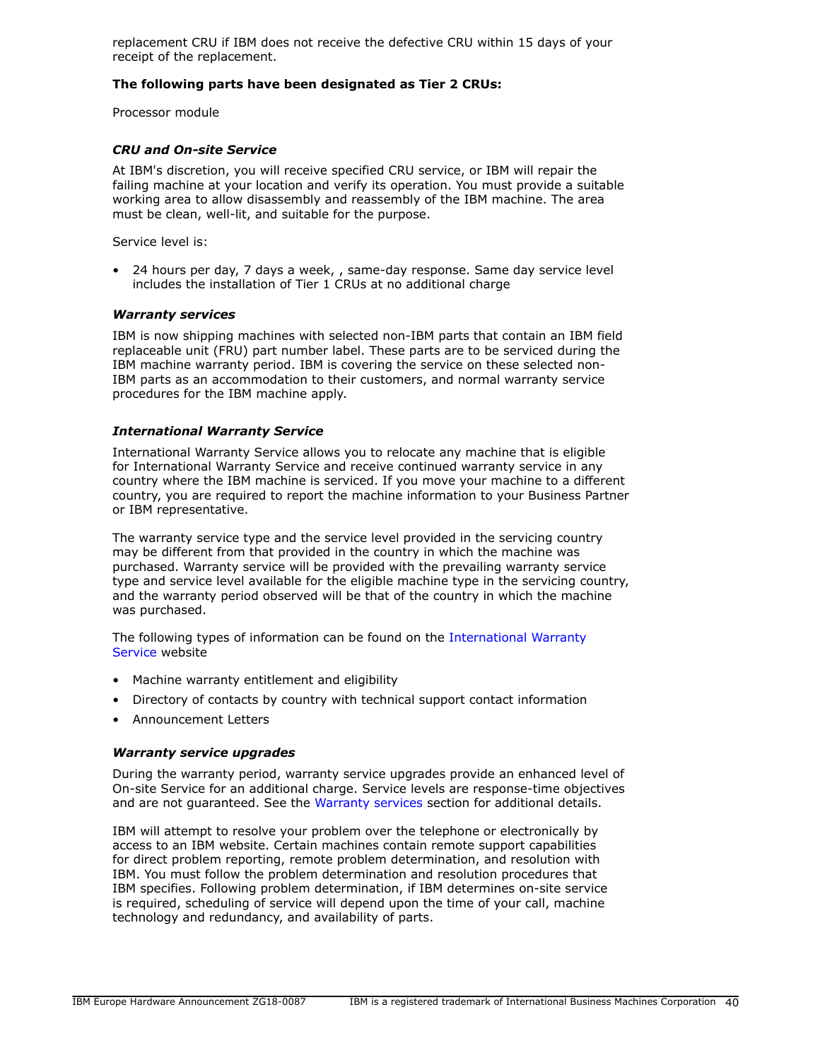replacement CRU if IBM does not receive the defective CRU within 15 days of your receipt of the replacement.

**The following parts have been designated as Tier 2 CRUs:**

Processor module

### *CRU and On-site Service*

At IBM's discretion, you will receive specified CRU service, or IBM will repair the failing machine at your location and verify its operation. You must provide a suitable working area to allow disassembly and reassembly of the IBM machine. The area must be clean, well-lit, and suitable for the purpose.

Service level is:

- 24 hours per day, 7 days a week, , same-day response. Same day service level includes the installation of Tier 1 CRUs at no additional charge

### *Warranty services*

IBM is now shipping machines with selected non-IBM parts that contain an IBM field replaceable unit (FRU) part number label. These parts are to be serviced during the IBM machine warranty period. IBM is covering the service on these selected non-IBM parts as an accommodation to their customers, and normal warranty service procedures for the IBM machine apply.

### *International Warranty Service*

International Warranty Service allows you to relocate any machine that is eligible for International Warranty Service and receive continued warranty service in any country where the IBM machine is serviced. If you move your machine to a different country, you are required to report the machine information to your Business Partner or IBM representative.

The warranty service type and the service level provided in the servicing country may be different from that provided in the country in which the machine was purchased. Warranty service will be provided with the prevailing warranty service type and service level available for the eligible machine type in the servicing country, and the warranty period observed will be that of the country in which the machine was purchased.

The following types of information can be found on the International Warranty Service website

- Machine warranty entitlement and eligibility
- Directory of contacts by country with technical support contact information
- Announcement Letters

### *Warranty service upgrades*

During the warranty period, warranty service upgrades provide an enhanced level of On-site Service for an additional charge. Service levels are response-time objectives and are not guaranteed. See the Warranty services section for additional details.

IBM will attempt to resolve your problem over the telephone or electronically by access to an IBM website. Certain machines contain remote support capabilities for direct problem reporting, remote problem determination, and resolution with IBM. You must follow the problem determination and resolution procedures that IBM specifies. Following problem determination, if IBM determines on-site service is required, scheduling of service will depend upon the time of your call, machine technology and redundancy, and availability of parts.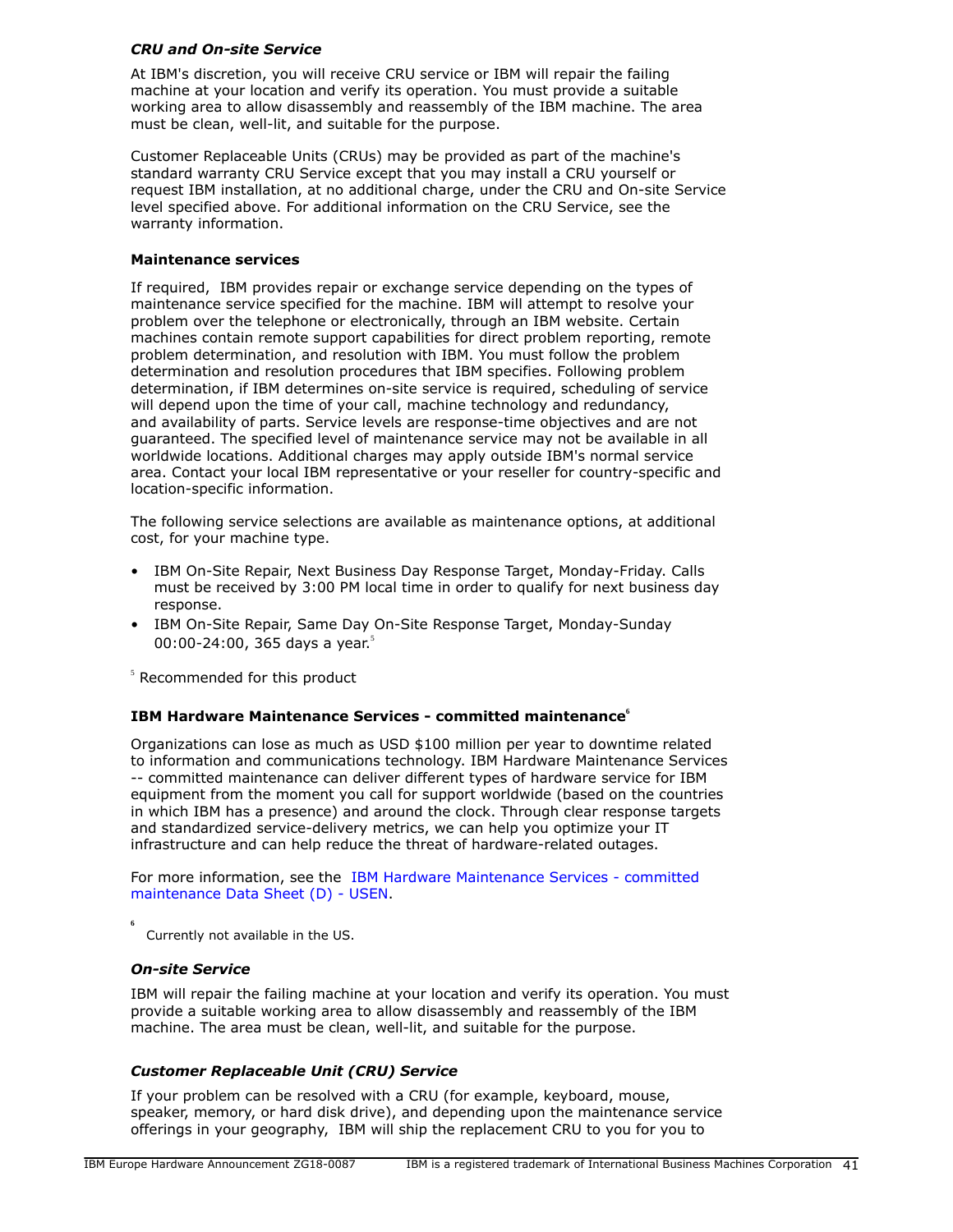*CRU and On-site Service*

At IBM's discretion, you will receive CRU service or IBM will repair the failing machine at your location and verify its operation. You must provide a suitable working area to allow disassembly and reassembly of the IBM machine. The area must be clean, well-lit, and suitable for the purpose.

Customer Replaceable Units (CRUs) may be provided as part of the machine's standard warranty CRU Service except that you may install a CRU yourself or request IBM installation, at no additional charge, under the CRU and On-site Service level specified above. For additional information on the CRU Service, see the warranty information.

**Maintenance services**

If required, IBM provides repair or exchange service depending on the types of maintenance service specified for the machine. IBM will attempt to resolve your problem over the telephone or electronically, through an IBM website. Certain machines contain remote support capabilities for direct problem reporting, remote problem determination, and resolution with IBM. You must follow the problem determination and resolution procedures that IBM specifies. Following problem determination, if IBM determines on-site service is required, scheduling of service will depend upon the time of your call, machine technology and redundancy, and availability of parts. Service levels are response-time objectives and are not guaranteed. The specified level of maintenance service may not be available in all worldwide locations. Additional charges may apply outside IBM's normal service area. Contact your local IBM representative or your reseller for country-specific and location-specific information.

The following service selections are available as maintenance options, at additional cost, for your machine type.

- IBM On-Site Repair, Next Business Day Response Target, Monday-Friday. Calls must be received by 3:00 PM local time in order to qualify for next business day response.
- IBM On-Site Repair, Same Day On-Site Response Target, Monday-Sunday 00:00-24:00, 365 days a year.[5]

[5] Recommended for this product

**IBM Hardware Maintenance Services - committed maintenance[6]**

Organizations can lose as much as USD $100 million per year to downtime related to information and communications technology. IBM Hardware Maintenance Services -- committed maintenance can deliver different types of hardware service for IBM equipment from the moment you call for support worldwide (based on the countries in which IBM has a presence) and around the clock. Through clear response targets and standardized service-delivery metrics, we can help you optimize your IT infrastructure and can help reduce the threat of hardware-related outages.

For more information, see the IBM Hardware Maintenance Services - committed maintenance Data Sheet (D) - USEN.

[6] Currently not available in the US.

*On-site Service*

IBM will repair the failing machine at your location and verify its operation. You must provide a suitable working area to allow disassembly and reassembly of the IBM machine. The area must be clean, well-lit, and suitable for the purpose.

*Customer Replaceable Unit (CRU) Service*

If your problem can be resolved with a CRU (for example, keyboard, mouse, speaker, memory, or hard disk drive), and depending upon the maintenance service offerings in your geography, IBM will ship the replacement CRU to you for you to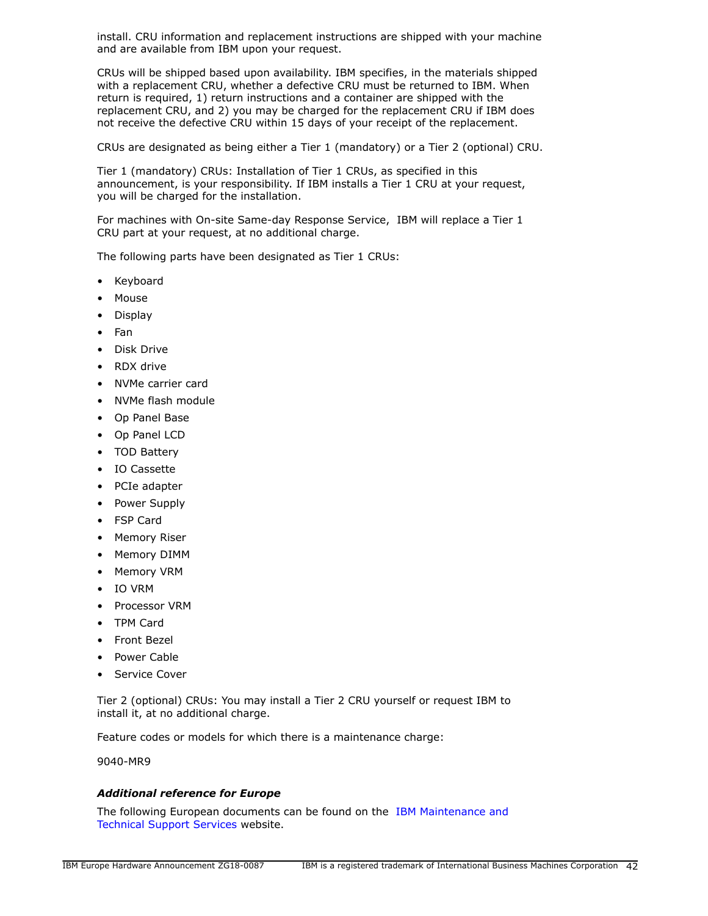install. CRU information and replacement instructions are shipped with your machine and are available from IBM upon your request.

CRUs will be shipped based upon availability. IBM specifies, in the materials shipped with a replacement CRU, whether a defective CRU must be returned to IBM. When return is required, 1) return instructions and a container are shipped with the replacement CRU, and 2) you may be charged for the replacement CRU if IBM does not receive the defective CRU within 15 days of your receipt of the replacement.

CRUs are designated as being either a Tier 1 (mandatory) or a Tier 2 (optional) CRU.

Tier 1 (mandatory) CRUs: Installation of Tier 1 CRUs, as specified in this announcement, is your responsibility. If IBM installs a Tier 1 CRU at your request, you will be charged for the installation.

For machines with On-site Same-day Response Service, IBM will replace a Tier 1 CRU part at your request, at no additional charge.

The following parts have been designated as Tier 1 CRUs:

- Keyboard
- Mouse
- Display
- Fan
- Disk Drive
- RDX drive
- NVMe carrier card
- NVMe flash module
- Op Panel Base
- Op Panel LCD
- TOD Battery
- IO Cassette
- PCIe adapter
- Power Supply
- FSP Card
- Memory Riser
- Memory DIMM
- Memory VRM
- IO VRM
- Processor VRM
- TPM Card
- Front Bezel
- Power Cable
- Service Cover

Tier 2 (optional) CRUs: You may install a Tier 2 CRU yourself or request IBM to install it, at no additional charge.

Feature codes or models for which there is a maintenance charge:

9040-MR9

***Additional reference for Europe***

The following European documents can be found on the IBM Maintenance and Technical Support Services website.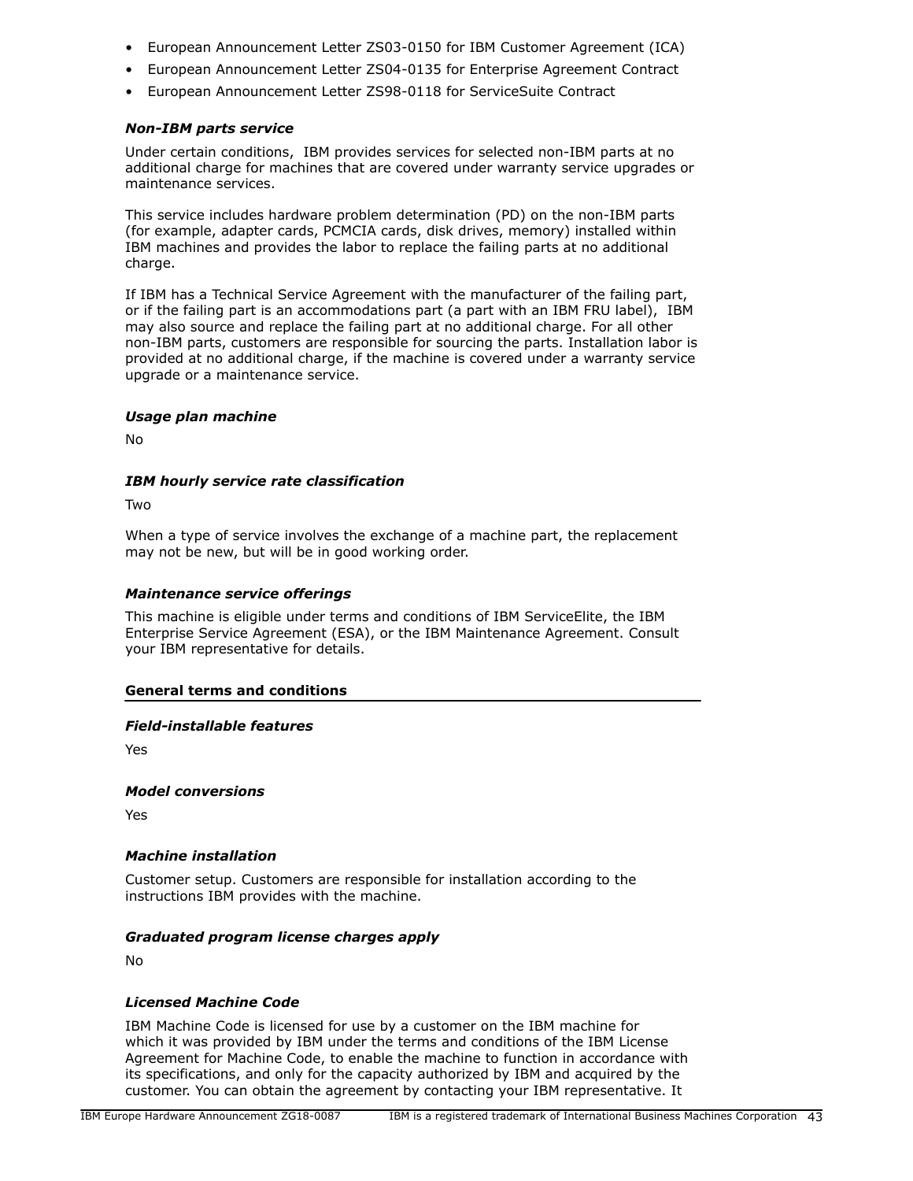- European Announcement Letter ZS03-0150 for IBM Customer Agreement (ICA)
- European Announcement Letter ZS04-0135 for Enterprise Agreement Contract
- European Announcement Letter ZS98-0118 for ServiceSuite Contract

### *Non-IBM parts service*

Under certain conditions, IBM provides services for selected non-IBM parts at no additional charge for machines that are covered under warranty service upgrades or maintenance services.

This service includes hardware problem determination (PD) on the non-IBM parts (for example, adapter cards, PCMCIA cards, disk drives, memory) installed within IBM machines and provides the labor to replace the failing parts at no additional charge.

If IBM has a Technical Service Agreement with the manufacturer of the failing part, or if the failing part is an accommodations part (a part with an IBM FRU label), IBM may also source and replace the failing part at no additional charge. For all other non-IBM parts, customers are responsible for sourcing the parts. Installation labor is provided at no additional charge, if the machine is covered under a warranty service upgrade or a maintenance service.

### *Usage plan machine*

No

### *IBM hourly service rate classification*

Two

When a type of service involves the exchange of a machine part, the replacement may not be new, but will be in good working order.

### *Maintenance service offerings*

This machine is eligible under terms and conditions of IBM ServiceElite, the IBM Enterprise Service Agreement (ESA), or the IBM Maintenance Agreement. Consult your IBM representative for details.

## General terms and conditions

### *Field-installable features*

Yes

### *Model conversions*

Yes

### *Machine installation*

Customer setup. Customers are responsible for installation according to the instructions IBM provides with the machine.

### *Graduated program license charges apply*

No

### *Licensed Machine Code*

IBM Machine Code is licensed for use by a customer on the IBM machine for which it was provided by IBM under the terms and conditions of the IBM License Agreement for Machine Code, to enable the machine to function in accordance with its specifications, and only for the capacity authorized by IBM and acquired by the customer. You can obtain the agreement by contacting your IBM representative. It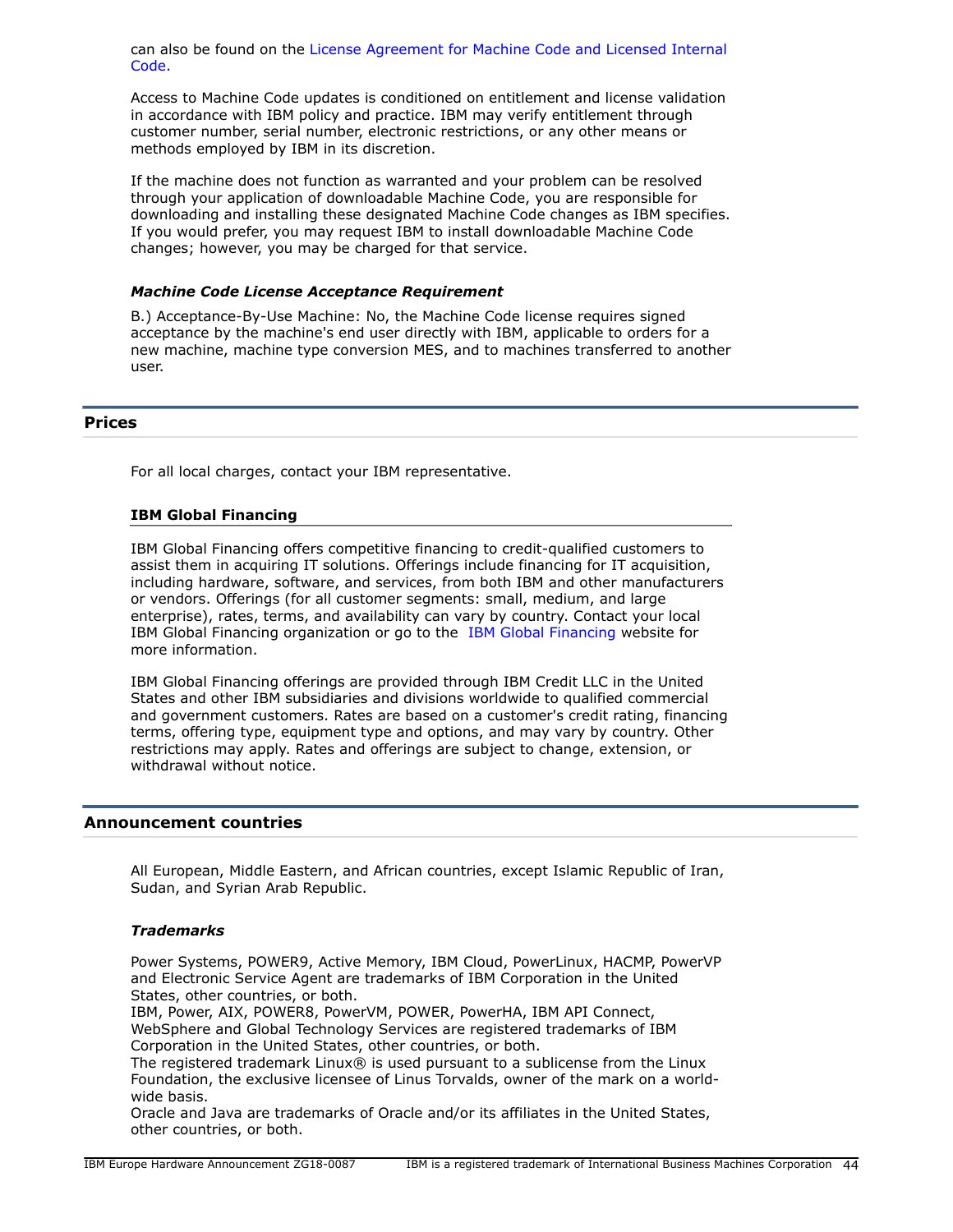can also be found on the License Agreement for Machine Code and Licensed Internal Code.

Access to Machine Code updates is conditioned on entitlement and license validation in accordance with IBM policy and practice. IBM may verify entitlement through customer number, serial number, electronic restrictions, or any other means or methods employed by IBM in its discretion.

If the machine does not function as warranted and your problem can be resolved through your application of downloadable Machine Code, you are responsible for downloading and installing these designated Machine Code changes as IBM specifies. If you would prefer, you may request IBM to install downloadable Machine Code changes; however, you may be charged for that service.

### *Machine Code License Acceptance Requirement*

B.) Acceptance-By-Use Machine: No, the Machine Code license requires signed acceptance by the machine's end user directly with IBM, applicable to orders for a new machine, machine type conversion MES, and to machines transferred to another user.

## Prices

For all local charges, contact your IBM representative.

### IBM Global Financing

IBM Global Financing offers competitive financing to credit-qualified customers to assist them in acquiring IT solutions. Offerings include financing for IT acquisition, including hardware, software, and services, from both IBM and other manufacturers or vendors. Offerings (for all customer segments: small, medium, and large enterprise), rates, terms, and availability can vary by country. Contact your local IBM Global Financing organization or go to the IBM Global Financing website for more information.

IBM Global Financing offerings are provided through IBM Credit LLC in the United States and other IBM subsidiaries and divisions worldwide to qualified commercial and government customers. Rates are based on a customer's credit rating, financing terms, offering type, equipment type and options, and may vary by country. Other restrictions may apply. Rates and offerings are subject to change, extension, or withdrawal without notice.

## Announcement countries

All European, Middle Eastern, and African countries, except Islamic Republic of Iran, Sudan, and Syrian Arab Republic.

### *Trademarks*

Power Systems, POWER9, Active Memory, IBM Cloud, PowerLinux, HACMP, PowerVP and Electronic Service Agent are trademarks of IBM Corporation in the United States, other countries, or both.
IBM, Power, AIX, POWER8, PowerVM, POWER, PowerHA, IBM API Connect, WebSphere and Global Technology Services are registered trademarks of IBM Corporation in the United States, other countries, or both.
The registered trademark Linux® is used pursuant to a sublicense from the Linux Foundation, the exclusive licensee of Linus Torvalds, owner of the mark on a world-wide basis.
Oracle and Java are trademarks of Oracle and/or its affiliates in the United States, other countries, or both.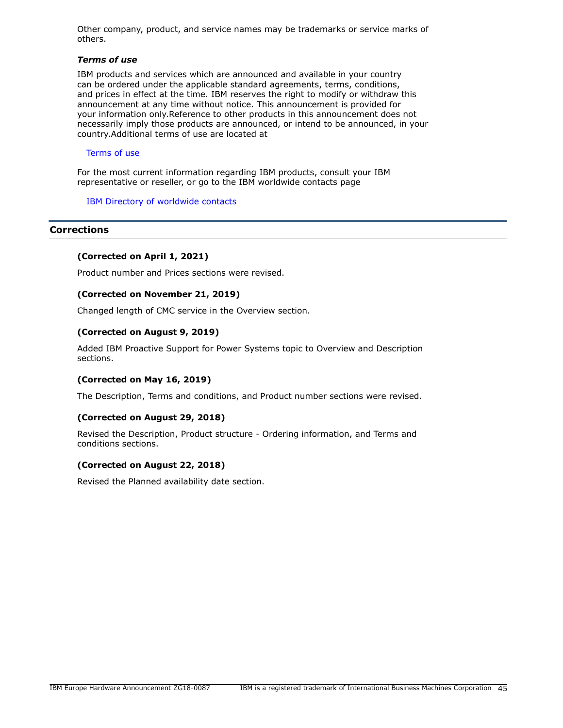Other company, product, and service names may be trademarks or service marks of others.

***Terms of use***

IBM products and services which are announced and available in your country can be ordered under the applicable standard agreements, terms, conditions, and prices in effect at the time. IBM reserves the right to modify or withdraw this announcement at any time without notice. This announcement is provided for your information only.Reference to other products in this announcement does not necessarily imply those products are announced, or intend to be announced, in your country.Additional terms of use are located at

Terms of use

For the most current information regarding IBM products, consult your IBM representative or reseller, or go to the IBM worldwide contacts page

IBM Directory of worldwide contacts

## Corrections

**(Corrected on April 1, 2021)**

Product number and Prices sections were revised.

**(Corrected on November 21, 2019)**

Changed length of CMC service in the Overview section.

**(Corrected on August 9, 2019)**

Added IBM Proactive Support for Power Systems topic to Overview and Description sections.

**(Corrected on May 16, 2019)**

The Description, Terms and conditions, and Product number sections were revised.

**(Corrected on August 29, 2018)**

Revised the Description, Product structure - Ordering information, and Terms and conditions sections.

**(Corrected on August 22, 2018)**

Revised the Planned availability date section.